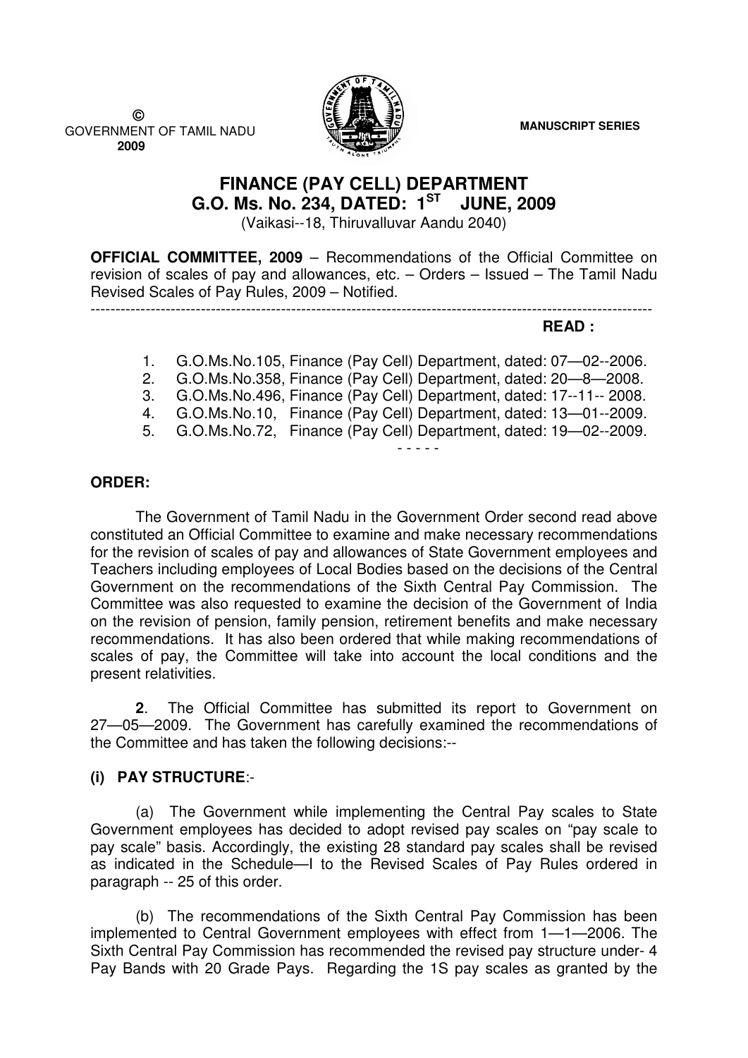©
GOVERNMENT OF TAMIL NADU
2009

**MANUSCRIPT SERIES**

# FINANCE (PAY CELL) DEPARTMENT
# G.O. Ms. No. 234, DATED: 1ST JUNE, 2009

(Vaikasi--18, Thiruvalluvar Aandu 2040)

**OFFICIAL COMMITTEE, 2009** – Recommendations of the Official Committee on revision of scales of pay and allowances, etc. – Orders – Issued – The Tamil Nadu Revised Scales of Pay Rules, 2009 – Notified.

---

**READ :**

1. G.O.Ms.No.105, Finance (Pay Cell) Department, dated: 07—02--2006.
2. G.O.Ms.No.358, Finance (Pay Cell) Department, dated: 20—8—2008.
3. G.O.Ms.No.496, Finance (Pay Cell) Department, dated: 17--11-- 2008.
4. G.O.Ms.No.10, Finance (Pay Cell) Department, dated: 13—01--2009.
5. G.O.Ms.No.72, Finance (Pay Cell) Department, dated: 19—02--2009.

- - - - -

**ORDER:**

The Government of Tamil Nadu in the Government Order second read above constituted an Official Committee to examine and make necessary recommendations for the revision of scales of pay and allowances of State Government employees and Teachers including employees of Local Bodies based on the decisions of the Central Government on the recommendations of the Sixth Central Pay Commission. The Committee was also requested to examine the decision of the Government of India on the revision of pension, family pension, retirement benefits and make necessary recommendations. It has also been ordered that while making recommendations of scales of pay, the Committee will take into account the local conditions and the present relativities.

**2**. The Official Committee has submitted its report to Government on 27—05—2009. The Government has carefully examined the recommendations of the Committee and has taken the following decisions:--

**(i) PAY STRUCTURE**:-

(a) The Government while implementing the Central Pay scales to State Government employees has decided to adopt revised pay scales on "pay scale to pay scale" basis. Accordingly, the existing 28 standard pay scales shall be revised as indicated in the Schedule—I to the Revised Scales of Pay Rules ordered in paragraph -- 25 of this order.

(b) The recommendations of the Sixth Central Pay Commission has been implemented to Central Government employees with effect from 1—1—2006. The Sixth Central Pay Commission has recommended the revised pay structure under- 4 Pay Bands with 20 Grade Pays. Regarding the 1S pay scales as granted by the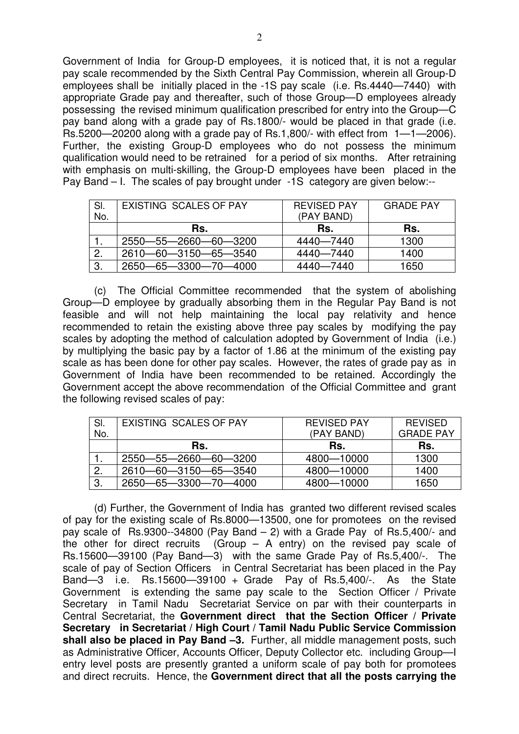Government of India for Group-D employees, it is noticed that, it is not a regular pay scale recommended by the Sixth Central Pay Commission, wherein all Group-D employees shall be initially placed in the -1S pay scale (i.e. Rs.4440—7440) with appropriate Grade pay and thereafter, such of those Group—D employees already possessing the revised minimum qualification prescribed for entry into the Group—C pay band along with a grade pay of Rs.1800/- would be placed in that grade (i.e. Rs.5200—20200 along with a grade pay of Rs.1,800/- with effect from 1—1—2006). Further, the existing Group-D employees who do not possess the minimum qualification would need to be retrained for a period of six months. After retraining with emphasis on multi-skilling, the Group-D employees have been placed in the Pay Band – I. The scales of pay brought under -1S category are given below:--

| Sl. No. | EXISTING SCALES OF PAY | REVISED PAY (PAY BAND) | GRADE PAY |
|---|---|---|---|
| | Rs. | Rs. | Rs. |
| 1. | 2550—55—2660—60—3200 | 4440—7440 | 1300 |
| 2. | 2610—60—3150—65—3540 | 4440—7440 | 1400 |
| 3. | 2650—65—3300—70—4000 | 4440—7440 | 1650 |

(c) The Official Committee recommended that the system of abolishing Group—D employee by gradually absorbing them in the Regular Pay Band is not feasible and will not help maintaining the local pay relativity and hence recommended to retain the existing above three pay scales by modifying the pay scales by adopting the method of calculation adopted by Government of India (i.e.) by multiplying the basic pay by a factor of 1.86 at the minimum of the existing pay scale as has been done for other pay scales. However, the rates of grade pay as in Government of India have been recommended to be retained. Accordingly the Government accept the above recommendation of the Official Committee and grant the following revised scales of pay:

| Sl. No. | EXISTING SCALES OF PAY | REVISED PAY (PAY BAND) | REVISED GRADE PAY |
|---|---|---|---|
| | Rs. | Rs. | Rs. |
| 1. | 2550—55—2660—60—3200 | 4800—10000 | 1300 |
| 2. | 2610—60—3150—65—3540 | 4800—10000 | 1400 |
| 3. | 2650—65—3300—70—4000 | 4800—10000 | 1650 |

(d) Further, the Government of India has granted two different revised scales of pay for the existing scale of Rs.8000—13500, one for promotees on the revised pay scale of Rs.9300--34800 (Pay Band – 2) with a Grade Pay of Rs.5,400/- and the other for direct recruits (Group – A entry) on the revised pay scale of Rs.15600—39100 (Pay Band—3) with the same Grade Pay of Rs.5,400/-. The scale of pay of Section Officers in Central Secretariat has been placed in the Pay Band—3 i.e. Rs.15600—39100 + Grade Pay of Rs.5,400/-. As the State Government is extending the same pay scale to the Section Officer / Private Secretary in Tamil Nadu Secretariat Service on par with their counterparts in Central Secretariat, the **Government direct that the Section Officer / Private Secretary in Secretariat / High Court / Tamil Nadu Public Service Commission shall also be placed in Pay Band –3.** Further, all middle management posts, such as Administrative Officer, Accounts Officer, Deputy Collector etc. including Group—I entry level posts are presently granted a uniform scale of pay both for promotees and direct recruits. Hence, the **Government direct that all the posts carrying the**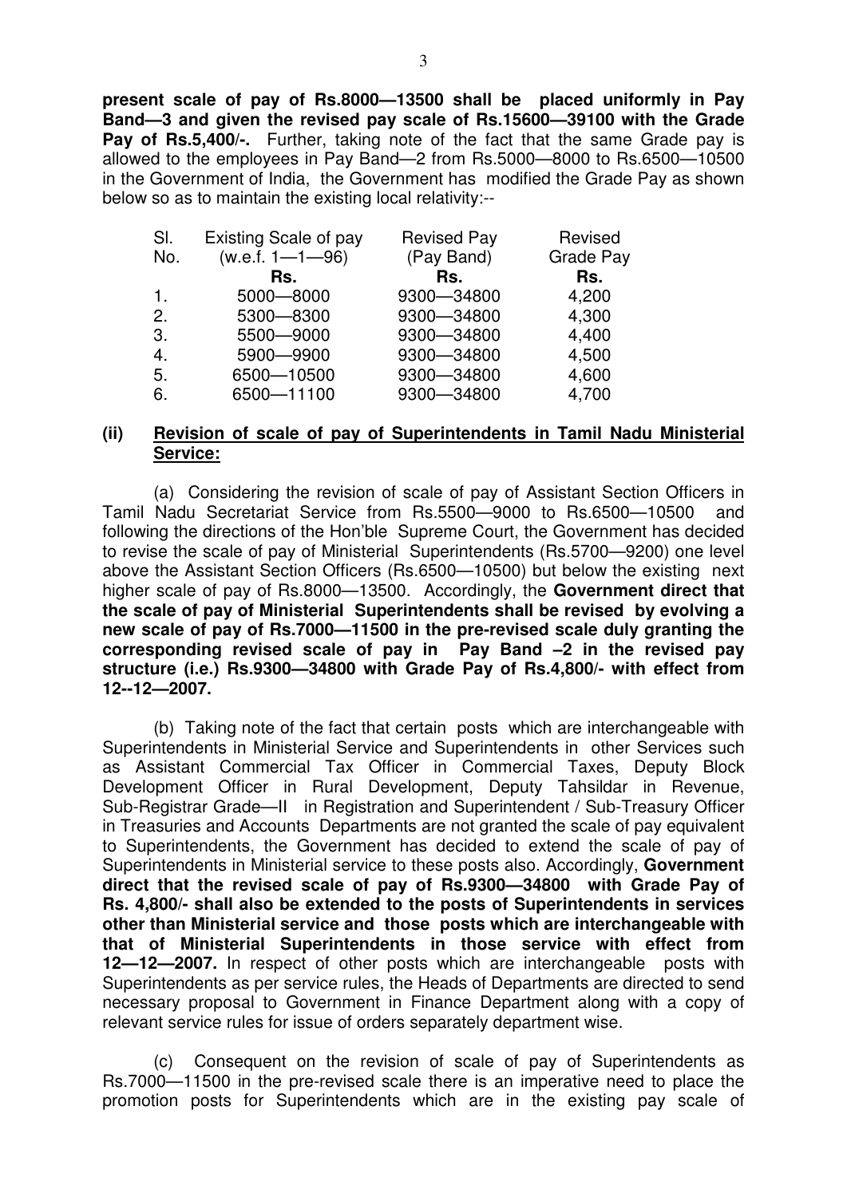**present scale of pay of Rs.8000—13500 shall be placed uniformly in Pay Band—3 and given the revised pay scale of Rs.15600—39100 with the Grade Pay of Rs.5,400/-.** Further, taking note of the fact that the same Grade pay is allowed to the employees in Pay Band—2 from Rs.5000—8000 to Rs.6500—10500 in the Government of India, the Government has modified the Grade Pay as shown below so as to maintain the existing local relativity:--

| Sl. No. | Existing Scale of pay (w.e.f. 1—1—96) | Revised Pay (Pay Band) | Revised Grade Pay |
|---|---|---|---|
| | **Rs.** | **Rs.** | **Rs.** |
| 1. | 5000—8000 | 9300—34800 | 4,200 |
| 2. | 5300—8300 | 9300—34800 | 4,300 |
| 3. | 5500—9000 | 9300—34800 | 4,400 |
| 4. | 5900—9900 | 9300—34800 | 4,500 |
| 5. | 6500—10500 | 9300—34800 | 4,600 |
| 6. | 6500—11100 | 9300—34800 | 4,700 |

**(ii) <u>Revision of scale of pay of Superintendents in Tamil Nadu Ministerial Service:</u>**

(a) Considering the revision of scale of pay of Assistant Section Officers in Tamil Nadu Secretariat Service from Rs.5500—9000 to Rs.6500—10500 and following the directions of the Hon'ble Supreme Court, the Government has decided to revise the scale of pay of Ministerial Superintendents (Rs.5700—9200) one level above the Assistant Section Officers (Rs.6500—10500) but below the existing next higher scale of pay of Rs.8000—13500. Accordingly, the **Government direct that the scale of pay of Ministerial Superintendents shall be revised by evolving a new scale of pay of Rs.7000—11500 in the pre-revised scale duly granting the corresponding revised scale of pay in Pay Band –2 in the revised pay structure (i.e.) Rs.9300—34800 with Grade Pay of Rs.4,800/- with effect from 12--12—2007.**

(b) Taking note of the fact that certain posts which are interchangeable with Superintendents in Ministerial Service and Superintendents in other Services such as Assistant Commercial Tax Officer in Commercial Taxes, Deputy Block Development Officer in Rural Development, Deputy Tahsildar in Revenue, Sub-Registrar Grade—II in Registration and Superintendent / Sub-Treasury Officer in Treasuries and Accounts Departments are not granted the scale of pay equivalent to Superintendents, the Government has decided to extend the scale of pay of Superintendents in Ministerial service to these posts also. Accordingly, **Government direct that the revised scale of pay of Rs.9300—34800 with Grade Pay of Rs. 4,800/- shall also be extended to the posts of Superintendents in services other than Ministerial service and those posts which are interchangeable with that of Ministerial Superintendents in those service with effect from 12—12—2007.** In respect of other posts which are interchangeable posts with Superintendents as per service rules, the Heads of Departments are directed to send necessary proposal to Government in Finance Department along with a copy of relevant service rules for issue of orders separately department wise.

(c) Consequent on the revision of scale of pay of Superintendents as Rs.7000—11500 in the pre-revised scale there is an imperative need to place the promotion posts for Superintendents which are in the existing pay scale of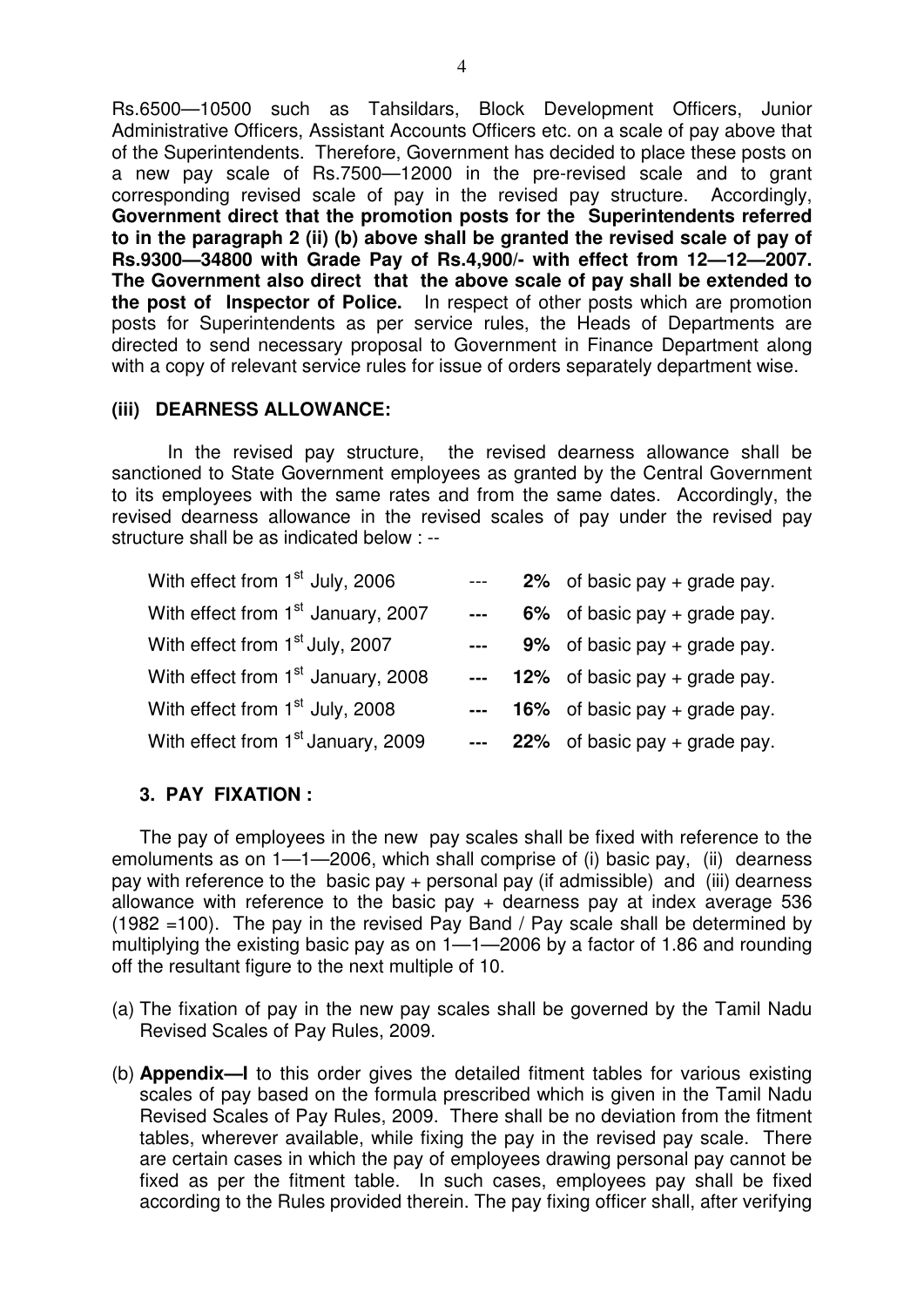Rs.6500—10500 such as Tahsildars, Block Development Officers, Junior Administrative Officers, Assistant Accounts Officers etc. on a scale of pay above that of the Superintendents. Therefore, Government has decided to place these posts on a new pay scale of Rs.7500—12000 in the pre-revised scale and to grant corresponding revised scale of pay in the revised pay structure. Accordingly, **Government direct that the promotion posts for the Superintendents referred to in the paragraph 2 (ii) (b) above shall be granted the revised scale of pay of Rs.9300—34800 with Grade Pay of Rs.4,900/- with effect from 12—12—2007. The Government also direct that the above scale of pay shall be extended to the post of Inspector of Police.** In respect of other posts which are promotion posts for Superintendents as per service rules, the Heads of Departments are directed to send necessary proposal to Government in Finance Department along with a copy of relevant service rules for issue of orders separately department wise.

### (iii) DEARNESS ALLOWANCE:

In the revised pay structure, the revised dearness allowance shall be sanctioned to State Government employees as granted by the Central Government to its employees with the same rates and from the same dates. Accordingly, the revised dearness allowance in the revised scales of pay under the revised pay structure shall be as indicated below : --

| | | |
|---|---|---|
| With effect from 1st July, 2006 | --- | **2%** of basic pay + grade pay. |
| With effect from 1st January, 2007 | --- | **6%** of basic pay + grade pay. |
| With effect from 1st July, 2007 | --- | **9%** of basic pay + grade pay. |
| With effect from 1st January, 2008 | --- | **12%** of basic pay + grade pay. |
| With effect from 1st July, 2008 | --- | **16%** of basic pay + grade pay. |
| With effect from 1st January, 2009 | --- | **22%** of basic pay + grade pay. |

## 3. PAY FIXATION :

The pay of employees in the new pay scales shall be fixed with reference to the emoluments as on 1—1—2006, which shall comprise of (i) basic pay, (ii) dearness pay with reference to the basic pay + personal pay (if admissible) and (iii) dearness allowance with reference to the basic pay + dearness pay at index average 536 (1982 =100). The pay in the revised Pay Band / Pay scale shall be determined by multiplying the existing basic pay as on 1—1—2006 by a factor of 1.86 and rounding off the resultant figure to the next multiple of 10.

(a) The fixation of pay in the new pay scales shall be governed by the Tamil Nadu Revised Scales of Pay Rules, 2009.

(b) **Appendix—I** to this order gives the detailed fitment tables for various existing scales of pay based on the formula prescribed which is given in the Tamil Nadu Revised Scales of Pay Rules, 2009. There shall be no deviation from the fitment tables, wherever available, while fixing the pay in the revised pay scale. There are certain cases in which the pay of employees drawing personal pay cannot be fixed as per the fitment table. In such cases, employees pay shall be fixed according to the Rules provided therein. The pay fixing officer shall, after verifying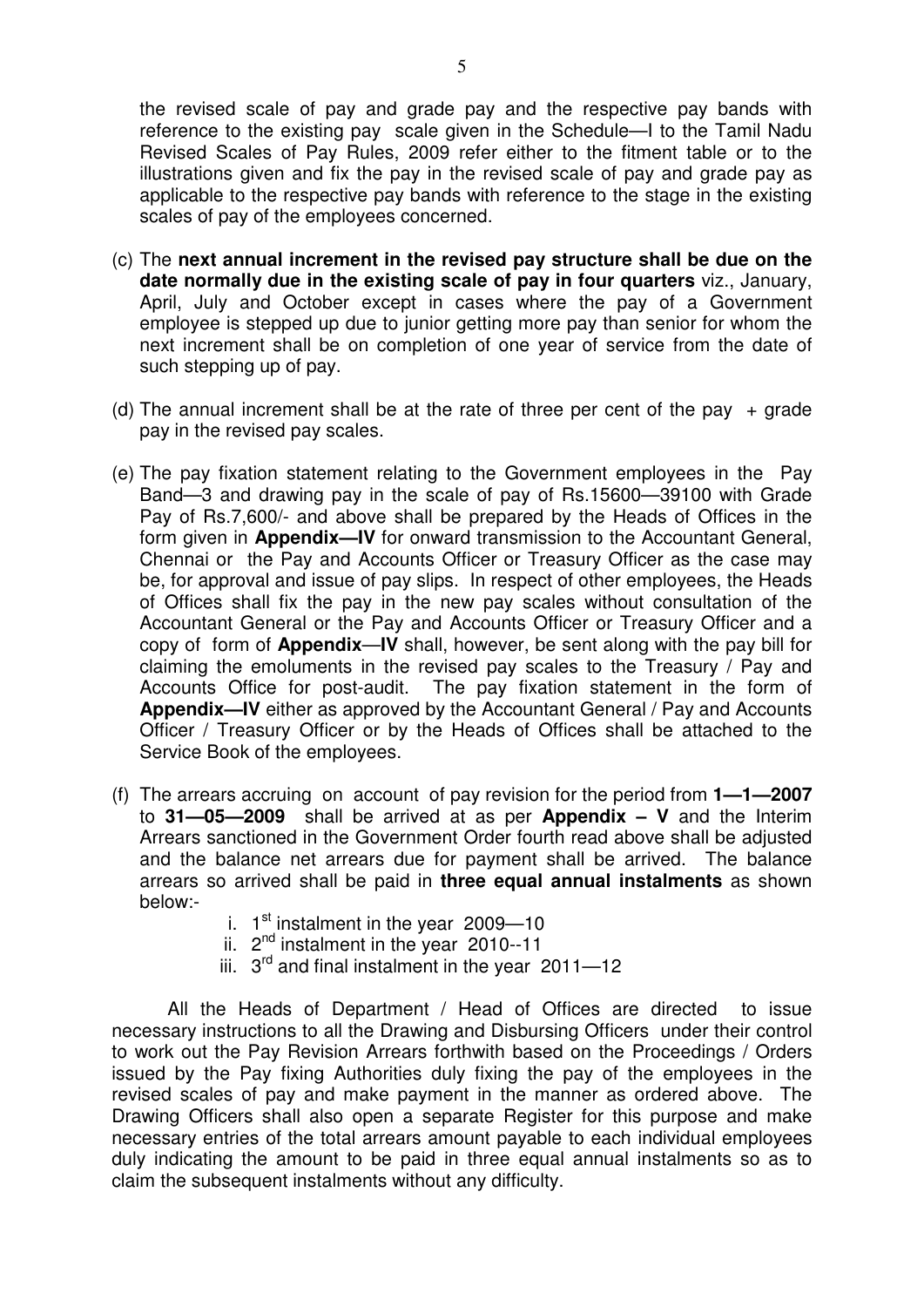the revised scale of pay and grade pay and the respective pay bands with reference to the existing pay scale given in the Schedule—I to the Tamil Nadu Revised Scales of Pay Rules, 2009 refer either to the fitment table or to the illustrations given and fix the pay in the revised scale of pay and grade pay as applicable to the respective pay bands with reference to the stage in the existing scales of pay of the employees concerned.

(c) The **next annual increment in the revised pay structure shall be due on the date normally due in the existing scale of pay in four quarters** viz., January, April, July and October except in cases where the pay of a Government employee is stepped up due to junior getting more pay than senior for whom the next increment shall be on completion of one year of service from the date of such stepping up of pay.

(d) The annual increment shall be at the rate of three per cent of the pay + grade pay in the revised pay scales.

(e) The pay fixation statement relating to the Government employees in the Pay Band—3 and drawing pay in the scale of pay of Rs.15600—39100 with Grade Pay of Rs.7,600/- and above shall be prepared by the Heads of Offices in the form given in **Appendix—IV** for onward transmission to the Accountant General, Chennai or the Pay and Accounts Officer or Treasury Officer as the case may be, for approval and issue of pay slips. In respect of other employees, the Heads of Offices shall fix the pay in the new pay scales without consultation of the Accountant General or the Pay and Accounts Officer or Treasury Officer and a copy of form of **Appendix—IV** shall, however, be sent along with the pay bill for claiming the emoluments in the revised pay scales to the Treasury / Pay and Accounts Office for post-audit. The pay fixation statement in the form of **Appendix—IV** either as approved by the Accountant General / Pay and Accounts Officer / Treasury Officer or by the Heads of Offices shall be attached to the Service Book of the employees.

(f) The arrears accruing on account of pay revision for the period from **1—1—2007** to **31—05—2009** shall be arrived at as per **Appendix – V** and the Interim Arrears sanctioned in the Government Order fourth read above shall be adjusted and the balance net arrears due for payment shall be arrived. The balance arrears so arrived shall be paid in **three equal annual instalments** as shown below:-

   i. 1st instalment in the year 2009—10
   ii. 2nd instalment in the year 2010--11
   iii. 3rd and final instalment in the year 2011—12

All the Heads of Department / Head of Offices are directed to issue necessary instructions to all the Drawing and Disbursing Officers under their control to work out the Pay Revision Arrears forthwith based on the Proceedings / Orders issued by the Pay fixing Authorities duly fixing the pay of the employees in the revised scales of pay and make payment in the manner as ordered above. The Drawing Officers shall also open a separate Register for this purpose and make necessary entries of the total arrears amount payable to each individual employees duly indicating the amount to be paid in three equal annual instalments so as to claim the subsequent instalments without any difficulty.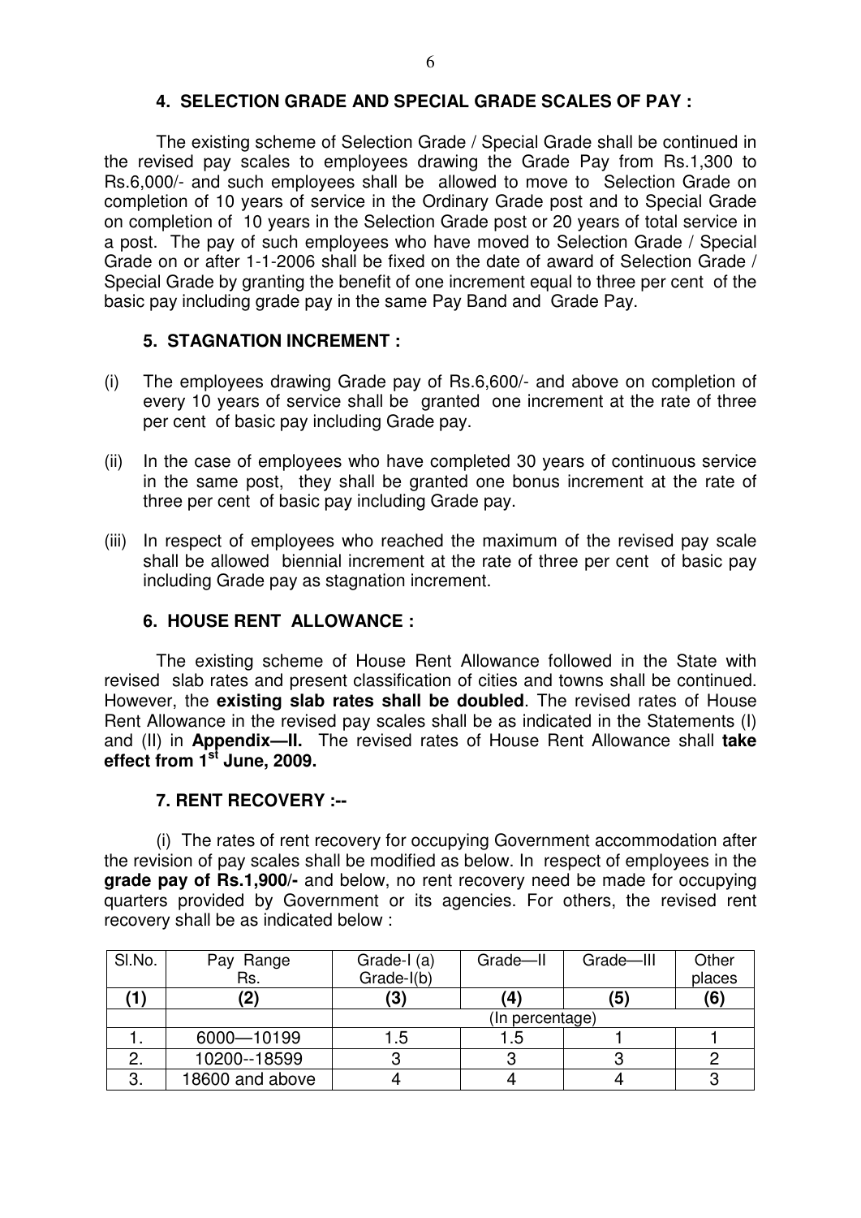### 4. SELECTION GRADE AND SPECIAL GRADE SCALES OF PAY :

The existing scheme of Selection Grade / Special Grade shall be continued in the revised pay scales to employees drawing the Grade Pay from Rs.1,300 to Rs.6,000/- and such employees shall be allowed to move to Selection Grade on completion of 10 years of service in the Ordinary Grade post and to Special Grade on completion of 10 years in the Selection Grade post or 20 years of total service in a post. The pay of such employees who have moved to Selection Grade / Special Grade on or after 1-1-2006 shall be fixed on the date of award of Selection Grade / Special Grade by granting the benefit of one increment equal to three per cent of the basic pay including grade pay in the same Pay Band and Grade Pay.

### 5. STAGNATION INCREMENT :

(i) The employees drawing Grade pay of Rs.6,600/- and above on completion of every 10 years of service shall be granted one increment at the rate of three per cent of basic pay including Grade pay.

(ii) In the case of employees who have completed 30 years of continuous service in the same post, they shall be granted one bonus increment at the rate of three per cent of basic pay including Grade pay.

(iii) In respect of employees who reached the maximum of the revised pay scale shall be allowed biennial increment at the rate of three per cent of basic pay including Grade pay as stagnation increment.

### 6. HOUSE RENT ALLOWANCE :

The existing scheme of House Rent Allowance followed in the State with revised slab rates and present classification of cities and towns shall be continued. However, the **existing slab rates shall be doubled**. The revised rates of House Rent Allowance in the revised pay scales shall be as indicated in the Statements (I) and (II) in **Appendix—II.** The revised rates of House Rent Allowance shall **take effect from 1st June, 2009.**

### 7. RENT RECOVERY :--

(i) The rates of rent recovery for occupying Government accommodation after the revision of pay scales shall be modified as below. In respect of employees in the **grade pay of Rs.1,900/-** and below, no rent recovery need be made for occupying quarters provided by Government or its agencies. For others, the revised rent recovery shall be as indicated below :

| Sl.No. | Pay Range Rs. | Grade-I (a) Grade-I(b) | Grade—II | Grade—III | Other places |
|---|---|---|---|---|---|
| **(1)** | **(2)** | **(3)** | **(4)** | **(5)** | **(6)** |
| | | (In percentage) | | | |
| 1. | 6000—10199 | 1.5 | 1.5 | 1 | 1 |
| 2. | 10200--18599 | 3 | 3 | 3 | 2 |
| 3. | 18600 and above | 4 | 4 | 4 | 3 |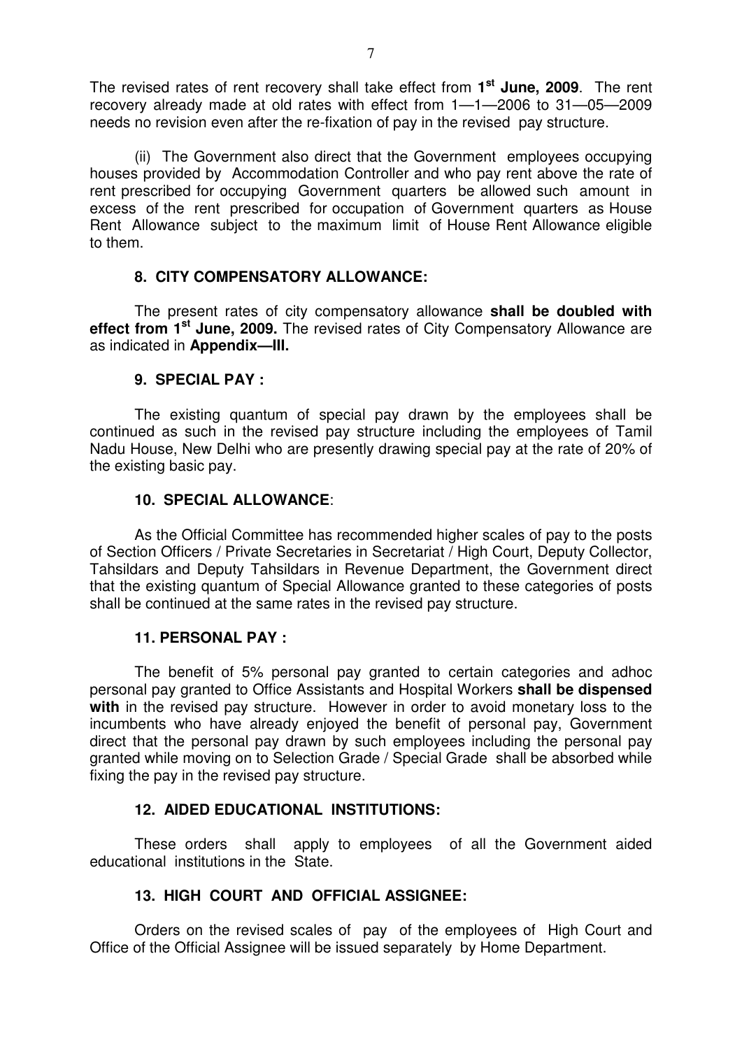The revised rates of rent recovery shall take effect from **1st June, 2009**. The rent recovery already made at old rates with effect from 1—1—2006 to 31—05—2009 needs no revision even after the re-fixation of pay in the revised pay structure.

(ii) The Government also direct that the Government employees occupying houses provided by Accommodation Controller and who pay rent above the rate of rent prescribed for occupying Government quarters be allowed such amount in excess of the rent prescribed for occupation of Government quarters as House Rent Allowance subject to the maximum limit of House Rent Allowance eligible to them.

### 8. CITY COMPENSATORY ALLOWANCE:

The present rates of city compensatory allowance **shall be doubled with effect from 1st June, 2009.** The revised rates of City Compensatory Allowance are as indicated in **Appendix—III.**

### 9. SPECIAL PAY :

The existing quantum of special pay drawn by the employees shall be continued as such in the revised pay structure including the employees of Tamil Nadu House, New Delhi who are presently drawing special pay at the rate of 20% of the existing basic pay.

### 10. SPECIAL ALLOWANCE:

As the Official Committee has recommended higher scales of pay to the posts of Section Officers / Private Secretaries in Secretariat / High Court, Deputy Collector, Tahsildars and Deputy Tahsildars in Revenue Department, the Government direct that the existing quantum of Special Allowance granted to these categories of posts shall be continued at the same rates in the revised pay structure.

### 11. PERSONAL PAY :

The benefit of 5% personal pay granted to certain categories and adhoc personal pay granted to Office Assistants and Hospital Workers **shall be dispensed with** in the revised pay structure. However in order to avoid monetary loss to the incumbents who have already enjoyed the benefit of personal pay, Government direct that the personal pay drawn by such employees including the personal pay granted while moving on to Selection Grade / Special Grade shall be absorbed while fixing the pay in the revised pay structure.

### 12. AIDED EDUCATIONAL INSTITUTIONS:

These orders shall apply to employees of all the Government aided educational institutions in the State.

### 13. HIGH COURT AND OFFICIAL ASSIGNEE:

Orders on the revised scales of pay of the employees of High Court and Office of the Official Assignee will be issued separately by Home Department.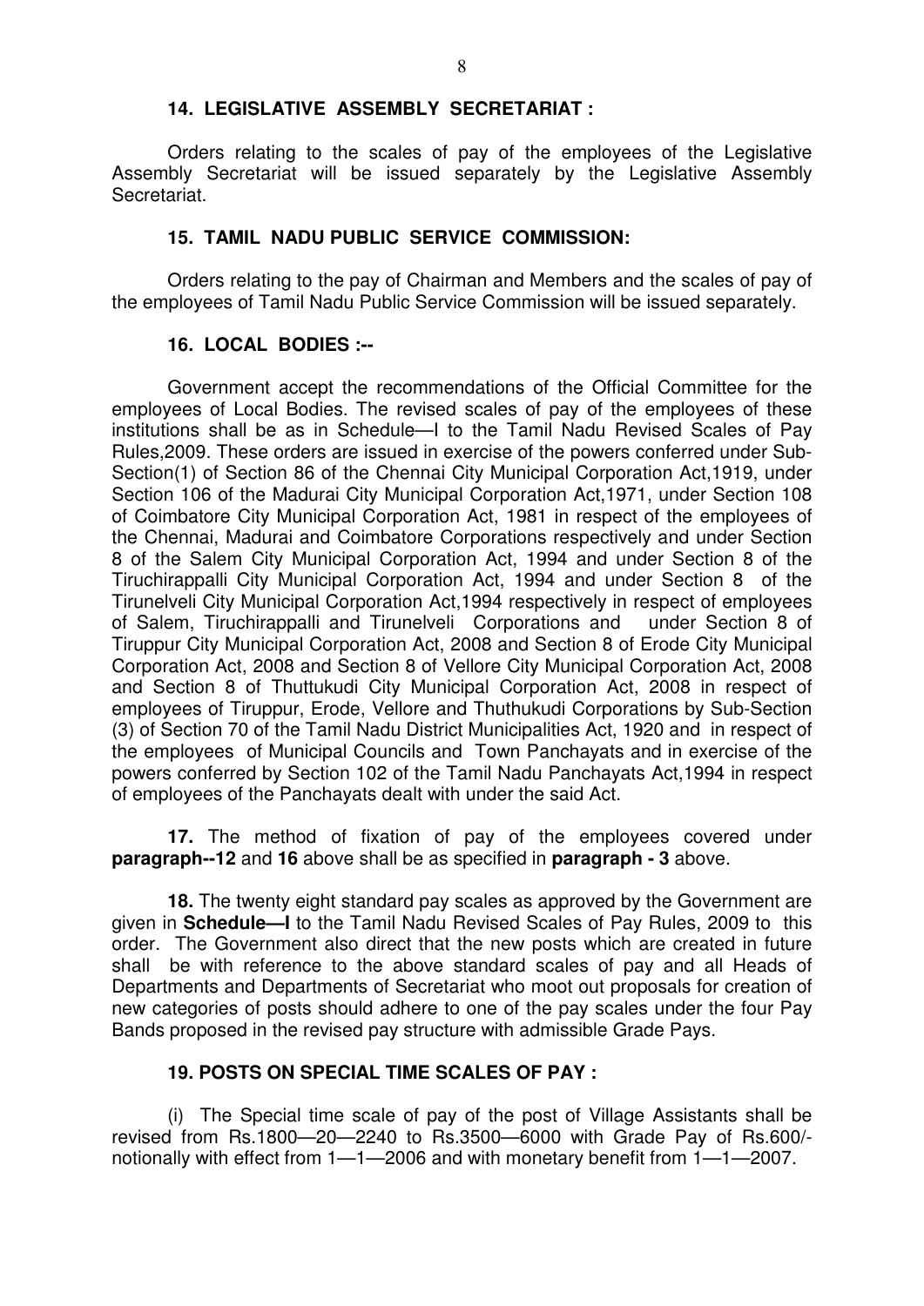### 14. LEGISLATIVE ASSEMBLY SECRETARIAT :

Orders relating to the scales of pay of the employees of the Legislative Assembly Secretariat will be issued separately by the Legislative Assembly Secretariat.

### 15. TAMIL NADU PUBLIC SERVICE COMMISSION:

Orders relating to the pay of Chairman and Members and the scales of pay of the employees of Tamil Nadu Public Service Commission will be issued separately.

### 16. LOCAL BODIES :--

Government accept the recommendations of the Official Committee for the employees of Local Bodies. The revised scales of pay of the employees of these institutions shall be as in Schedule—I to the Tamil Nadu Revised Scales of Pay Rules,2009. These orders are issued in exercise of the powers conferred under Sub-Section(1) of Section 86 of the Chennai City Municipal Corporation Act,1919, under Section 106 of the Madurai City Municipal Corporation Act,1971, under Section 108 of Coimbatore City Municipal Corporation Act, 1981 in respect of the employees of the Chennai, Madurai and Coimbatore Corporations respectively and under Section 8 of the Salem City Municipal Corporation Act, 1994 and under Section 8 of the Tiruchirappalli City Municipal Corporation Act, 1994 and under Section 8 of the Tirunelveli City Municipal Corporation Act,1994 respectively in respect of employees of Salem, Tiruchirappalli and Tirunelveli Corporations and under Section 8 of Tiruppur City Municipal Corporation Act, 2008 and Section 8 of Erode City Municipal Corporation Act, 2008 and Section 8 of Vellore City Municipal Corporation Act, 2008 and Section 8 of Thuttukudi City Municipal Corporation Act, 2008 in respect of employees of Tiruppur, Erode, Vellore and Thuthukudi Corporations by Sub-Section (3) of Section 70 of the Tamil Nadu District Municipalities Act, 1920 and in respect of the employees of Municipal Councils and Town Panchayats and in exercise of the powers conferred by Section 102 of the Tamil Nadu Panchayats Act,1994 in respect of employees of the Panchayats dealt with under the said Act.

**17.** The method of fixation of pay of the employees covered under **paragraph--12** and **16** above shall be as specified in **paragraph - 3** above.

**18.** The twenty eight standard pay scales as approved by the Government are given in **Schedule—I** to the Tamil Nadu Revised Scales of Pay Rules, 2009 to this order. The Government also direct that the new posts which are created in future shall be with reference to the above standard scales of pay and all Heads of Departments and Departments of Secretariat who moot out proposals for creation of new categories of posts should adhere to one of the pay scales under the four Pay Bands proposed in the revised pay structure with admissible Grade Pays.

### 19. POSTS ON SPECIAL TIME SCALES OF PAY :

(i) The Special time scale of pay of the post of Village Assistants shall be revised from Rs.1800—20—2240 to Rs.3500—6000 with Grade Pay of Rs.600/- notionally with effect from 1—1—2006 and with monetary benefit from 1—1—2007.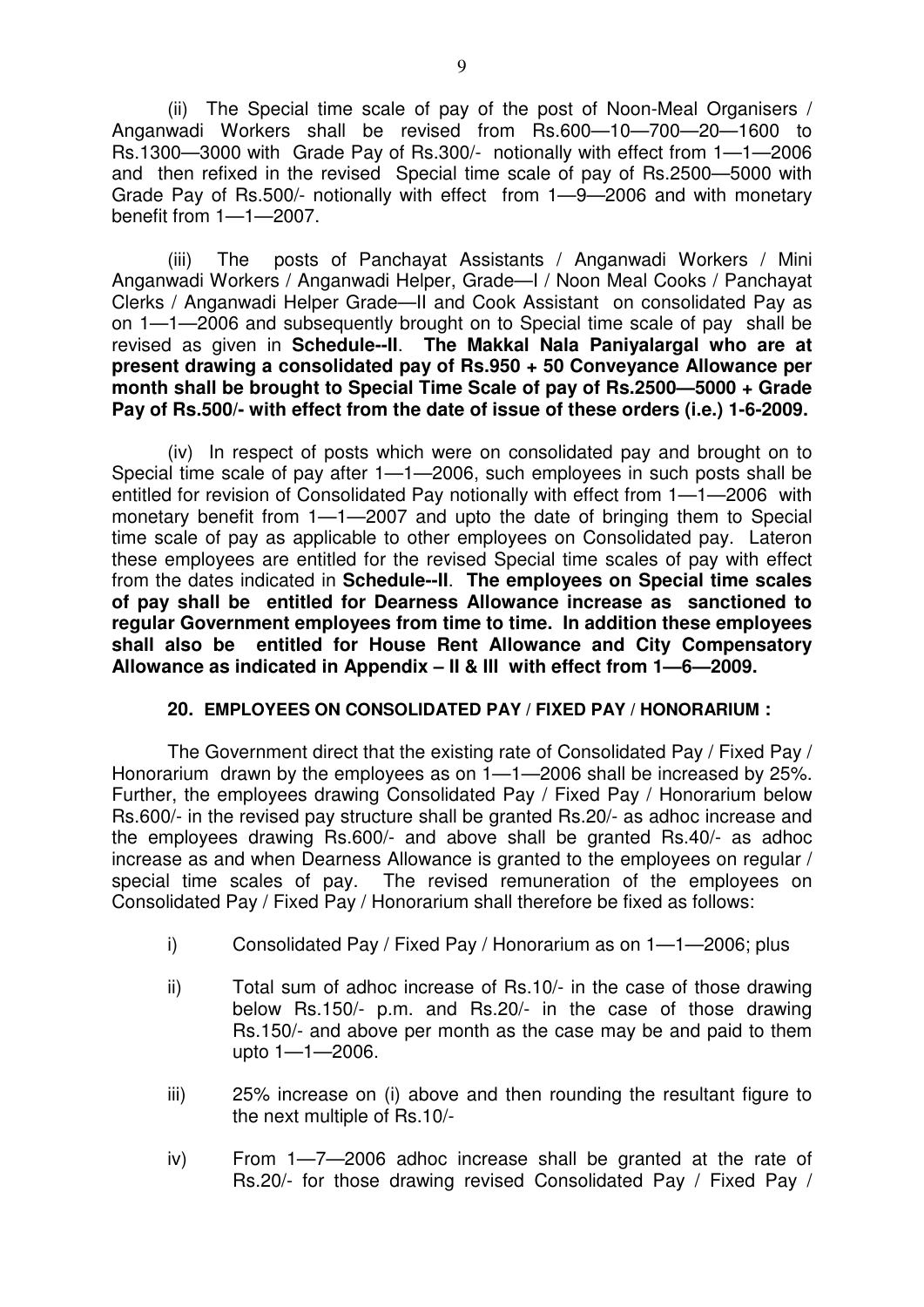(ii) The Special time scale of pay of the post of Noon-Meal Organisers / Anganwadi Workers shall be revised from Rs.600—10—700—20—1600 to Rs.1300—3000 with Grade Pay of Rs.300/- notionally with effect from 1—1—2006 and then refixed in the revised Special time scale of pay of Rs.2500—5000 with Grade Pay of Rs.500/- notionally with effect from 1—9—2006 and with monetary benefit from 1—1—2007.

(iii) The posts of Panchayat Assistants / Anganwadi Workers / Mini Anganwadi Workers / Anganwadi Helper, Grade—I / Noon Meal Cooks / Panchayat Clerks / Anganwadi Helper Grade—II and Cook Assistant on consolidated Pay as on 1—1—2006 and subsequently brought on to Special time scale of pay shall be revised as given in **Schedule--II**. **The Makkal Nala Paniyalargal who are at present drawing a consolidated pay of Rs.950 + 50 Conveyance Allowance per month shall be brought to Special Time Scale of pay of Rs.2500—5000 + Grade Pay of Rs.500/- with effect from the date of issue of these orders (i.e.) 1-6-2009.**

(iv) In respect of posts which were on consolidated pay and brought on to Special time scale of pay after 1—1—2006, such employees in such posts shall be entitled for revision of Consolidated Pay notionally with effect from 1—1—2006 with monetary benefit from 1—1—2007 and upto the date of bringing them to Special time scale of pay as applicable to other employees on Consolidated pay. Lateron these employees are entitled for the revised Special time scales of pay with effect from the dates indicated in **Schedule--II**. **The employees on Special time scales of pay shall be entitled for Dearness Allowance increase as sanctioned to regular Government employees from time to time. In addition these employees shall also be entitled for House Rent Allowance and City Compensatory Allowance as indicated in Appendix – II & III with effect from 1—6—2009.**

**20. EMPLOYEES ON CONSOLIDATED PAY / FIXED PAY / HONORARIUM :**

The Government direct that the existing rate of Consolidated Pay / Fixed Pay / Honorarium drawn by the employees as on 1—1—2006 shall be increased by 25%. Further, the employees drawing Consolidated Pay / Fixed Pay / Honorarium below Rs.600/- in the revised pay structure shall be granted Rs.20/- as adhoc increase and the employees drawing Rs.600/- and above shall be granted Rs.40/- as adhoc increase as and when Dearness Allowance is granted to the employees on regular / special time scales of pay. The revised remuneration of the employees on Consolidated Pay / Fixed Pay / Honorarium shall therefore be fixed as follows:

i) Consolidated Pay / Fixed Pay / Honorarium as on 1—1—2006; plus

ii) Total sum of adhoc increase of Rs.10/- in the case of those drawing below Rs.150/- p.m. and Rs.20/- in the case of those drawing Rs.150/- and above per month as the case may be and paid to them upto 1—1—2006.

iii) 25% increase on (i) above and then rounding the resultant figure to the next multiple of Rs.10/-

iv) From 1—7—2006 adhoc increase shall be granted at the rate of Rs.20/- for those drawing revised Consolidated Pay / Fixed Pay /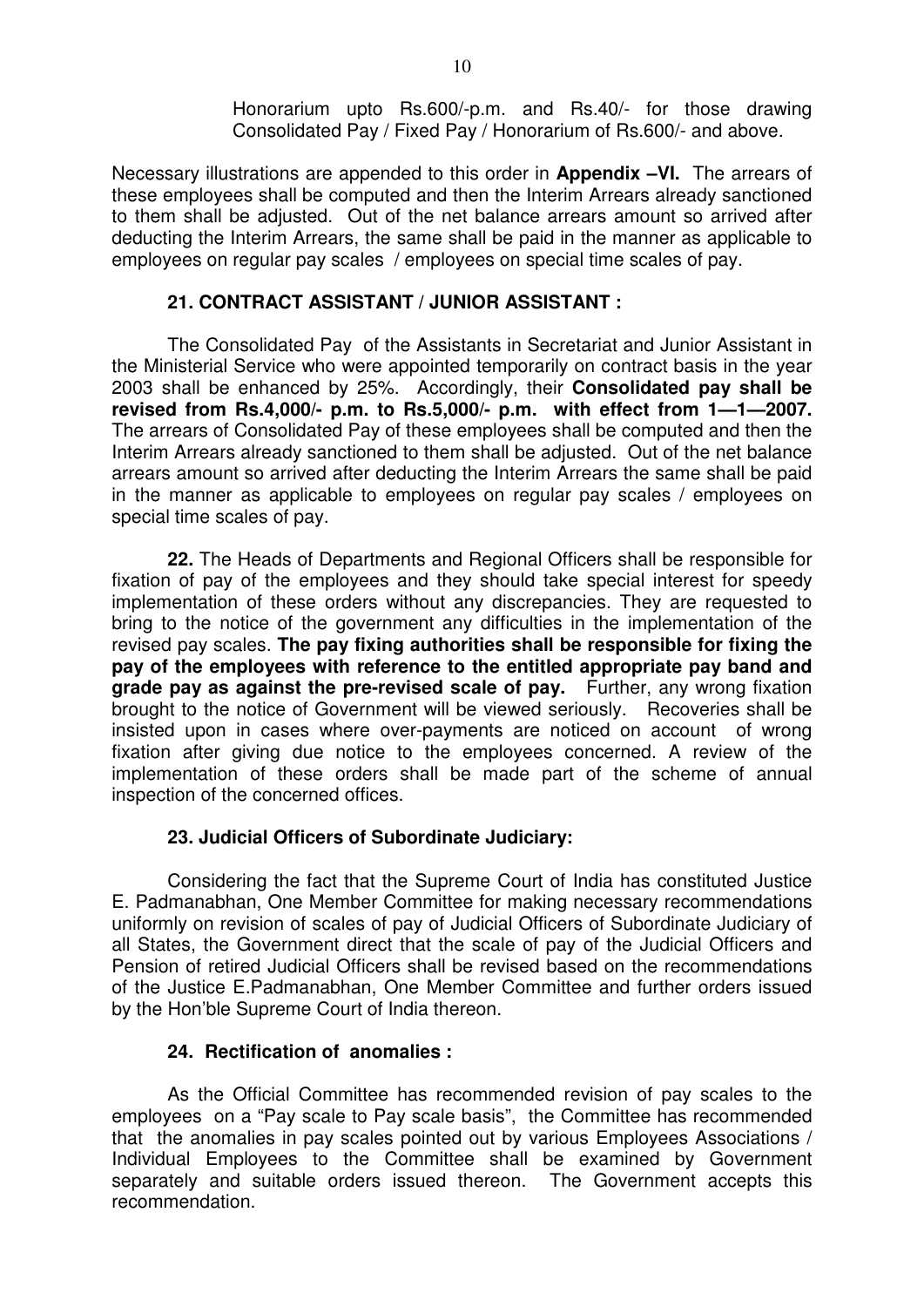Honorarium upto Rs.600/-p.m. and Rs.40/- for those drawing Consolidated Pay / Fixed Pay / Honorarium of Rs.600/- and above.

Necessary illustrations are appended to this order in **Appendix –VI.** The arrears of these employees shall be computed and then the Interim Arrears already sanctioned to them shall be adjusted. Out of the net balance arrears amount so arrived after deducting the Interim Arrears, the same shall be paid in the manner as applicable to employees on regular pay scales / employees on special time scales of pay.

**21. CONTRACT ASSISTANT / JUNIOR ASSISTANT :**

The Consolidated Pay of the Assistants in Secretariat and Junior Assistant in the Ministerial Service who were appointed temporarily on contract basis in the year 2003 shall be enhanced by 25%. Accordingly, their **Consolidated pay shall be revised from Rs.4,000/- p.m. to Rs.5,000/- p.m. with effect from 1—1—2007.** The arrears of Consolidated Pay of these employees shall be computed and then the Interim Arrears already sanctioned to them shall be adjusted. Out of the net balance arrears amount so arrived after deducting the Interim Arrears the same shall be paid in the manner as applicable to employees on regular pay scales / employees on special time scales of pay.

**22.** The Heads of Departments and Regional Officers shall be responsible for fixation of pay of the employees and they should take special interest for speedy implementation of these orders without any discrepancies. They are requested to bring to the notice of the government any difficulties in the implementation of the revised pay scales. **The pay fixing authorities shall be responsible for fixing the pay of the employees with reference to the entitled appropriate pay band and grade pay as against the pre-revised scale of pay.** Further, any wrong fixation brought to the notice of Government will be viewed seriously. Recoveries shall be insisted upon in cases where over-payments are noticed on account of wrong fixation after giving due notice to the employees concerned. A review of the implementation of these orders shall be made part of the scheme of annual inspection of the concerned offices.

**23. Judicial Officers of Subordinate Judiciary:**

Considering the fact that the Supreme Court of India has constituted Justice E. Padmanabhan, One Member Committee for making necessary recommendations uniformly on revision of scales of pay of Judicial Officers of Subordinate Judiciary of all States, the Government direct that the scale of pay of the Judicial Officers and Pension of retired Judicial Officers shall be revised based on the recommendations of the Justice E.Padmanabhan, One Member Committee and further orders issued by the Hon'ble Supreme Court of India thereon.

**24. Rectification of anomalies :**

As the Official Committee has recommended revision of pay scales to the employees on a "Pay scale to Pay scale basis", the Committee has recommended that the anomalies in pay scales pointed out by various Employees Associations / Individual Employees to the Committee shall be examined by Government separately and suitable orders issued thereon. The Government accepts this recommendation.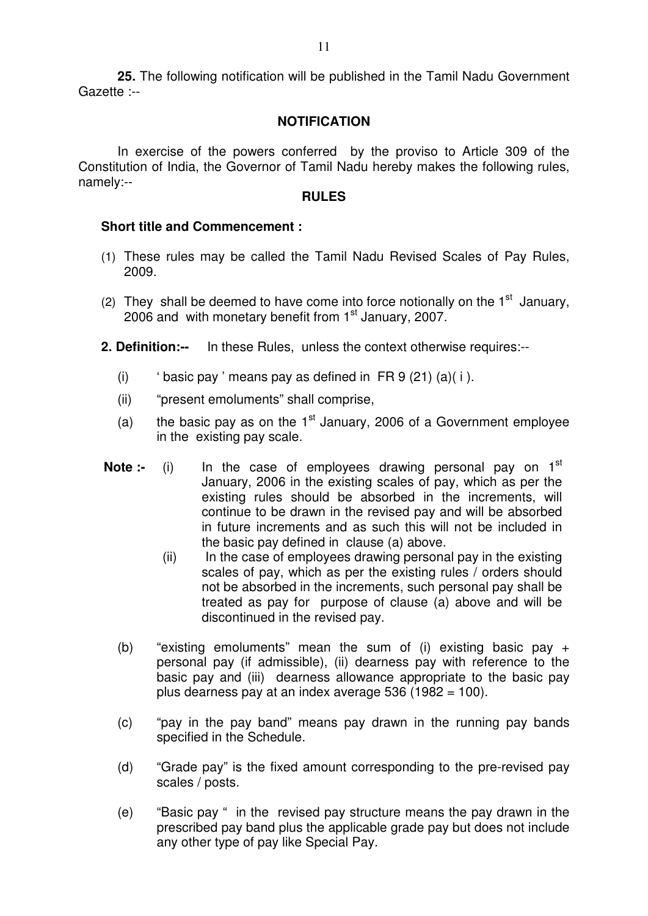**25.** The following notification will be published in the Tamil Nadu Government Gazette :--

## NOTIFICATION

In exercise of the powers conferred by the proviso to Article 309 of the Constitution of India, the Governor of Tamil Nadu hereby makes the following rules, namely:--

## RULES

### Short title and Commencement :

(1) These rules may be called the Tamil Nadu Revised Scales of Pay Rules, 2009.

(2) They shall be deemed to have come into force notionally on the 1st January, 2006 and with monetary benefit from 1st January, 2007.

**2. Definition:--** In these Rules, unless the context otherwise requires:--

(i) ' basic pay ' means pay as defined in FR 9 (21) (a)( i ).

(ii) "present emoluments" shall comprise,

(a) the basic pay as on the 1st January, 2006 of a Government employee in the existing pay scale.

**Note :-** (i) In the case of employees drawing personal pay on 1st January, 2006 in the existing scales of pay, which as per the existing rules should be absorbed in the increments, will continue to be drawn in the revised pay and will be absorbed in future increments and as such this will not be included in the basic pay defined in clause (a) above.

(ii) In the case of employees drawing personal pay in the existing scales of pay, which as per the existing rules / orders should not be absorbed in the increments, such personal pay shall be treated as pay for purpose of clause (a) above and will be discontinued in the revised pay.

(b) "existing emoluments" mean the sum of (i) existing basic pay + personal pay (if admissible), (ii) dearness pay with reference to the basic pay and (iii) dearness allowance appropriate to the basic pay plus dearness pay at an index average 536 (1982 = 100).

(c) "pay in the pay band" means pay drawn in the running pay bands specified in the Schedule.

(d) "Grade pay" is the fixed amount corresponding to the pre-revised pay scales / posts.

(e) "Basic pay " in the revised pay structure means the pay drawn in the prescribed pay band plus the applicable grade pay but does not include any other type of pay like Special Pay.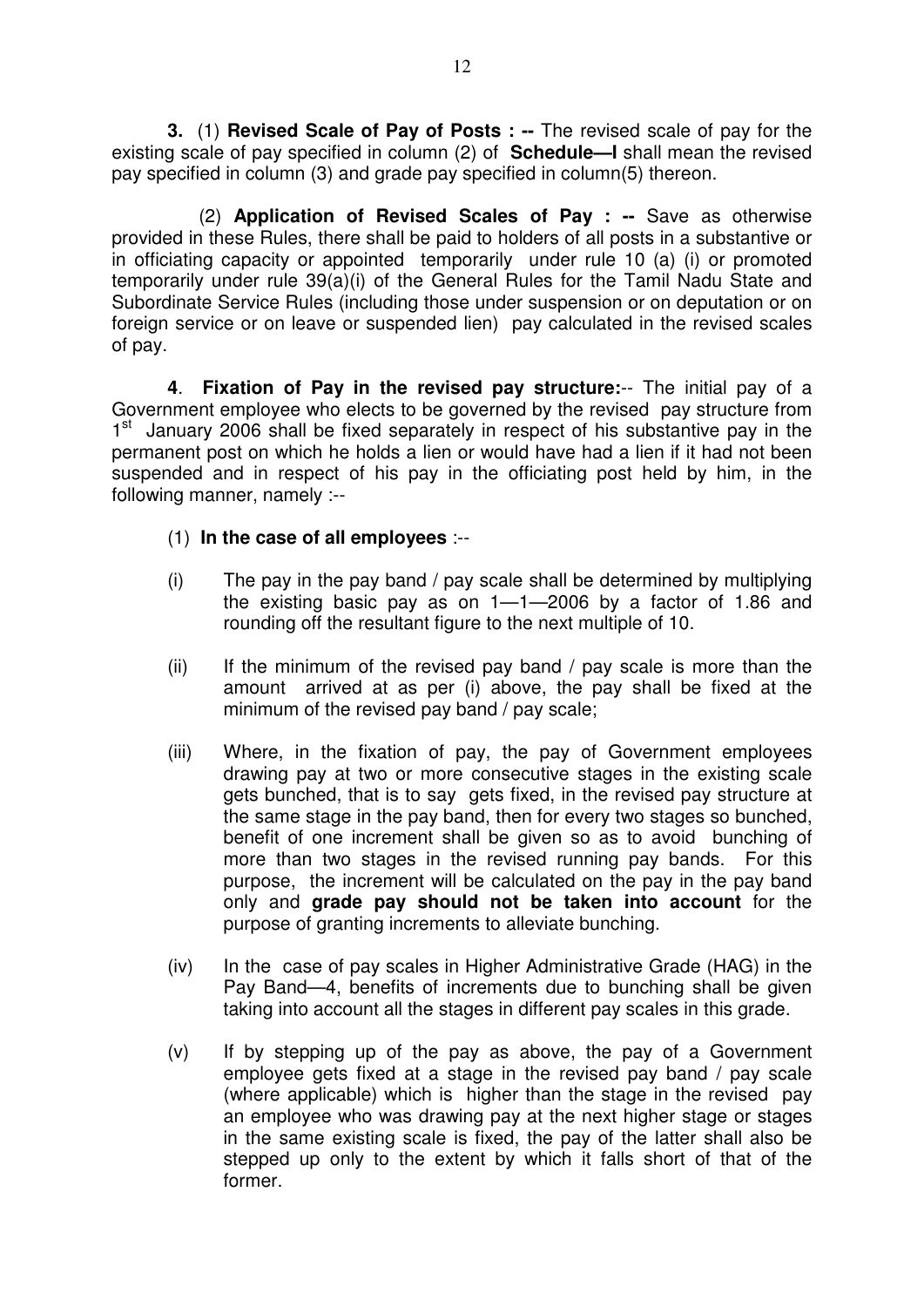**3.** (1) **Revised Scale of Pay of Posts : --** The revised scale of pay for the existing scale of pay specified in column (2) of **Schedule—I** shall mean the revised pay specified in column (3) and grade pay specified in column(5) thereon.

(2) **Application of Revised Scales of Pay : --** Save as otherwise provided in these Rules, there shall be paid to holders of all posts in a substantive or in officiating capacity or appointed temporarily under rule 10 (a) (i) or promoted temporarily under rule 39(a)(i) of the General Rules for the Tamil Nadu State and Subordinate Service Rules (including those under suspension or on deputation or on foreign service or on leave or suspended lien) pay calculated in the revised scales of pay.

**4**. **Fixation of Pay in the revised pay structure:**-- The initial pay of a Government employee who elects to be governed by the revised pay structure from 1st January 2006 shall be fixed separately in respect of his substantive pay in the permanent post on which he holds a lien or would have had a lien if it had not been suspended and in respect of his pay in the officiating post held by him, in the following manner, namely :--

(1) **In the case of all employees** :--

(i) The pay in the pay band / pay scale shall be determined by multiplying the existing basic pay as on 1—1—2006 by a factor of 1.86 and rounding off the resultant figure to the next multiple of 10.

(ii) If the minimum of the revised pay band / pay scale is more than the amount arrived at as per (i) above, the pay shall be fixed at the minimum of the revised pay band / pay scale;

(iii) Where, in the fixation of pay, the pay of Government employees drawing pay at two or more consecutive stages in the existing scale gets bunched, that is to say gets fixed, in the revised pay structure at the same stage in the pay band, then for every two stages so bunched, benefit of one increment shall be given so as to avoid bunching of more than two stages in the revised running pay bands. For this purpose, the increment will be calculated on the pay in the pay band only and **grade pay should not be taken into account** for the purpose of granting increments to alleviate bunching.

(iv) In the case of pay scales in Higher Administrative Grade (HAG) in the Pay Band—4, benefits of increments due to bunching shall be given taking into account all the stages in different pay scales in this grade.

(v) If by stepping up of the pay as above, the pay of a Government employee gets fixed at a stage in the revised pay band / pay scale (where applicable) which is higher than the stage in the revised pay an employee who was drawing pay at the next higher stage or stages in the same existing scale is fixed, the pay of the latter shall also be stepped up only to the extent by which it falls short of that of the former.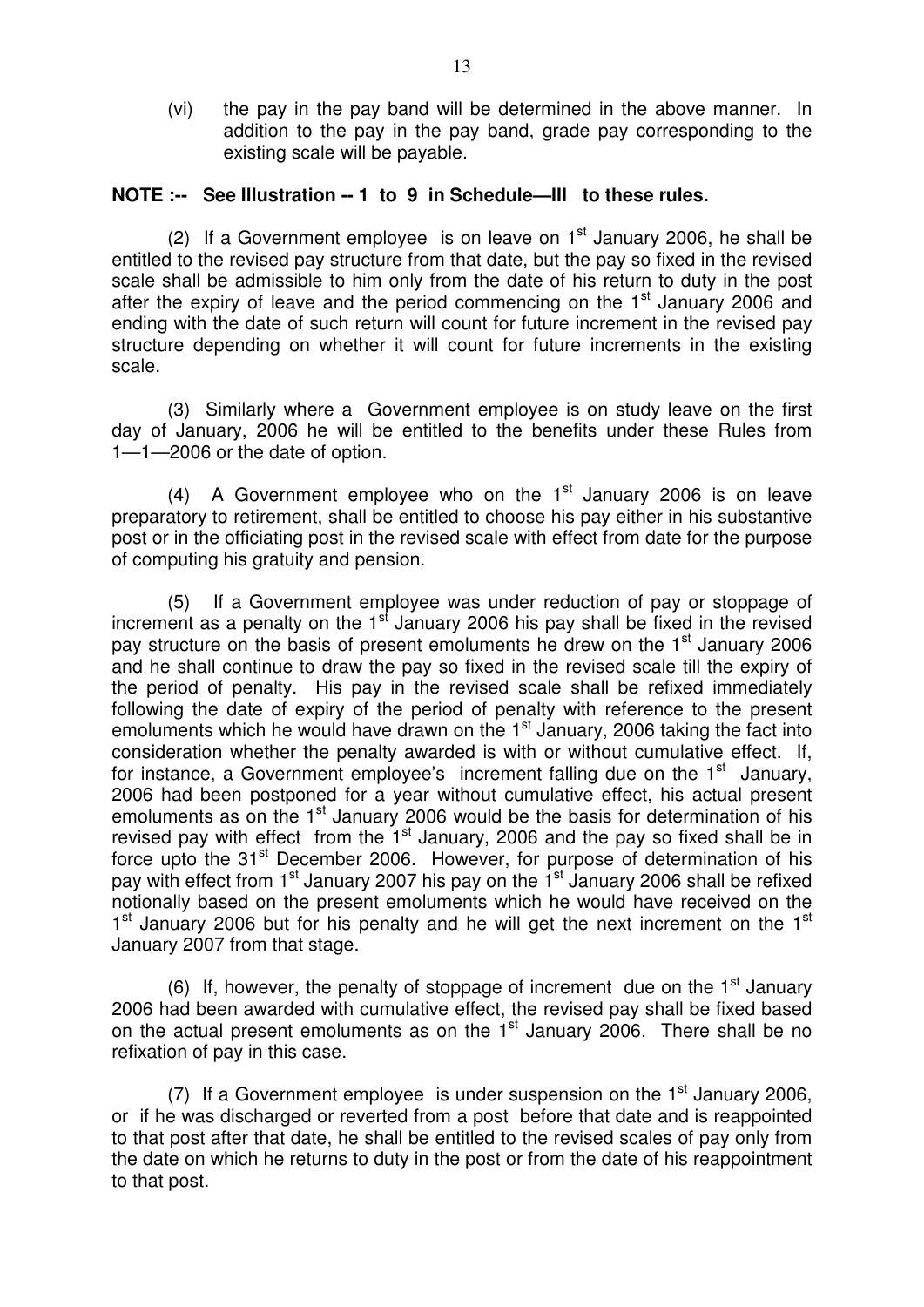(vi) the pay in the pay band will be determined in the above manner. In addition to the pay in the pay band, grade pay corresponding to the existing scale will be payable.

**NOTE :-- See Illustration -- 1 to 9 in Schedule—III to these rules.**

(2) If a Government employee is on leave on 1st January 2006, he shall be entitled to the revised pay structure from that date, but the pay so fixed in the revised scale shall be admissible to him only from the date of his return to duty in the post after the expiry of leave and the period commencing on the 1st January 2006 and ending with the date of such return will count for future increment in the revised pay structure depending on whether it will count for future increments in the existing scale.

(3) Similarly where a Government employee is on study leave on the first day of January, 2006 he will be entitled to the benefits under these Rules from 1—1—2006 or the date of option.

(4) A Government employee who on the 1st January 2006 is on leave preparatory to retirement, shall be entitled to choose his pay either in his substantive post or in the officiating post in the revised scale with effect from date for the purpose of computing his gratuity and pension.

(5) If a Government employee was under reduction of pay or stoppage of increment as a penalty on the 1st January 2006 his pay shall be fixed in the revised pay structure on the basis of present emoluments he drew on the 1st January 2006 and he shall continue to draw the pay so fixed in the revised scale till the expiry of the period of penalty. His pay in the revised scale shall be refixed immediately following the date of expiry of the period of penalty with reference to the present emoluments which he would have drawn on the 1st January, 2006 taking the fact into consideration whether the penalty awarded is with or without cumulative effect. If, for instance, a Government employee's increment falling due on the 1st January, 2006 had been postponed for a year without cumulative effect, his actual present emoluments as on the 1st January 2006 would be the basis for determination of his revised pay with effect from the 1st January, 2006 and the pay so fixed shall be in force upto the 31st December 2006. However, for purpose of determination of his pay with effect from 1st January 2007 his pay on the 1st January 2006 shall be refixed notionally based on the present emoluments which he would have received on the 1st January 2006 but for his penalty and he will get the next increment on the 1st January 2007 from that stage.

(6) If, however, the penalty of stoppage of increment due on the 1st January 2006 had been awarded with cumulative effect, the revised pay shall be fixed based on the actual present emoluments as on the 1st January 2006. There shall be no refixation of pay in this case.

(7) If a Government employee is under suspension on the 1st January 2006, or if he was discharged or reverted from a post before that date and is reappointed to that post after that date, he shall be entitled to the revised scales of pay only from the date on which he returns to duty in the post or from the date of his reappointment to that post.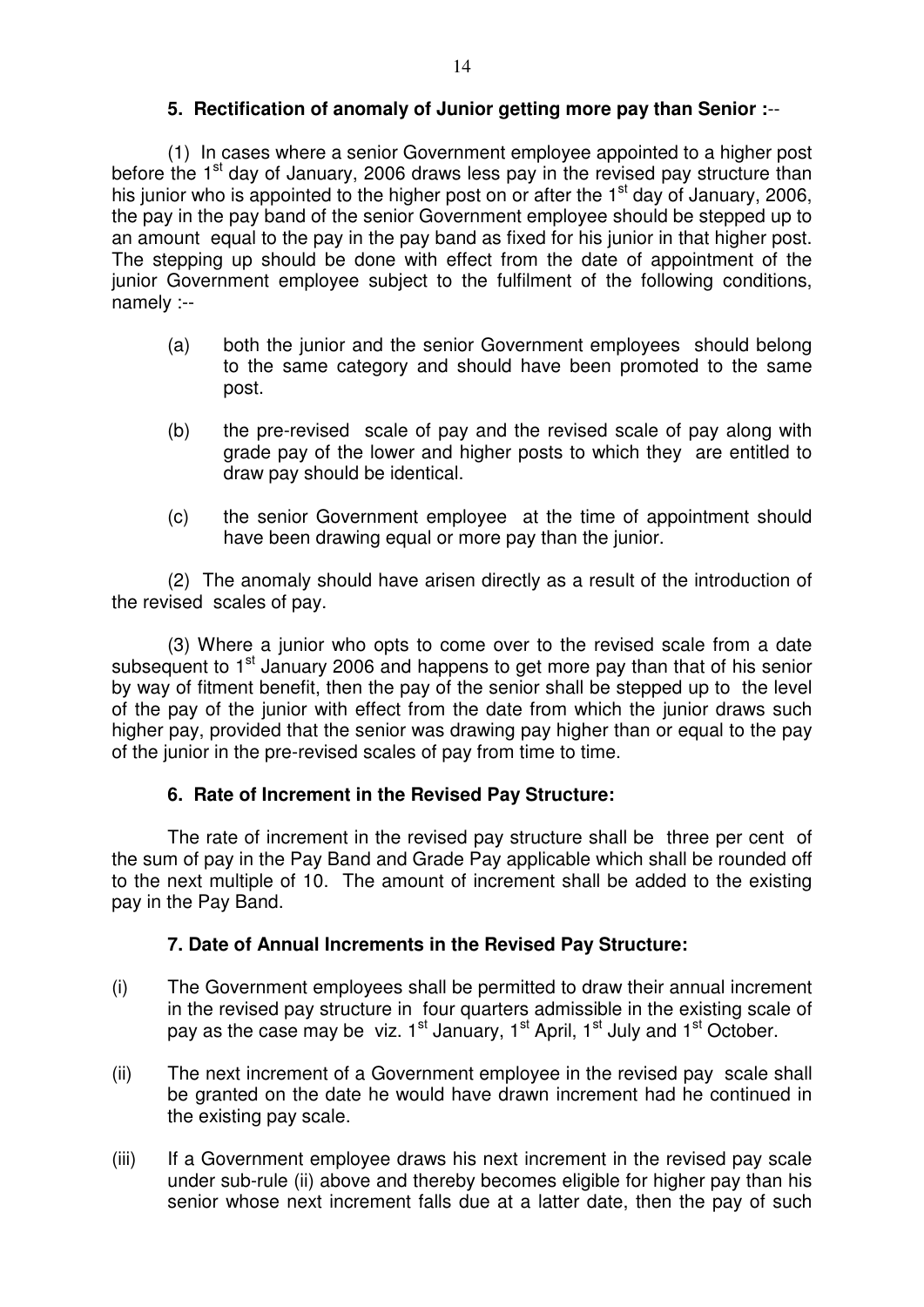### 5. Rectification of anomaly of Junior getting more pay than Senior :--

(1) In cases where a senior Government employee appointed to a higher post before the 1st day of January, 2006 draws less pay in the revised pay structure than his junior who is appointed to the higher post on or after the 1st day of January, 2006, the pay in the pay band of the senior Government employee should be stepped up to an amount equal to the pay in the pay band as fixed for his junior in that higher post. The stepping up should be done with effect from the date of appointment of the junior Government employee subject to the fulfilment of the following conditions, namely :--

(a) both the junior and the senior Government employees should belong to the same category and should have been promoted to the same post.

(b) the pre-revised scale of pay and the revised scale of pay along with grade pay of the lower and higher posts to which they are entitled to draw pay should be identical.

(c) the senior Government employee at the time of appointment should have been drawing equal or more pay than the junior.

(2) The anomaly should have arisen directly as a result of the introduction of the revised scales of pay.

(3) Where a junior who opts to come over to the revised scale from a date subsequent to 1st January 2006 and happens to get more pay than that of his senior by way of fitment benefit, then the pay of the senior shall be stepped up to the level of the pay of the junior with effect from the date from which the junior draws such higher pay, provided that the senior was drawing pay higher than or equal to the pay of the junior in the pre-revised scales of pay from time to time.

### 6. Rate of Increment in the Revised Pay Structure:

The rate of increment in the revised pay structure shall be three per cent of the sum of pay in the Pay Band and Grade Pay applicable which shall be rounded off to the next multiple of 10. The amount of increment shall be added to the existing pay in the Pay Band.

### 7. Date of Annual Increments in the Revised Pay Structure:

(i) The Government employees shall be permitted to draw their annual increment in the revised pay structure in four quarters admissible in the existing scale of pay as the case may be viz. 1st January, 1st April, 1st July and 1st October.

(ii) The next increment of a Government employee in the revised pay scale shall be granted on the date he would have drawn increment had he continued in the existing pay scale.

(iii) If a Government employee draws his next increment in the revised pay scale under sub-rule (ii) above and thereby becomes eligible for higher pay than his senior whose next increment falls due at a latter date, then the pay of such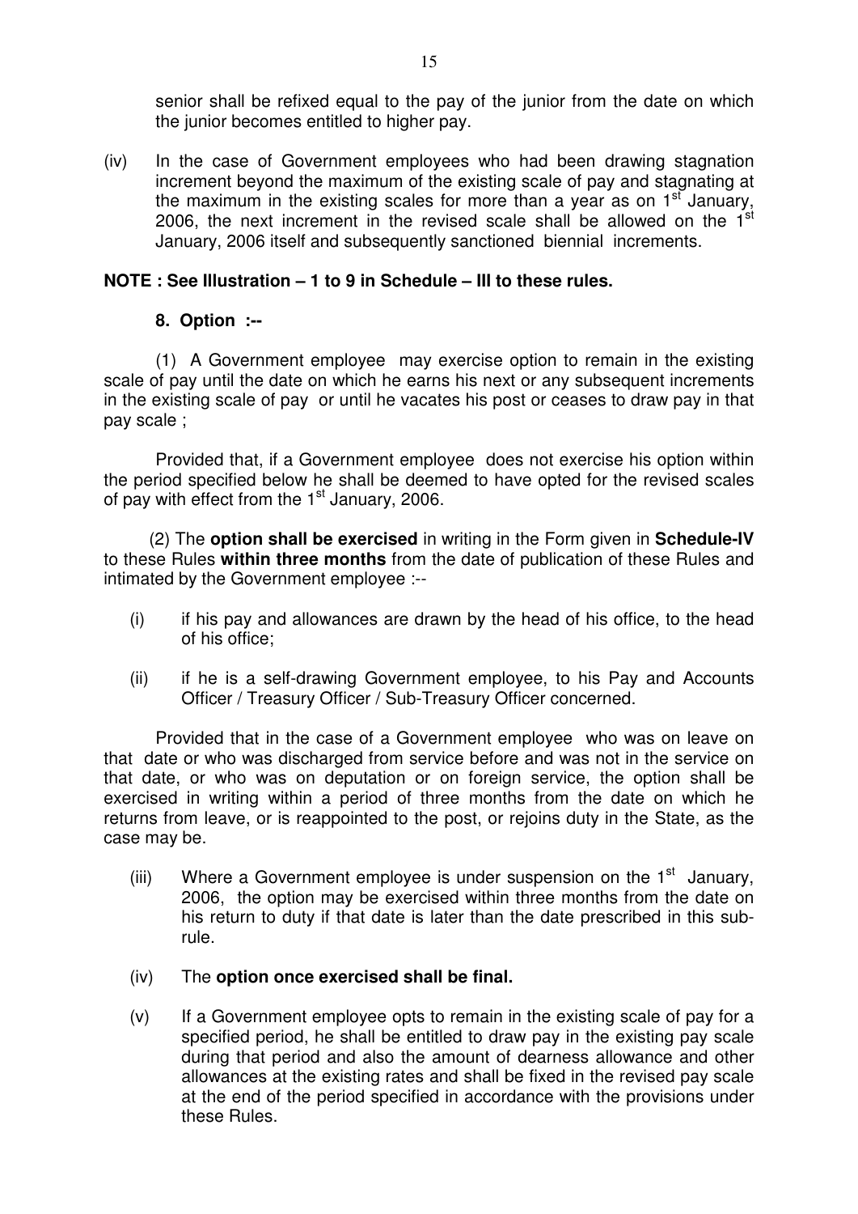senior shall be refixed equal to the pay of the junior from the date on which the junior becomes entitled to higher pay.

(iv) In the case of Government employees who had been drawing stagnation increment beyond the maximum of the existing scale of pay and stagnating at the maximum in the existing scales for more than a year as on 1st January, 2006, the next increment in the revised scale shall be allowed on the 1st January, 2006 itself and subsequently sanctioned biennial increments.

**NOTE : See Illustration – 1 to 9 in Schedule – III to these rules.**

**8. Option :--**

(1) A Government employee may exercise option to remain in the existing scale of pay until the date on which he earns his next or any subsequent increments in the existing scale of pay or until he vacates his post or ceases to draw pay in that pay scale ;

Provided that, if a Government employee does not exercise his option within the period specified below he shall be deemed to have opted for the revised scales of pay with effect from the 1st January, 2006.

(2) The **option shall be exercised** in writing in the Form given in **Schedule-IV** to these Rules **within three months** from the date of publication of these Rules and intimated by the Government employee :--

(i) if his pay and allowances are drawn by the head of his office, to the head of his office;

(ii) if he is a self-drawing Government employee, to his Pay and Accounts Officer / Treasury Officer / Sub-Treasury Officer concerned.

Provided that in the case of a Government employee who was on leave on that date or who was discharged from service before and was not in the service on that date, or who was on deputation or on foreign service, the option shall be exercised in writing within a period of three months from the date on which he returns from leave, or is reappointed to the post, or rejoins duty in the State, as the case may be.

(iii) Where a Government employee is under suspension on the 1st January, 2006, the option may be exercised within three months from the date on his return to duty if that date is later than the date prescribed in this sub-rule.

(iv) The **option once exercised shall be final.**

(v) If a Government employee opts to remain in the existing scale of pay for a specified period, he shall be entitled to draw pay in the existing pay scale during that period and also the amount of dearness allowance and other allowances at the existing rates and shall be fixed in the revised pay scale at the end of the period specified in accordance with the provisions under these Rules.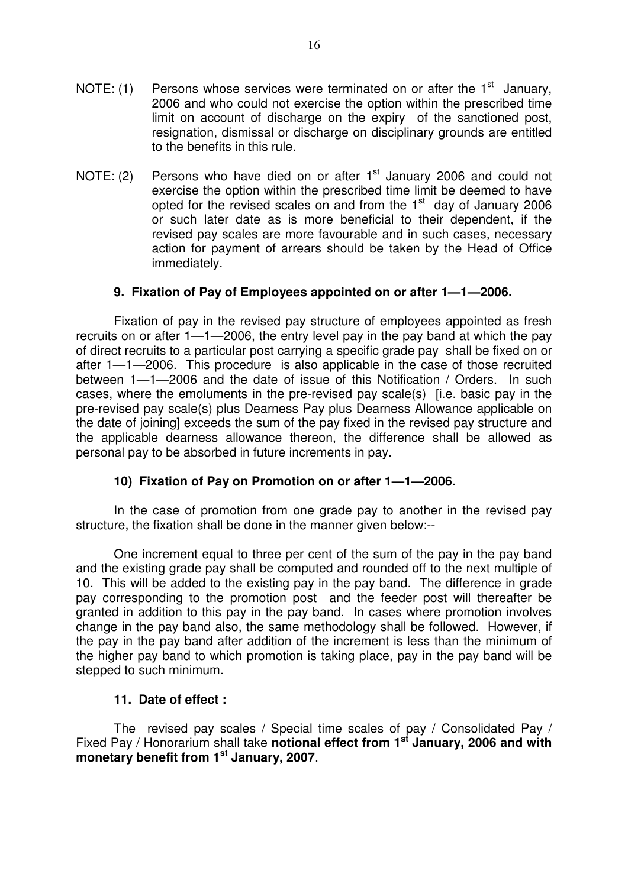NOTE: (1) Persons whose services were terminated on or after the 1st January, 2006 and who could not exercise the option within the prescribed time limit on account of discharge on the expiry of the sanctioned post, resignation, dismissal or discharge on disciplinary grounds are entitled to the benefits in this rule.

NOTE: (2) Persons who have died on or after 1st January 2006 and could not exercise the option within the prescribed time limit be deemed to have opted for the revised scales on and from the 1st day of January 2006 or such later date as is more beneficial to their dependent, if the revised pay scales are more favourable and in such cases, necessary action for payment of arrears should be taken by the Head of Office immediately.

### 9. Fixation of Pay of Employees appointed on or after 1—1—2006.

Fixation of pay in the revised pay structure of employees appointed as fresh recruits on or after 1—1—2006, the entry level pay in the pay band at which the pay of direct recruits to a particular post carrying a specific grade pay shall be fixed on or after 1—1—2006. This procedure is also applicable in the case of those recruited between 1—1—2006 and the date of issue of this Notification / Orders. In such cases, where the emoluments in the pre-revised pay scale(s) [i.e. basic pay in the pre-revised pay scale(s) plus Dearness Pay plus Dearness Allowance applicable on the date of joining] exceeds the sum of the pay fixed in the revised pay structure and the applicable dearness allowance thereon, the difference shall be allowed as personal pay to be absorbed in future increments in pay.

### 10) Fixation of Pay on Promotion on or after 1—1—2006.

In the case of promotion from one grade pay to another in the revised pay structure, the fixation shall be done in the manner given below:--

One increment equal to three per cent of the sum of the pay in the pay band and the existing grade pay shall be computed and rounded off to the next multiple of 10. This will be added to the existing pay in the pay band. The difference in grade pay corresponding to the promotion post and the feeder post will thereafter be granted in addition to this pay in the pay band. In cases where promotion involves change in the pay band also, the same methodology shall be followed. However, if the pay in the pay band after addition of the increment is less than the minimum of the higher pay band to which promotion is taking place, pay in the pay band will be stepped to such minimum.

### 11. Date of effect :

The revised pay scales / Special time scales of pay / Consolidated Pay / Fixed Pay / Honorarium shall take **notional effect from 1st January, 2006 and with monetary benefit from 1st January, 2007**.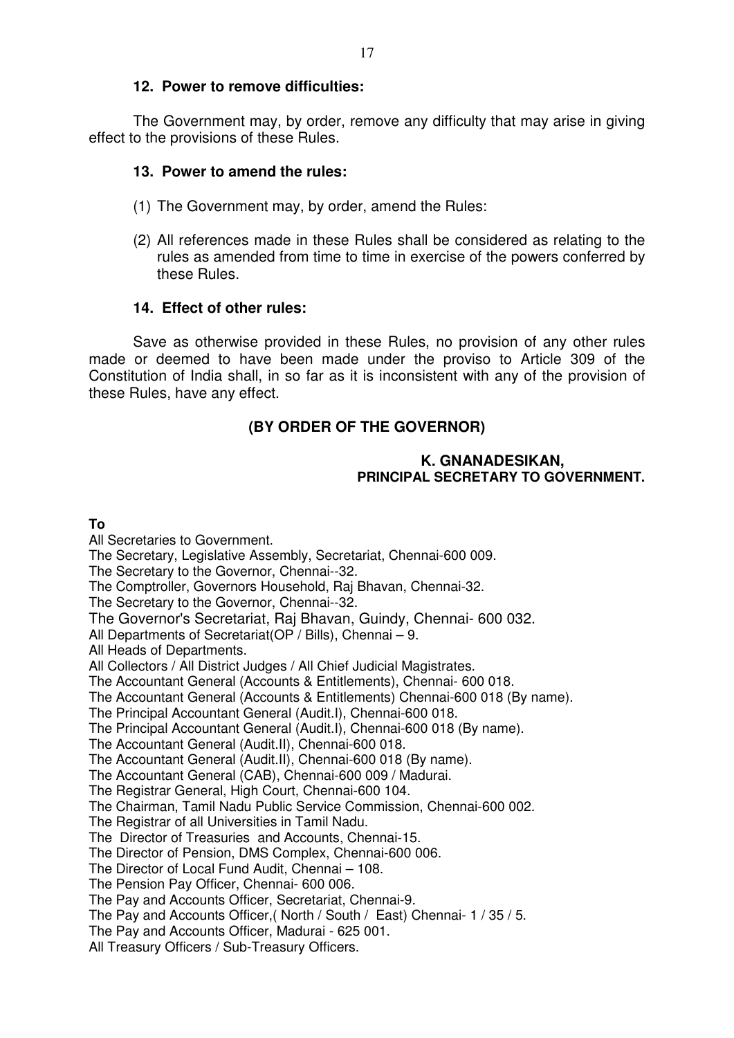### 12. Power to remove difficulties:

The Government may, by order, remove any difficulty that may arise in giving effect to the provisions of these Rules.

### 13. Power to amend the rules:

(1) The Government may, by order, amend the Rules:

(2) All references made in these Rules shall be considered as relating to the rules as amended from time to time in exercise of the powers conferred by these Rules.

### 14. Effect of other rules:

Save as otherwise provided in these Rules, no provision of any other rules made or deemed to have been made under the proviso to Article 309 of the Constitution of India shall, in so far as it is inconsistent with any of the provision of these Rules, have any effect.

**(BY ORDER OF THE GOVERNOR)**

**K. GNANADESIKAN,**
**PRINCIPAL SECRETARY TO GOVERNMENT.**

**To**

All Secretaries to Government.
The Secretary, Legislative Assembly, Secretariat, Chennai-600 009.
The Secretary to the Governor, Chennai--32.
The Comptroller, Governors Household, Raj Bhavan, Chennai-32.
The Secretary to the Governor, Chennai--32.
The Governor's Secretariat, Raj Bhavan, Guindy, Chennai- 600 032.
All Departments of Secretariat(OP / Bills), Chennai – 9.
All Heads of Departments.
All Collectors / All District Judges / All Chief Judicial Magistrates.
The Accountant General (Accounts & Entitlements), Chennai- 600 018.
The Accountant General (Accounts & Entitlements) Chennai-600 018 (By name).
The Principal Accountant General (Audit.I), Chennai-600 018.
The Principal Accountant General (Audit.I), Chennai-600 018 (By name).
The Accountant General (Audit.II), Chennai-600 018.
The Accountant General (Audit.II), Chennai-600 018 (By name).
The Accountant General (CAB), Chennai-600 009 / Madurai.
The Registrar General, High Court, Chennai-600 104.
The Chairman, Tamil Nadu Public Service Commission, Chennai-600 002.
The Registrar of all Universities in Tamil Nadu.
The Director of Treasuries and Accounts, Chennai-15.
The Director of Pension, DMS Complex, Chennai-600 006.
The Director of Local Fund Audit, Chennai – 108.
The Pension Pay Officer, Chennai- 600 006.
The Pay and Accounts Officer, Secretariat, Chennai-9.
The Pay and Accounts Officer,( North / South / East) Chennai- 1 / 35 / 5.
The Pay and Accounts Officer, Madurai - 625 001.
All Treasury Officers / Sub-Treasury Officers.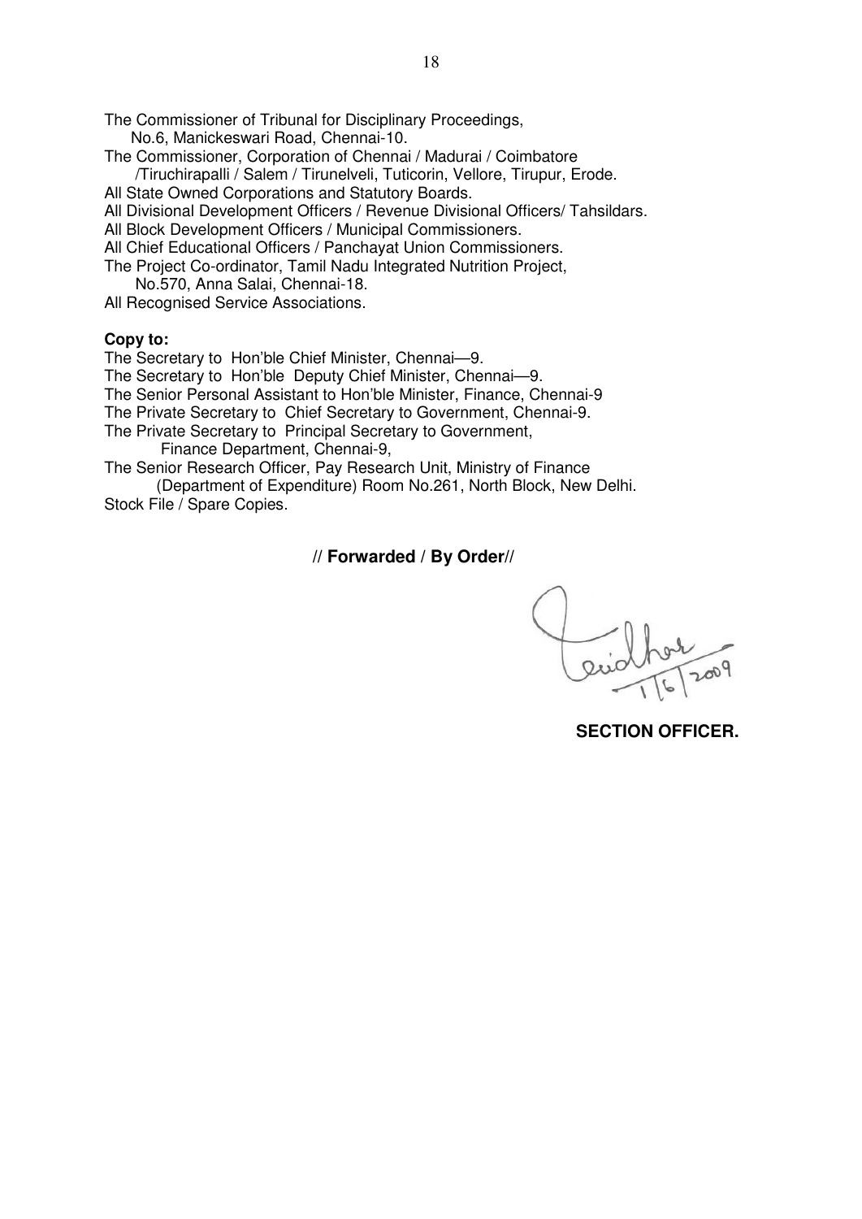The Commissioner of Tribunal for Disciplinary Proceedings,
No.6, Manickeswari Road, Chennai-10.
The Commissioner, Corporation of Chennai / Madurai / Coimbatore
/Tiruchirapalli / Salem / Tirunelveli, Tuticorin, Vellore, Tirupur, Erode.
All State Owned Corporations and Statutory Boards.
All Divisional Development Officers / Revenue Divisional Officers/ Tahsildars.
All Block Development Officers / Municipal Commissioners.
All Chief Educational Officers / Panchayat Union Commissioners.
The Project Co-ordinator, Tamil Nadu Integrated Nutrition Project,
No.570, Anna Salai, Chennai-18.
All Recognised Service Associations.

**Copy to:**
The Secretary to Hon'ble Chief Minister, Chennai—9.
The Secretary to Hon'ble Deputy Chief Minister, Chennai—9.
The Senior Personal Assistant to Hon'ble Minister, Finance, Chennai-9
The Private Secretary to Chief Secretary to Government, Chennai-9.
The Private Secretary to Principal Secretary to Government,
Finance Department, Chennai-9,
The Senior Research Officer, Pay Research Unit, Ministry of Finance
(Department of Expenditure) Room No.261, North Block, New Delhi.
Stock File / Spare Copies.

**// Forwarded / By Order//**

1/6/2009

**SECTION OFFICER.**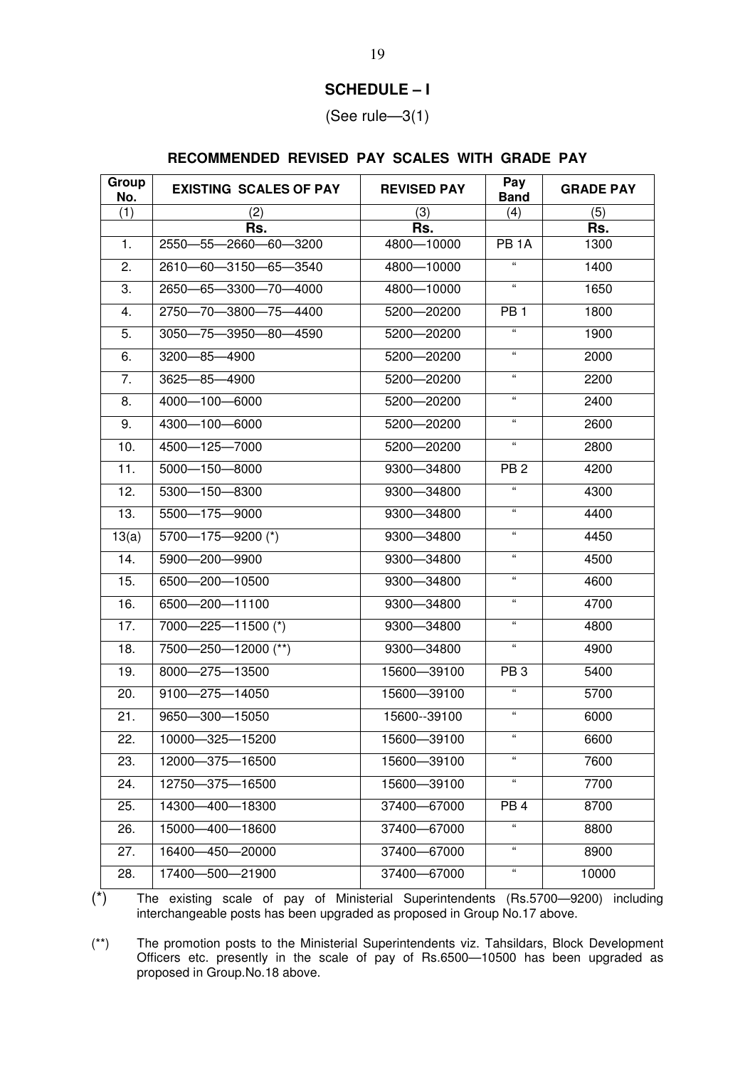## SCHEDULE – I

(See rule—3(1)

### RECOMMENDED REVISED PAY SCALES WITH GRADE PAY

| Group No. | EXISTING SCALES OF PAY | REVISED PAY | Pay Band | GRADE PAY |
|---|---|---|---|---|
| (1) | (2) | (3) | (4) | (5) |
| | **Rs.** | **Rs.** | | **Rs.** |
| 1. | 2550—55—2660—60—3200 | 4800—10000 | PB 1A | 1300 |
| 2. | 2610—60—3150—65—3540 | 4800—10000 | " | 1400 |
| 3. | 2650—65—3300—70—4000 | 4800—10000 | " | 1650 |
| 4. | 2750—70—3800—75—4400 | 5200—20200 | PB 1 | 1800 |
| 5. | 3050—75—3950—80—4590 | 5200—20200 | " | 1900 |
| 6. | 3200—85—4900 | 5200—20200 | " | 2000 |
| 7. | 3625—85—4900 | 5200—20200 | " | 2200 |
| 8. | 4000—100—6000 | 5200—20200 | " | 2400 |
| 9. | 4300—100—6000 | 5200—20200 | " | 2600 |
| 10. | 4500—125—7000 | 5200—20200 | " | 2800 |
| 11. | 5000—150—8000 | 9300—34800 | PB 2 | 4200 |
| 12. | 5300—150—8300 | 9300—34800 | " | 4300 |
| 13. | 5500—175—9000 | 9300—34800 | " | 4400 |
| 13(a) | 5700—175—9200 (*) | 9300—34800 | " | 4450 |
| 14. | 5900—200—9900 | 9300—34800 | " | 4500 |
| 15. | 6500—200—10500 | 9300—34800 | " | 4600 |
| 16. | 6500—200—11100 | 9300—34800 | " | 4700 |
| 17. | 7000—225—11500 (*) | 9300—34800 | " | 4800 |
| 18. | 7500—250—12000 (**) | 9300—34800 | " | 4900 |
| 19. | 8000—275—13500 | 15600—39100 | PB 3 | 5400 |
| 20. | 9100—275—14050 | 15600—39100 | " | 5700 |
| 21. | 9650—300—15050 | 15600--39100 | " | 6000 |
| 22. | 10000—325—15200 | 15600—39100 | " | 6600 |
| 23. | 12000—375—16500 | 15600—39100 | " | 7600 |
| 24. | 12750—375—16500 | 15600—39100 | " | 7700 |
| 25. | 14300—400—18300 | 37400—67000 | PB 4 | 8700 |
| 26. | 15000—400—18600 | 37400—67000 | " | 8800 |
| 27. | 16400—450—20000 | 37400—67000 | " | 8900 |
| 28. | 17400—500—21900 | 37400—67000 | " | 10000 |

(*) The existing scale of pay of Ministerial Superintendents (Rs.5700—9200) including interchangeable posts has been upgraded as proposed in Group No.17 above.

(**) The promotion posts to the Ministerial Superintendents viz. Tahsildars, Block Development Officers etc. presently in the scale of pay of Rs.6500—10500 has been upgraded as proposed in Group.No.18 above.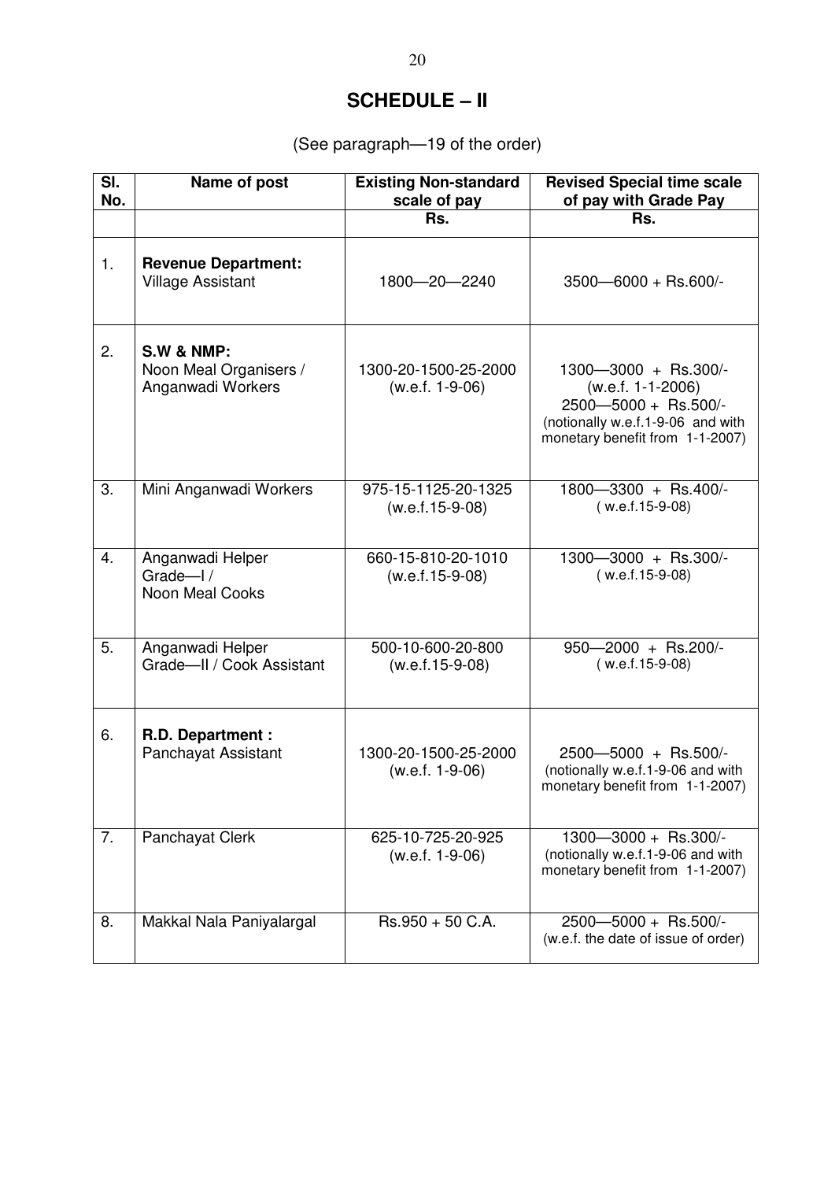# SCHEDULE – II

(See paragraph—19 of the order)

| Sl. No. | Name of post | Existing Non-standard scale of pay | Revised Special time scale of pay with Grade Pay |
|---|---|---|---|
| | | Rs. | Rs. |
| 1. | **Revenue Department:** Village Assistant | 1800—20—2240 | 3500—6000 + Rs.600/- |
| 2. | **S.W & NMP:** Noon Meal Organisers / Anganwadi Workers | 1300-20-1500-25-2000 (w.e.f. 1-9-06) | 1300—3000 + Rs.300/- (w.e.f. 1-1-2006) 2500—5000 + Rs.500/- (notionally w.e.f.1-9-06 and with monetary benefit from 1-1-2007) |
| 3. | Mini Anganwadi Workers | 975-15-1125-20-1325 (w.e.f.15-9-08) | 1800—3300 + Rs.400/- ( w.e.f.15-9-08) |
| 4. | Anganwadi Helper Grade—I / Noon Meal Cooks | 660-15-810-20-1010 (w.e.f.15-9-08) | 1300—3000 + Rs.300/- ( w.e.f.15-9-08) |
| 5. | Anganwadi Helper Grade—II / Cook Assistant | 500-10-600-20-800 (w.e.f.15-9-08) | 950—2000 + Rs.200/- ( w.e.f.15-9-08) |
| 6. | **R.D. Department :** Panchayat Assistant | 1300-20-1500-25-2000 (w.e.f. 1-9-06) | 2500—5000 + Rs.500/- (notionally w.e.f.1-9-06 and with monetary benefit from 1-1-2007) |
| 7. | Panchayat Clerk | 625-10-725-20-925 (w.e.f. 1-9-06) | 1300—3000 + Rs.300/- (notionally w.e.f.1-9-06 and with monetary benefit from 1-1-2007) |
| 8. | Makkal Nala Paniyalargal | Rs.950 + 50 C.A. | 2500—5000 + Rs.500/- (w.e.f. the date of issue of order) |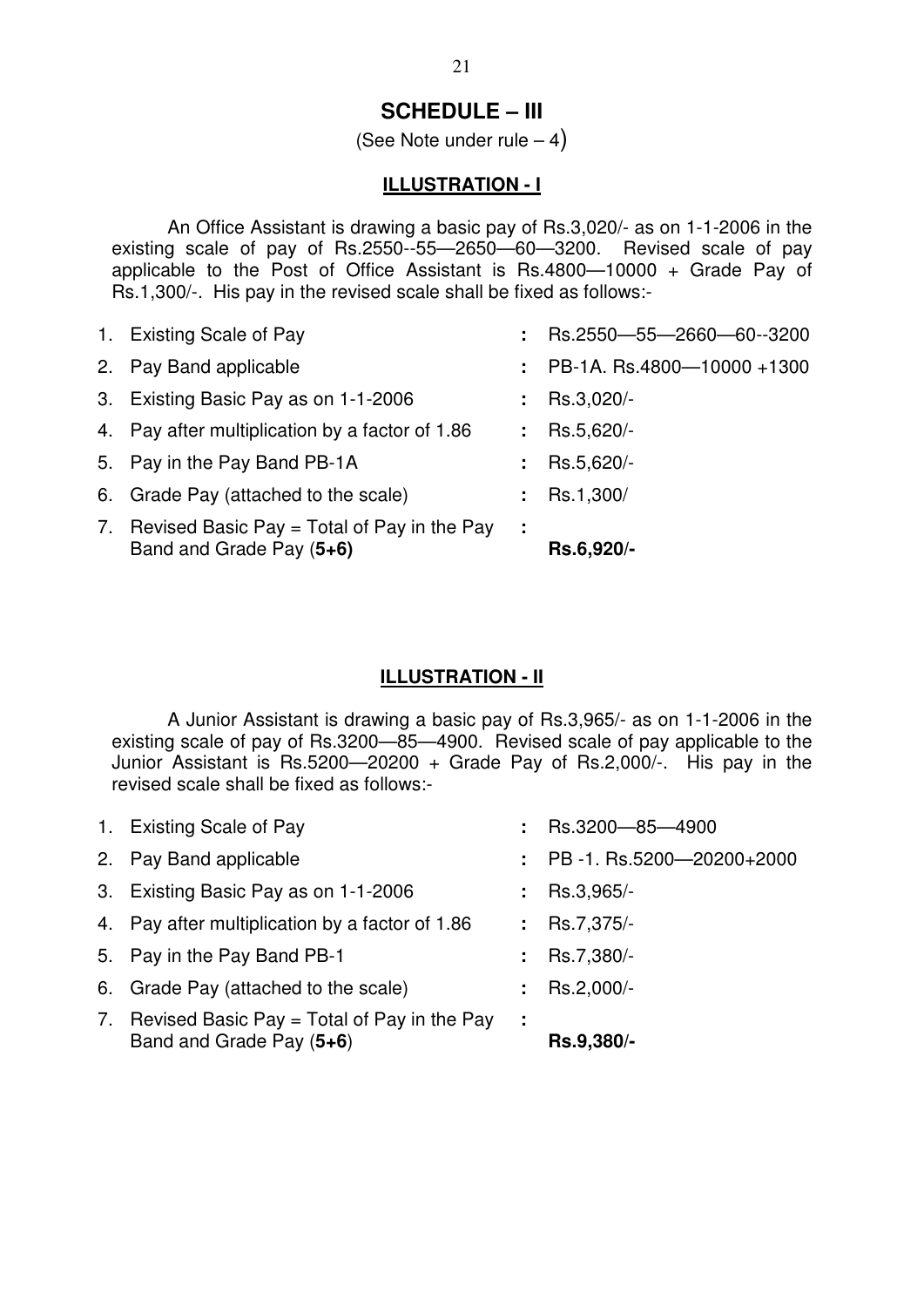# SCHEDULE – III

(See Note under rule – 4)

## ILLUSTRATION - I

An Office Assistant is drawing a basic pay of Rs.3,020/- as on 1-1-2006 in the existing scale of pay of Rs.2550--55—2650—60—3200. Revised scale of pay applicable to the Post of Office Assistant is Rs.4800—10000 + Grade Pay of Rs.1,300/-. His pay in the revised scale shall be fixed as follows:-

| | | | |
|---|---|---|---|
| 1. | Existing Scale of Pay | : | Rs.2550—55—2660—60--3200 |
| 2. | Pay Band applicable | : | PB-1A. Rs.4800—10000 +1300 |
| 3. | Existing Basic Pay as on 1-1-2006 | : | Rs.3,020/- |
| 4. | Pay after multiplication by a factor of 1.86 | : | Rs.5,620/- |
| 5. | Pay in the Pay Band PB-1A | : | Rs.5,620/- |
| 6. | Grade Pay (attached to the scale) | : | Rs.1,300/ |
| 7. | Revised Basic Pay = Total of Pay in the Pay Band and Grade Pay (**5+6**) | : | **Rs.6,920/-** |

## ILLUSTRATION - II

A Junior Assistant is drawing a basic pay of Rs.3,965/- as on 1-1-2006 in the existing scale of pay of Rs.3200—85—4900. Revised scale of pay applicable to the Junior Assistant is Rs.5200—20200 + Grade Pay of Rs.2,000/-. His pay in the revised scale shall be fixed as follows:-

| | | | |
|---|---|---|---|
| 1. | Existing Scale of Pay | : | Rs.3200—85—4900 |
| 2. | Pay Band applicable | : | PB -1. Rs.5200—20200+2000 |
| 3. | Existing Basic Pay as on 1-1-2006 | : | Rs.3,965/- |
| 4. | Pay after multiplication by a factor of 1.86 | : | Rs.7,375/- |
| 5. | Pay in the Pay Band PB-1 | : | Rs.7,380/- |
| 6. | Grade Pay (attached to the scale) | : | Rs.2,000/- |
| 7. | Revised Basic Pay = Total of Pay in the Pay Band and Grade Pay (**5+6**) | : | **Rs.9,380/-** |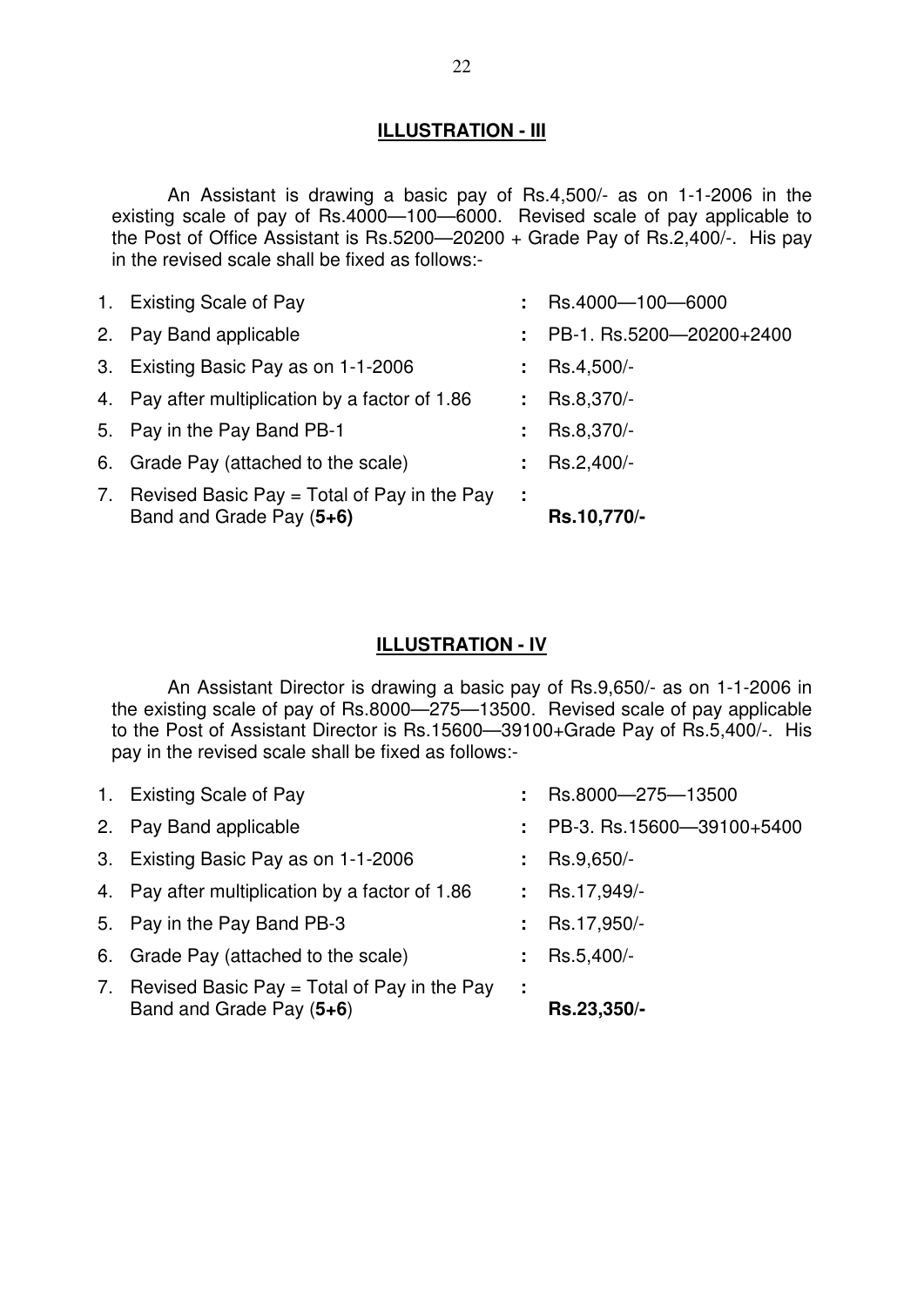## ILLUSTRATION - III

An Assistant is drawing a basic pay of Rs.4,500/- as on 1-1-2006 in the existing scale of pay of Rs.4000—100—6000. Revised scale of pay applicable to the Post of Office Assistant is Rs.5200—20200 + Grade Pay of Rs.2,400/-. His pay in the revised scale shall be fixed as follows:-

1. Existing Scale of Pay : Rs.4000—100—6000
2. Pay Band applicable : PB-1. Rs.5200—20200+2400
3. Existing Basic Pay as on 1-1-2006 : Rs.4,500/-
4. Pay after multiplication by a factor of 1.86 : Rs.8,370/-
5. Pay in the Pay Band PB-1 : Rs.8,370/-
6. Grade Pay (attached to the scale) : Rs.2,400/-
7. Revised Basic Pay = Total of Pay in the Pay Band and Grade Pay (**5+6)** : **Rs.10,770/-**

## ILLUSTRATION - IV

An Assistant Director is drawing a basic pay of Rs.9,650/- as on 1-1-2006 in the existing scale of pay of Rs.8000—275—13500. Revised scale of pay applicable to the Post of Assistant Director is Rs.15600—39100+Grade Pay of Rs.5,400/-. His pay in the revised scale shall be fixed as follows:-

1. Existing Scale of Pay : Rs.8000—275—13500
2. Pay Band applicable : PB-3. Rs.15600—39100+5400
3. Existing Basic Pay as on 1-1-2006 : Rs.9,650/-
4. Pay after multiplication by a factor of 1.86 : Rs.17,949/-
5. Pay in the Pay Band PB-3 : Rs.17,950/-
6. Grade Pay (attached to the scale) : Rs.5,400/-
7. Revised Basic Pay = Total of Pay in the Pay Band and Grade Pay (**5+6**) : **Rs.23,350/-**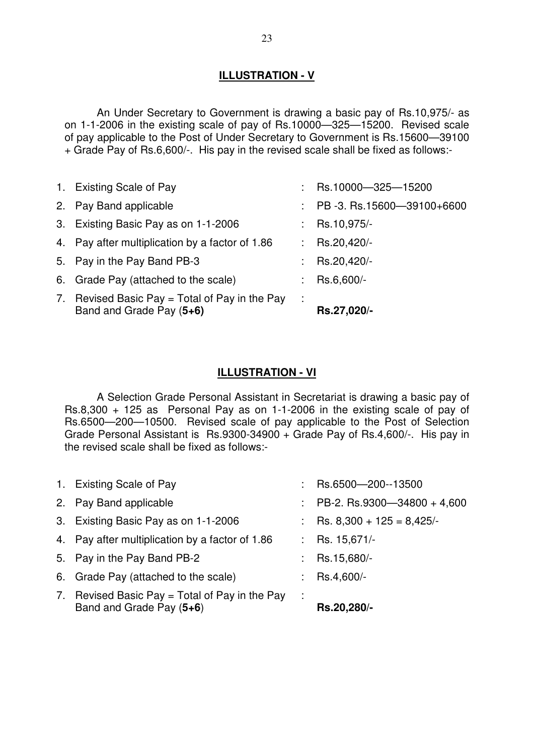## ILLUSTRATION - V

An Under Secretary to Government is drawing a basic pay of Rs.10,975/- as on 1-1-2006 in the existing scale of pay of Rs.10000—325—15200. Revised scale of pay applicable to the Post of Under Secretary to Government is Rs.15600—39100 + Grade Pay of Rs.6,600/-. His pay in the revised scale shall be fixed as follows:-

| | | | |
|---|---|---|---|
| 1. | Existing Scale of Pay | : | Rs.10000—325—15200 |
| 2. | Pay Band applicable | : | PB -3. Rs.15600—39100+6600 |
| 3. | Existing Basic Pay as on 1-1-2006 | : | Rs.10,975/- |
| 4. | Pay after multiplication by a factor of 1.86 | : | Rs.20,420/- |
| 5. | Pay in the Pay Band PB-3 | : | Rs.20,420/- |
| 6. | Grade Pay (attached to the scale) | : | Rs.6,600/- |
| 7. | Revised Basic Pay = Total of Pay in the Pay Band and Grade Pay (**5+6)** | : | **Rs.27,020/-** |

## ILLUSTRATION - VI

A Selection Grade Personal Assistant in Secretariat is drawing a basic pay of Rs.8,300 + 125 as Personal Pay as on 1-1-2006 in the existing scale of pay of Rs.6500—200—10500. Revised scale of pay applicable to the Post of Selection Grade Personal Assistant is Rs.9300-34900 + Grade Pay of Rs.4,600/-. His pay in the revised scale shall be fixed as follows:-

| | | | |
|---|---|---|---|
| 1. | Existing Scale of Pay | : | Rs.6500—200--13500 |
| 2. | Pay Band applicable | : | PB-2. Rs.9300—34800 + 4,600 |
| 3. | Existing Basic Pay as on 1-1-2006 | : | Rs. 8,300 + 125 = 8,425/- |
| 4. | Pay after multiplication by a factor of 1.86 | : | Rs. 15,671/- |
| 5. | Pay in the Pay Band PB-2 | : | Rs.15,680/- |
| 6. | Grade Pay (attached to the scale) | : | Rs.4,600/- |
| 7. | Revised Basic Pay = Total of Pay in the Pay Band and Grade Pay (**5+6**) | : | **Rs.20,280/-** |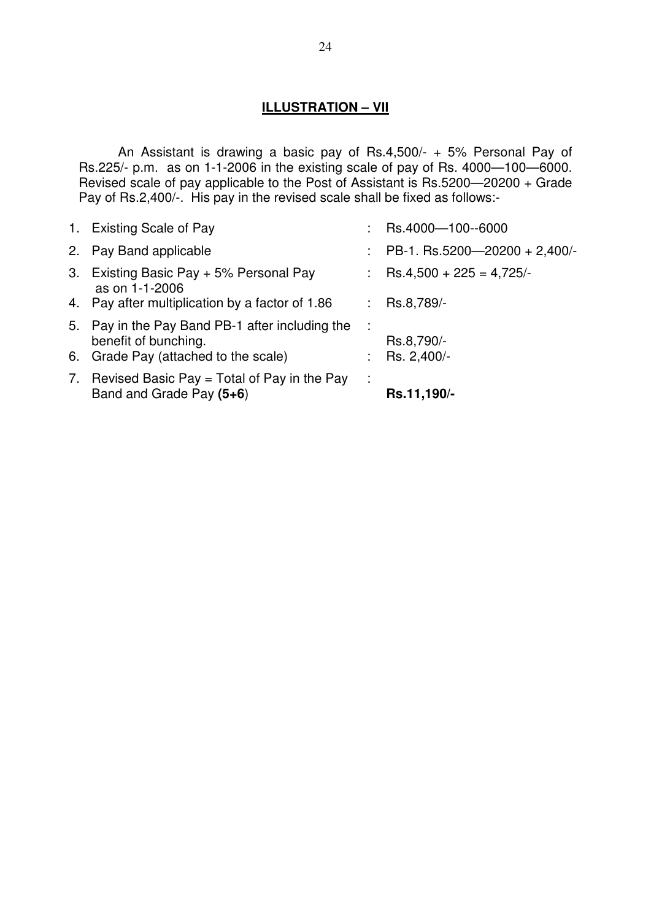## ILLUSTRATION – VII

An Assistant is drawing a basic pay of Rs.4,500/- + 5% Personal Pay of Rs.225/- p.m. as on 1-1-2006 in the existing scale of pay of Rs. 4000—100—6000. Revised scale of pay applicable to the Post of Assistant is Rs.5200—20200 + Grade Pay of Rs.2,400/-. His pay in the revised scale shall be fixed as follows:-

| | | | |
|---|---|---|---|
| 1. | Existing Scale of Pay | : | Rs.4000—100--6000 |
| 2. | Pay Band applicable | : | PB-1. Rs.5200—20200 + 2,400/- |
| 3. | Existing Basic Pay + 5% Personal Pay as on 1-1-2006 | : | Rs.4,500 + 225 = 4,725/- |
| 4. | Pay after multiplication by a factor of 1.86 | : | Rs.8,789/- |
| 5. | Pay in the Pay Band PB-1 after including the benefit of bunching. | : | Rs.8,790/- |
| 6. | Grade Pay (attached to the scale) | : | Rs. 2,400/- |
| 7. | Revised Basic Pay = Total of Pay in the Pay Band and Grade Pay **(5+6)** | : | **Rs.11,190/-** |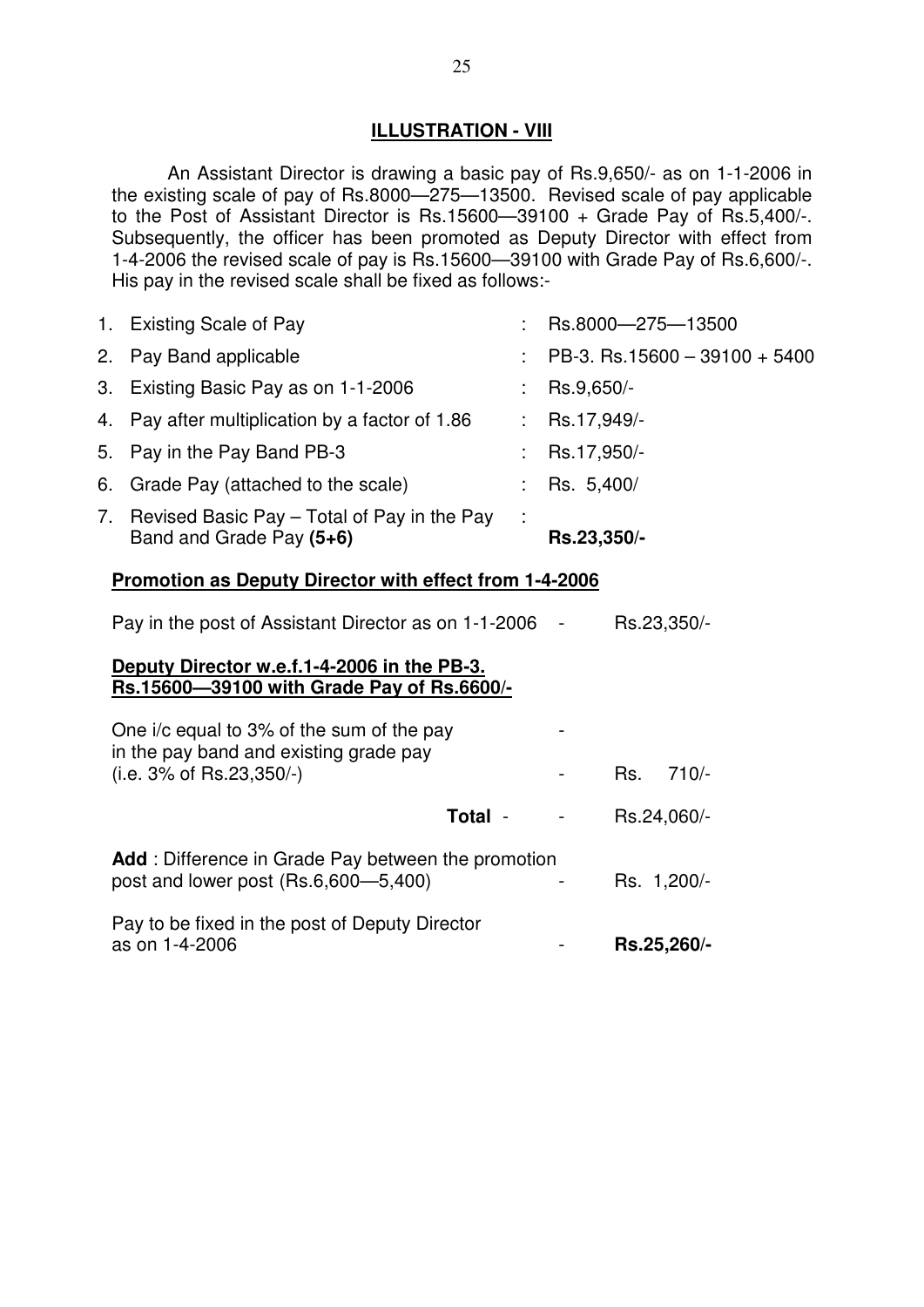## ILLUSTRATION - VIII

An Assistant Director is drawing a basic pay of Rs.9,650/- as on 1-1-2006 in the existing scale of pay of Rs.8000—275—13500. Revised scale of pay applicable to the Post of Assistant Director is Rs.15600—39100 + Grade Pay of Rs.5,400/-. Subsequently, the officer has been promoted as Deputy Director with effect from 1-4-2006 the revised scale of pay is Rs.15600—39100 with Grade Pay of Rs.6,600/-. His pay in the revised scale shall be fixed as follows:-

| | | | |
|---|---|---|---|
| 1. | Existing Scale of Pay | : | Rs.8000—275—13500 |
| 2. | Pay Band applicable | : | PB-3. Rs.15600 – 39100 + 5400 |
| 3. | Existing Basic Pay as on 1-1-2006 | : | Rs.9,650/- |
| 4. | Pay after multiplication by a factor of 1.86 | : | Rs.17,949/- |
| 5. | Pay in the Pay Band PB-3 | : | Rs.17,950/- |
| 6. | Grade Pay (attached to the scale) | : | Rs. 5,400/ |
| 7. | Revised Basic Pay – Total of Pay in the Pay Band and Grade Pay **(5+6)** | : | **Rs.23,350/-** |

**Promotion as Deputy Director with effect from 1-4-2006**

| | | |
|---|---|---|
| Pay in the post of Assistant Director as on 1-1-2006 | - | Rs.23,350/- |

**Deputy Director w.e.f.1-4-2006 in the PB-3. Rs.15600—39100 with Grade Pay of Rs.6600/-**

| | | |
|---|---|---|
| One i/c equal to 3% of the sum of the pay in the pay band and existing grade pay (i.e. 3% of Rs.23,350/-) | - | Rs. 710/- |
| **Total** - | - | Rs.24,060/- |
| **Add** : Difference in Grade Pay between the promotion post and lower post (Rs.6,600—5,400) | - | Rs. 1,200/- |
| Pay to be fixed in the post of Deputy Director as on 1-4-2006 | - | **Rs.25,260/-** |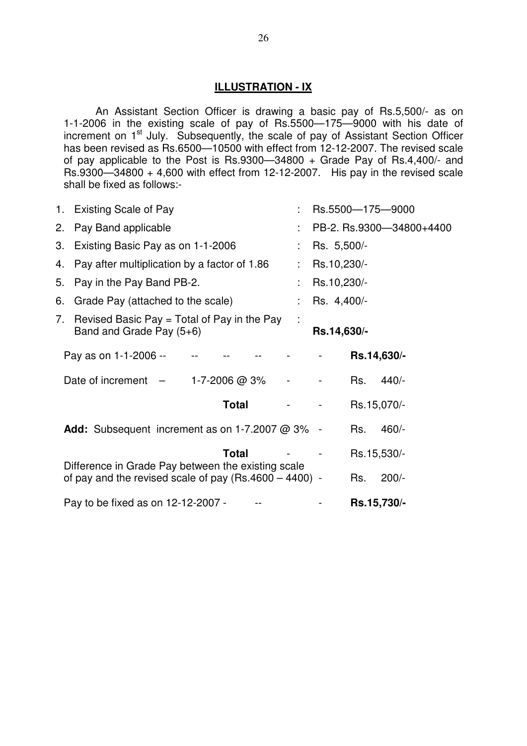## ILLUSTRATION - IX

An Assistant Section Officer is drawing a basic pay of Rs.5,500/- as on 1-1-2006 in the existing scale of pay of Rs.5500—175—9000 with his date of increment on 1st July. Subsequently, the scale of pay of Assistant Section Officer has been revised as Rs.6500—10500 with effect from 12-12-2007. The revised scale of pay applicable to the Post is Rs.9300—34800 + Grade Pay of Rs.4,400/- and Rs.9300—34800 + 4,600 with effect from 12-12-2007. His pay in the revised scale shall be fixed as follows:-

| | | | |
|---|---|---|---|
| 1. | Existing Scale of Pay | : | Rs.5500—175—9000 |
| 2. | Pay Band applicable | : | PB-2. Rs.9300—34800+4400 |
| 3. | Existing Basic Pay as on 1-1-2006 | : | Rs. 5,500/- |
| 4. | Pay after multiplication by a factor of 1.86 | : | Rs.10,230/- |
| 5. | Pay in the Pay Band PB-2. | : | Rs.10,230/- |
| 6. | Grade Pay (attached to the scale) | : | Rs. 4,400/- |
| 7. | Revised Basic Pay = Total of Pay in the Pay Band and Grade Pay (5+6) | : | **Rs.14,630/-** |

| | |
|---|---|
| Pay as on 1-1-2006 | **Rs.14,630/-** |
| Date of increment – 1-7-2006 @ 3% | Rs. 440/- |
| **Total** | Rs.15,070/- |
| **Add:** Subsequent increment as on 1-7.2007 @ 3% | Rs. 460/- |
| **Total** | Rs.15,530/- |
| Difference in Grade Pay between the existing scale of pay and the revised scale of pay (Rs.4600 – 4400) | Rs. 200/- |
| Pay to be fixed as on 12-12-2007 | **Rs.15,730/-** |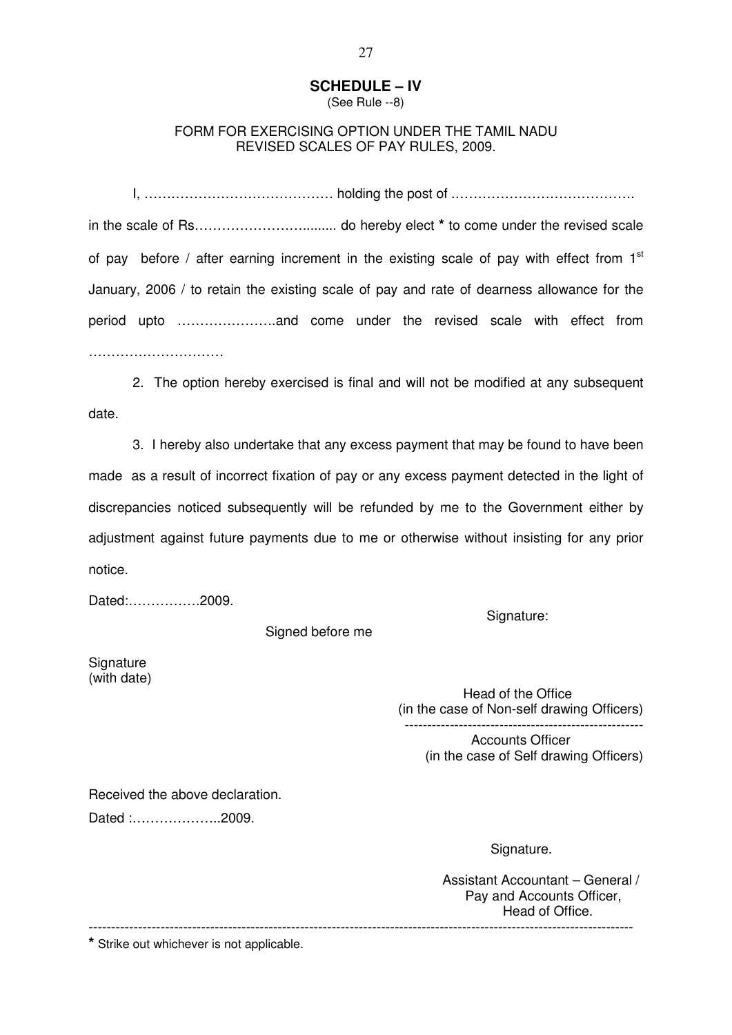## SCHEDULE – IV

(See Rule --8)

FORM FOR EXERCISING OPTION UNDER THE TAMIL NADU REVISED SCALES OF PAY RULES, 2009.

I, …………………………………… holding the post of …………………………………. in the scale of Rs…………………….......... do hereby elect * to come under the revised scale of pay before / after earning increment in the existing scale of pay with effect from 1st January, 2006 / to retain the existing scale of pay and rate of dearness allowance for the period upto ………………….and come under the revised scale with effect from …………………………

2. The option hereby exercised is final and will not be modified at any subsequent date.

3. I hereby also undertake that any excess payment that may be found to have been made as a result of incorrect fixation of pay or any excess payment detected in the light of discrepancies noticed subsequently will be refunded by me to the Government either by adjustment against future payments due to me or otherwise without insisting for any prior notice.

Dated:…………….2009.

Signature:

Signed before me

Signature
(with date)

Head of the Office
(in the case of Non-self drawing Officers)

-----------------------------------------------------

Accounts Officer
(in the case of Self drawing Officers)

Received the above declaration.

Dated :………………..2009.

Signature.

Assistant Accountant – General /
Pay and Accounts Officer,
Head of Office.

---

* Strike out whichever is not applicable.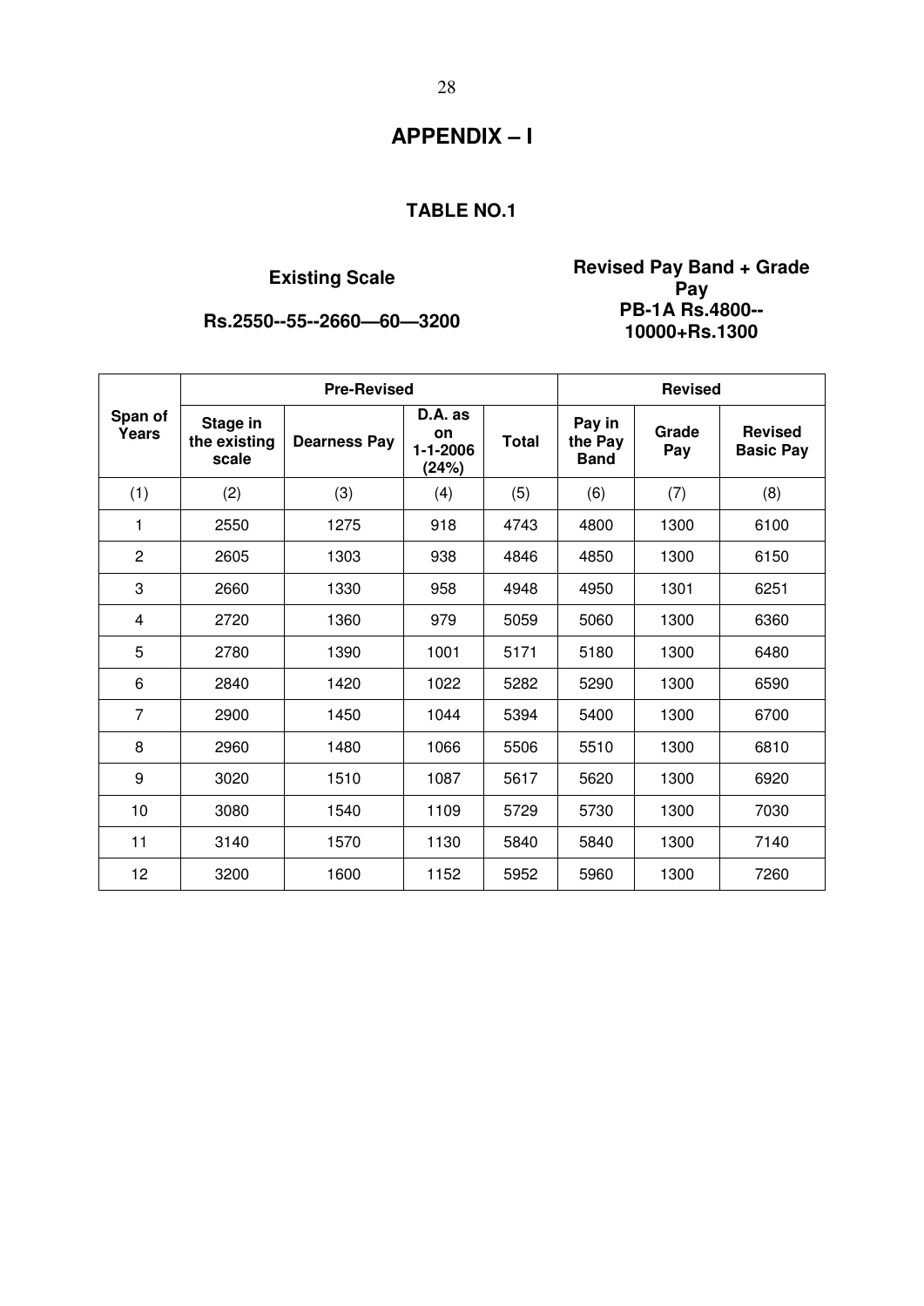# APPENDIX – I

## TABLE NO.1

**Existing Scale**

**Rs.2550--55--2660—60—3200**

**Revised Pay Band + Grade Pay**
**PB-1A Rs.4800--10000+Rs.1300**

| Span of Years | Pre-Revised | | | | Revised | | |
|---|---|---|---|---|---|---|---|
| | Stage in the existing scale | Dearness Pay | D.A. as on 1-1-2006 (24%) | Total | Pay in the Pay Band | Grade Pay | Revised Basic Pay |
| (1) | (2) | (3) | (4) | (5) | (6) | (7) | (8) |
| 1 | 2550 | 1275 | 918 | 4743 | 4800 | 1300 | 6100 |
| 2 | 2605 | 1303 | 938 | 4846 | 4850 | 1300 | 6150 |
| 3 | 2660 | 1330 | 958 | 4948 | 4950 | 1301 | 6251 |
| 4 | 2720 | 1360 | 979 | 5059 | 5060 | 1300 | 6360 |
| 5 | 2780 | 1390 | 1001 | 5171 | 5180 | 1300 | 6480 |
| 6 | 2840 | 1420 | 1022 | 5282 | 5290 | 1300 | 6590 |
| 7 | 2900 | 1450 | 1044 | 5394 | 5400 | 1300 | 6700 |
| 8 | 2960 | 1480 | 1066 | 5506 | 5510 | 1300 | 6810 |
| 9 | 3020 | 1510 | 1087 | 5617 | 5620 | 1300 | 6920 |
| 10 | 3080 | 1540 | 1109 | 5729 | 5730 | 1300 | 7030 |
| 11 | 3140 | 1570 | 1130 | 5840 | 5840 | 1300 | 7140 |
| 12 | 3200 | 1600 | 1152 | 5952 | 5960 | 1300 | 7260 |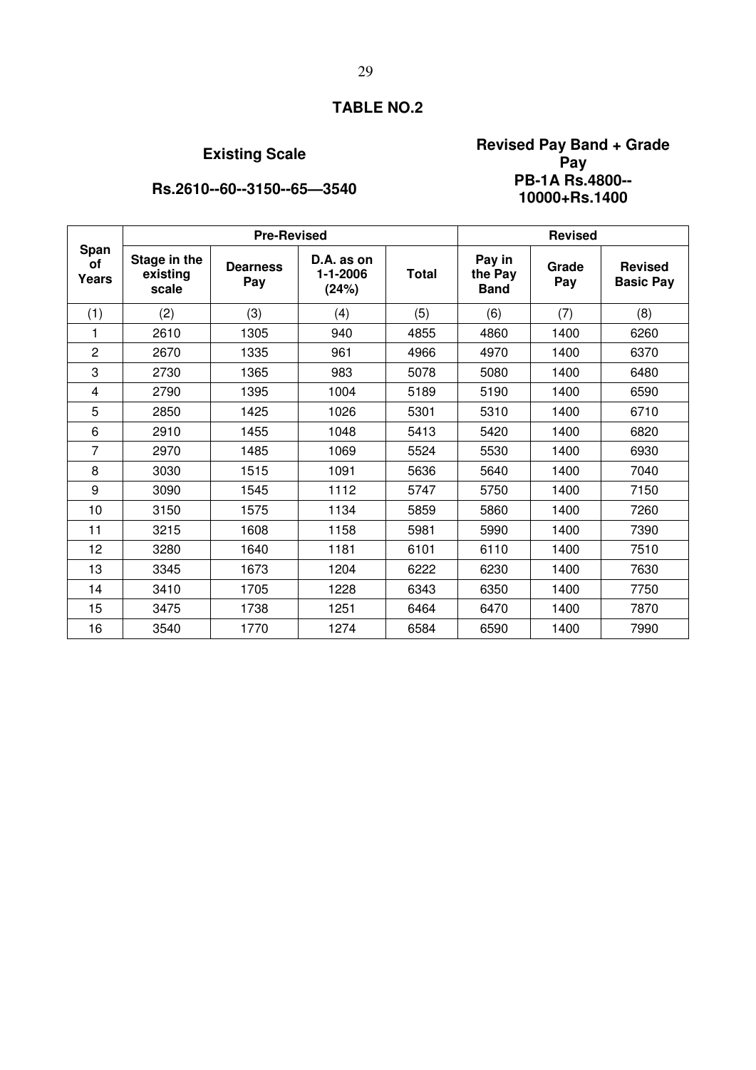## TABLE NO.2

**Existing Scale**

**Rs.2610--60--3150--65—3540**

**Revised Pay Band + Grade Pay**
**PB-1A Rs.4800--10000+Rs.1400**

| Span of Years | Pre-Revised | | | | Revised | | |
|---|---|---|---|---|---|---|---|
| | Stage in the existing scale | Dearness Pay | D.A. as on 1-1-2006 (24%) | Total | Pay in the Pay Band | Grade Pay | Revised Basic Pay |
| (1) | (2) | (3) | (4) | (5) | (6) | (7) | (8) |
| 1 | 2610 | 1305 | 940 | 4855 | 4860 | 1400 | 6260 |
| 2 | 2670 | 1335 | 961 | 4966 | 4970 | 1400 | 6370 |
| 3 | 2730 | 1365 | 983 | 5078 | 5080 | 1400 | 6480 |
| 4 | 2790 | 1395 | 1004 | 5189 | 5190 | 1400 | 6590 |
| 5 | 2850 | 1425 | 1026 | 5301 | 5310 | 1400 | 6710 |
| 6 | 2910 | 1455 | 1048 | 5413 | 5420 | 1400 | 6820 |
| 7 | 2970 | 1485 | 1069 | 5524 | 5530 | 1400 | 6930 |
| 8 | 3030 | 1515 | 1091 | 5636 | 5640 | 1400 | 7040 |
| 9 | 3090 | 1545 | 1112 | 5747 | 5750 | 1400 | 7150 |
| 10 | 3150 | 1575 | 1134 | 5859 | 5860 | 1400 | 7260 |
| 11 | 3215 | 1608 | 1158 | 5981 | 5990 | 1400 | 7390 |
| 12 | 3280 | 1640 | 1181 | 6101 | 6110 | 1400 | 7510 |
| 13 | 3345 | 1673 | 1204 | 6222 | 6230 | 1400 | 7630 |
| 14 | 3410 | 1705 | 1228 | 6343 | 6350 | 1400 | 7750 |
| 15 | 3475 | 1738 | 1251 | 6464 | 6470 | 1400 | 7870 |
| 16 | 3540 | 1770 | 1274 | 6584 | 6590 | 1400 | 7990 |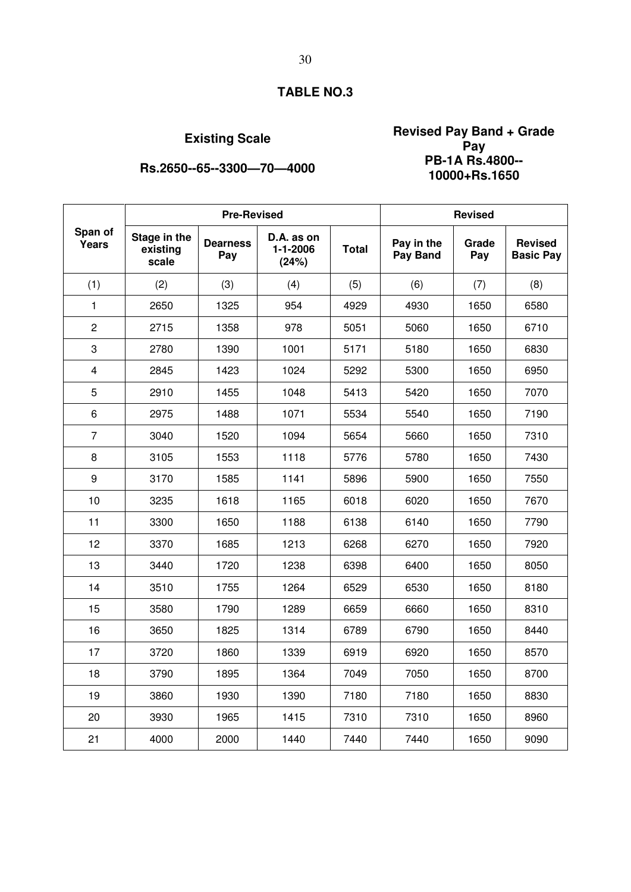## TABLE NO.3

**Existing Scale**

**Rs.2650--65--3300—70—4000**

**Revised Pay Band + Grade Pay**
**PB-1A Rs.4800--10000+Rs.1650**

| Span of Years | Pre-Revised | | | | Revised | | |
|---|---|---|---|---|---|---|---|
| | Stage in the existing scale | Dearness Pay | D.A. as on 1-1-2006 (24%) | Total | Pay in the Pay Band | Grade Pay | Revised Basic Pay |
| (1) | (2) | (3) | (4) | (5) | (6) | (7) | (8) |
| 1 | 2650 | 1325 | 954 | 4929 | 4930 | 1650 | 6580 |
| 2 | 2715 | 1358 | 978 | 5051 | 5060 | 1650 | 6710 |
| 3 | 2780 | 1390 | 1001 | 5171 | 5180 | 1650 | 6830 |
| 4 | 2845 | 1423 | 1024 | 5292 | 5300 | 1650 | 6950 |
| 5 | 2910 | 1455 | 1048 | 5413 | 5420 | 1650 | 7070 |
| 6 | 2975 | 1488 | 1071 | 5534 | 5540 | 1650 | 7190 |
| 7 | 3040 | 1520 | 1094 | 5654 | 5660 | 1650 | 7310 |
| 8 | 3105 | 1553 | 1118 | 5776 | 5780 | 1650 | 7430 |
| 9 | 3170 | 1585 | 1141 | 5896 | 5900 | 1650 | 7550 |
| 10 | 3235 | 1618 | 1165 | 6018 | 6020 | 1650 | 7670 |
| 11 | 3300 | 1650 | 1188 | 6138 | 6140 | 1650 | 7790 |
| 12 | 3370 | 1685 | 1213 | 6268 | 6270 | 1650 | 7920 |
| 13 | 3440 | 1720 | 1238 | 6398 | 6400 | 1650 | 8050 |
| 14 | 3510 | 1755 | 1264 | 6529 | 6530 | 1650 | 8180 |
| 15 | 3580 | 1790 | 1289 | 6659 | 6660 | 1650 | 8310 |
| 16 | 3650 | 1825 | 1314 | 6789 | 6790 | 1650 | 8440 |
| 17 | 3720 | 1860 | 1339 | 6919 | 6920 | 1650 | 8570 |
| 18 | 3790 | 1895 | 1364 | 7049 | 7050 | 1650 | 8700 |
| 19 | 3860 | 1930 | 1390 | 7180 | 7180 | 1650 | 8830 |
| 20 | 3930 | 1965 | 1415 | 7310 | 7310 | 1650 | 8960 |
| 21 | 4000 | 2000 | 1440 | 7440 | 7440 | 1650 | 9090 |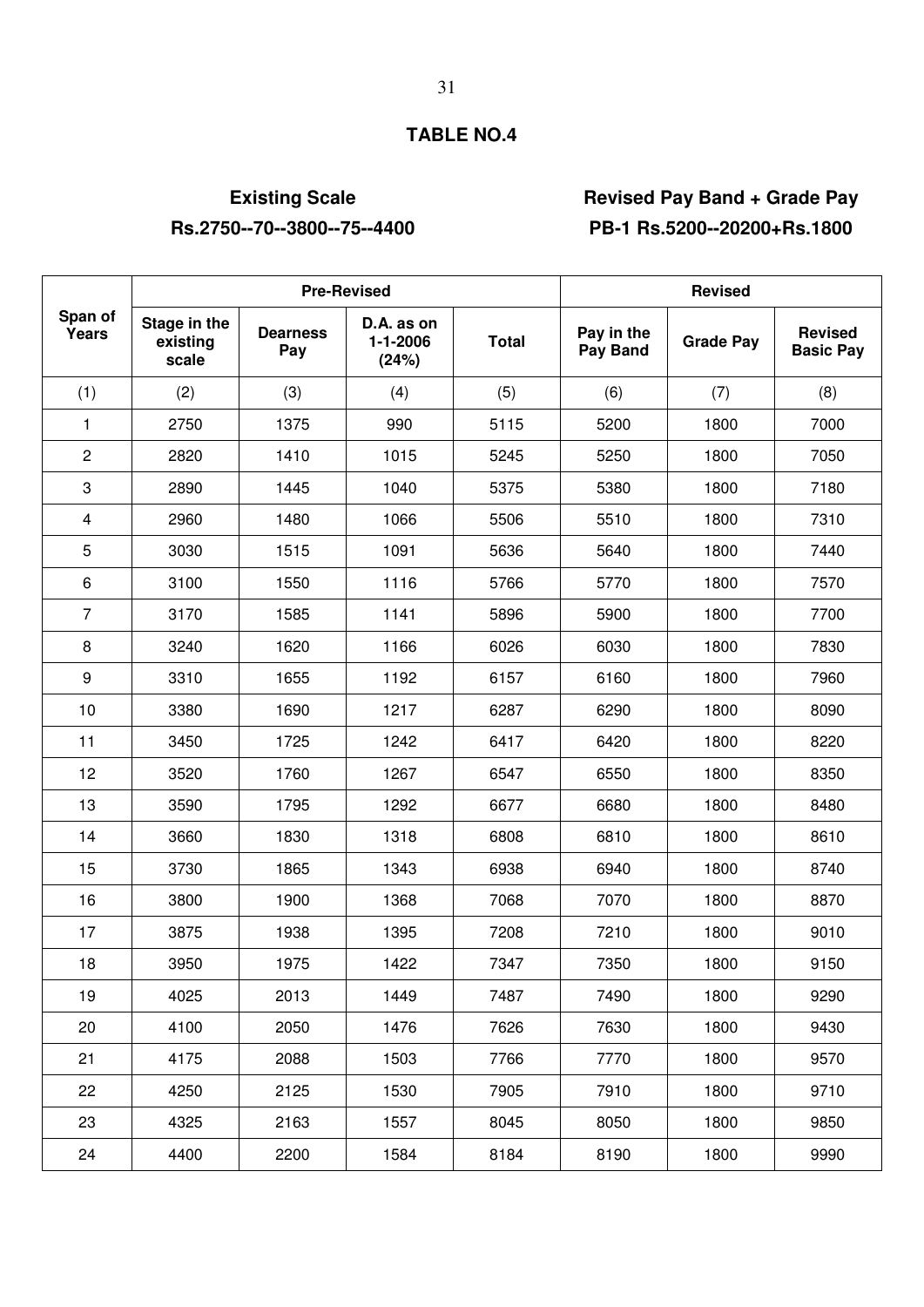## TABLE NO.4

**Existing Scale**
**Rs.2750--70--3800--75--4400**

**Revised Pay Band + Grade Pay**
**PB-1 Rs.5200--20200+Rs.1800**

| Span of Years | Pre-Revised | | | | Revised | | |
|---|---|---|---|---|---|---|---|
| | Stage in the existing scale | Dearness Pay | D.A. as on 1-1-2006 (24%) | Total | Pay in the Pay Band | Grade Pay | Revised Basic Pay |
| (1) | (2) | (3) | (4) | (5) | (6) | (7) | (8) |
| 1 | 2750 | 1375 | 990 | 5115 | 5200 | 1800 | 7000 |
| 2 | 2820 | 1410 | 1015 | 5245 | 5250 | 1800 | 7050 |
| 3 | 2890 | 1445 | 1040 | 5375 | 5380 | 1800 | 7180 |
| 4 | 2960 | 1480 | 1066 | 5506 | 5510 | 1800 | 7310 |
| 5 | 3030 | 1515 | 1091 | 5636 | 5640 | 1800 | 7440 |
| 6 | 3100 | 1550 | 1116 | 5766 | 5770 | 1800 | 7570 |
| 7 | 3170 | 1585 | 1141 | 5896 | 5900 | 1800 | 7700 |
| 8 | 3240 | 1620 | 1166 | 6026 | 6030 | 1800 | 7830 |
| 9 | 3310 | 1655 | 1192 | 6157 | 6160 | 1800 | 7960 |
| 10 | 3380 | 1690 | 1217 | 6287 | 6290 | 1800 | 8090 |
| 11 | 3450 | 1725 | 1242 | 6417 | 6420 | 1800 | 8220 |
| 12 | 3520 | 1760 | 1267 | 6547 | 6550 | 1800 | 8350 |
| 13 | 3590 | 1795 | 1292 | 6677 | 6680 | 1800 | 8480 |
| 14 | 3660 | 1830 | 1318 | 6808 | 6810 | 1800 | 8610 |
| 15 | 3730 | 1865 | 1343 | 6938 | 6940 | 1800 | 8740 |
| 16 | 3800 | 1900 | 1368 | 7068 | 7070 | 1800 | 8870 |
| 17 | 3875 | 1938 | 1395 | 7208 | 7210 | 1800 | 9010 |
| 18 | 3950 | 1975 | 1422 | 7347 | 7350 | 1800 | 9150 |
| 19 | 4025 | 2013 | 1449 | 7487 | 7490 | 1800 | 9290 |
| 20 | 4100 | 2050 | 1476 | 7626 | 7630 | 1800 | 9430 |
| 21 | 4175 | 2088 | 1503 | 7766 | 7770 | 1800 | 9570 |
| 22 | 4250 | 2125 | 1530 | 7905 | 7910 | 1800 | 9710 |
| 23 | 4325 | 2163 | 1557 | 8045 | 8050 | 1800 | 9850 |
| 24 | 4400 | 2200 | 1584 | 8184 | 8190 | 1800 | 9990 |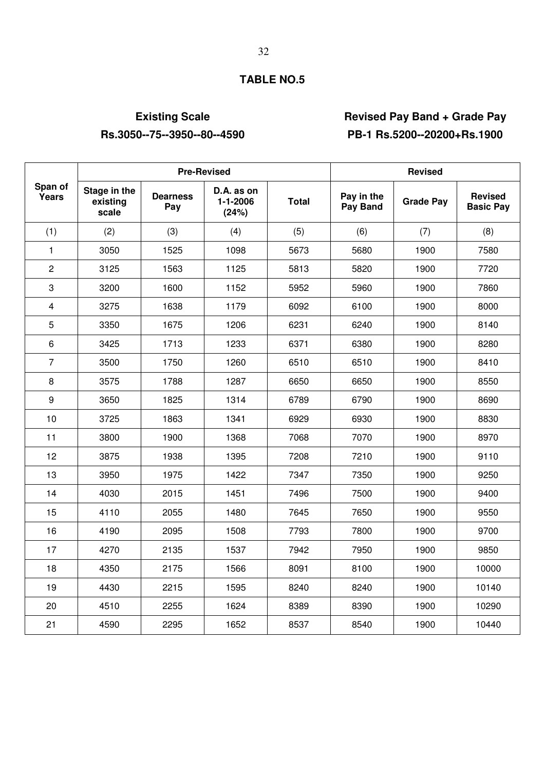## TABLE NO.5

**Existing Scale**
**Rs.3050--75--3950--80--4590**

**Revised Pay Band + Grade Pay**
**PB-1 Rs.5200--20200+Rs.1900**

| Span of Years | Pre-Revised | | | | Revised | | |
|---|---|---|---|---|---|---|---|
| | Stage in the existing scale | Dearness Pay | D.A. as on 1-1-2006 (24%) | Total | Pay in the Pay Band | Grade Pay | Revised Basic Pay |
| (1) | (2) | (3) | (4) | (5) | (6) | (7) | (8) |
| 1 | 3050 | 1525 | 1098 | 5673 | 5680 | 1900 | 7580 |
| 2 | 3125 | 1563 | 1125 | 5813 | 5820 | 1900 | 7720 |
| 3 | 3200 | 1600 | 1152 | 5952 | 5960 | 1900 | 7860 |
| 4 | 3275 | 1638 | 1179 | 6092 | 6100 | 1900 | 8000 |
| 5 | 3350 | 1675 | 1206 | 6231 | 6240 | 1900 | 8140 |
| 6 | 3425 | 1713 | 1233 | 6371 | 6380 | 1900 | 8280 |
| 7 | 3500 | 1750 | 1260 | 6510 | 6510 | 1900 | 8410 |
| 8 | 3575 | 1788 | 1287 | 6650 | 6650 | 1900 | 8550 |
| 9 | 3650 | 1825 | 1314 | 6789 | 6790 | 1900 | 8690 |
| 10 | 3725 | 1863 | 1341 | 6929 | 6930 | 1900 | 8830 |
| 11 | 3800 | 1900 | 1368 | 7068 | 7070 | 1900 | 8970 |
| 12 | 3875 | 1938 | 1395 | 7208 | 7210 | 1900 | 9110 |
| 13 | 3950 | 1975 | 1422 | 7347 | 7350 | 1900 | 9250 |
| 14 | 4030 | 2015 | 1451 | 7496 | 7500 | 1900 | 9400 |
| 15 | 4110 | 2055 | 1480 | 7645 | 7650 | 1900 | 9550 |
| 16 | 4190 | 2095 | 1508 | 7793 | 7800 | 1900 | 9700 |
| 17 | 4270 | 2135 | 1537 | 7942 | 7950 | 1900 | 9850 |
| 18 | 4350 | 2175 | 1566 | 8091 | 8100 | 1900 | 10000 |
| 19 | 4430 | 2215 | 1595 | 8240 | 8240 | 1900 | 10140 |
| 20 | 4510 | 2255 | 1624 | 8389 | 8390 | 1900 | 10290 |
| 21 | 4590 | 2295 | 1652 | 8537 | 8540 | 1900 | 10440 |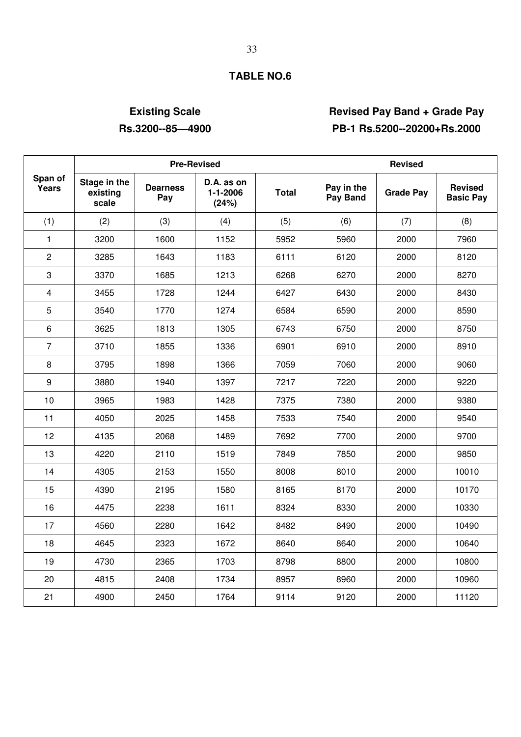## TABLE NO.6

**Existing Scale**
**Rs.3200--85—4900**

**Revised Pay Band + Grade Pay**
**PB-1 Rs.5200--20200+Rs.2000**

| Span of Years | Pre-Revised | | | | Revised | | |
|---|---|---|---|---|---|---|---|
| | Stage in the existing scale | Dearness Pay | D.A. as on 1-1-2006 (24%) | Total | Pay in the Pay Band | Grade Pay | Revised Basic Pay |
| (1) | (2) | (3) | (4) | (5) | (6) | (7) | (8) |
| 1 | 3200 | 1600 | 1152 | 5952 | 5960 | 2000 | 7960 |
| 2 | 3285 | 1643 | 1183 | 6111 | 6120 | 2000 | 8120 |
| 3 | 3370 | 1685 | 1213 | 6268 | 6270 | 2000 | 8270 |
| 4 | 3455 | 1728 | 1244 | 6427 | 6430 | 2000 | 8430 |
| 5 | 3540 | 1770 | 1274 | 6584 | 6590 | 2000 | 8590 |
| 6 | 3625 | 1813 | 1305 | 6743 | 6750 | 2000 | 8750 |
| 7 | 3710 | 1855 | 1336 | 6901 | 6910 | 2000 | 8910 |
| 8 | 3795 | 1898 | 1366 | 7059 | 7060 | 2000 | 9060 |
| 9 | 3880 | 1940 | 1397 | 7217 | 7220 | 2000 | 9220 |
| 10 | 3965 | 1983 | 1428 | 7375 | 7380 | 2000 | 9380 |
| 11 | 4050 | 2025 | 1458 | 7533 | 7540 | 2000 | 9540 |
| 12 | 4135 | 2068 | 1489 | 7692 | 7700 | 2000 | 9700 |
| 13 | 4220 | 2110 | 1519 | 7849 | 7850 | 2000 | 9850 |
| 14 | 4305 | 2153 | 1550 | 8008 | 8010 | 2000 | 10010 |
| 15 | 4390 | 2195 | 1580 | 8165 | 8170 | 2000 | 10170 |
| 16 | 4475 | 2238 | 1611 | 8324 | 8330 | 2000 | 10330 |
| 17 | 4560 | 2280 | 1642 | 8482 | 8490 | 2000 | 10490 |
| 18 | 4645 | 2323 | 1672 | 8640 | 8640 | 2000 | 10640 |
| 19 | 4730 | 2365 | 1703 | 8798 | 8800 | 2000 | 10800 |
| 20 | 4815 | 2408 | 1734 | 8957 | 8960 | 2000 | 10960 |
| 21 | 4900 | 2450 | 1764 | 9114 | 9120 | 2000 | 11120 |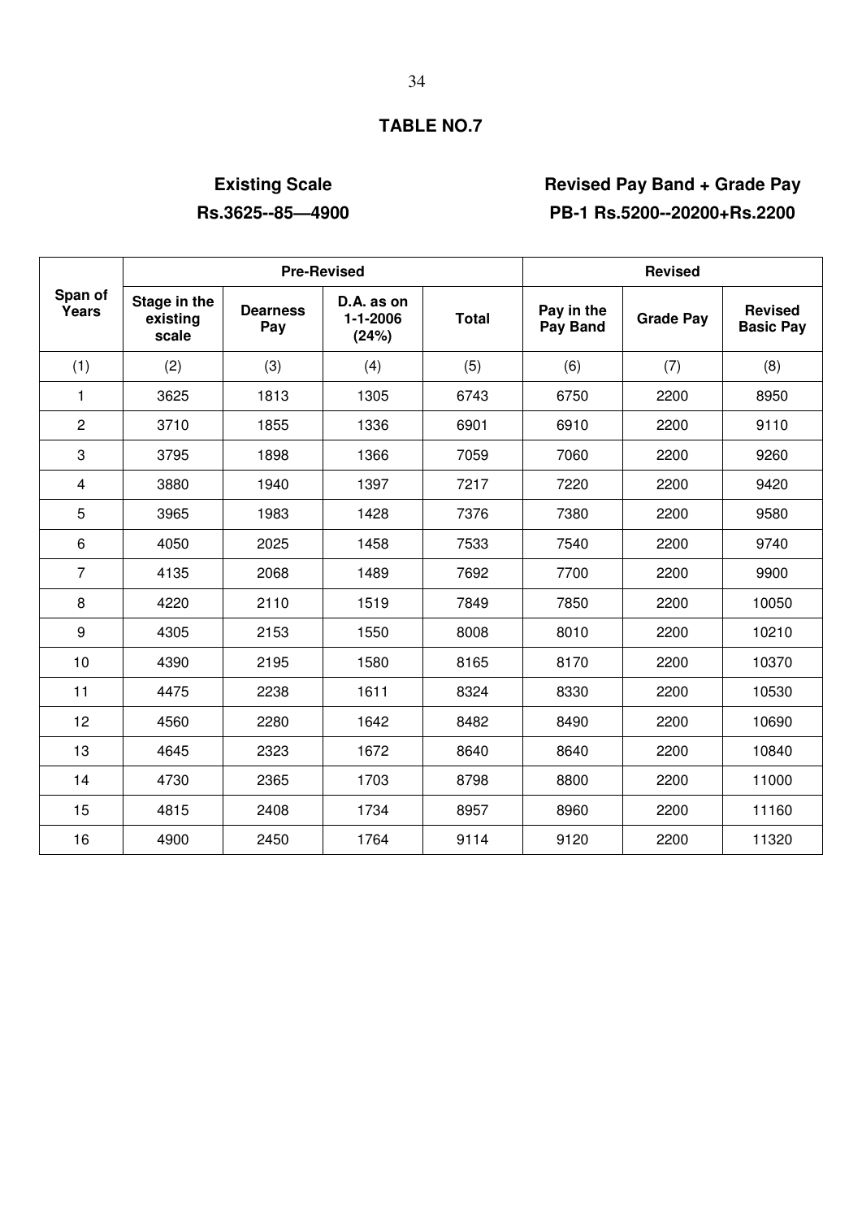## TABLE NO.7

**Existing Scale**
**Rs.3625--85—4900**

**Revised Pay Band + Grade Pay**
**PB-1 Rs.5200--20200+Rs.2200**

| Span of Years | Pre-Revised | | | | Revised | | |
|---|---|---|---|---|---|---|---|
| | Stage in the existing scale | Dearness Pay | D.A. as on 1-1-2006 (24%) | Total | Pay in the Pay Band | Grade Pay | Revised Basic Pay |
| (1) | (2) | (3) | (4) | (5) | (6) | (7) | (8) |
| 1 | 3625 | 1813 | 1305 | 6743 | 6750 | 2200 | 8950 |
| 2 | 3710 | 1855 | 1336 | 6901 | 6910 | 2200 | 9110 |
| 3 | 3795 | 1898 | 1366 | 7059 | 7060 | 2200 | 9260 |
| 4 | 3880 | 1940 | 1397 | 7217 | 7220 | 2200 | 9420 |
| 5 | 3965 | 1983 | 1428 | 7376 | 7380 | 2200 | 9580 |
| 6 | 4050 | 2025 | 1458 | 7533 | 7540 | 2200 | 9740 |
| 7 | 4135 | 2068 | 1489 | 7692 | 7700 | 2200 | 9900 |
| 8 | 4220 | 2110 | 1519 | 7849 | 7850 | 2200 | 10050 |
| 9 | 4305 | 2153 | 1550 | 8008 | 8010 | 2200 | 10210 |
| 10 | 4390 | 2195 | 1580 | 8165 | 8170 | 2200 | 10370 |
| 11 | 4475 | 2238 | 1611 | 8324 | 8330 | 2200 | 10530 |
| 12 | 4560 | 2280 | 1642 | 8482 | 8490 | 2200 | 10690 |
| 13 | 4645 | 2323 | 1672 | 8640 | 8640 | 2200 | 10840 |
| 14 | 4730 | 2365 | 1703 | 8798 | 8800 | 2200 | 11000 |
| 15 | 4815 | 2408 | 1734 | 8957 | 8960 | 2200 | 11160 |
| 16 | 4900 | 2450 | 1764 | 9114 | 9120 | 2200 | 11320 |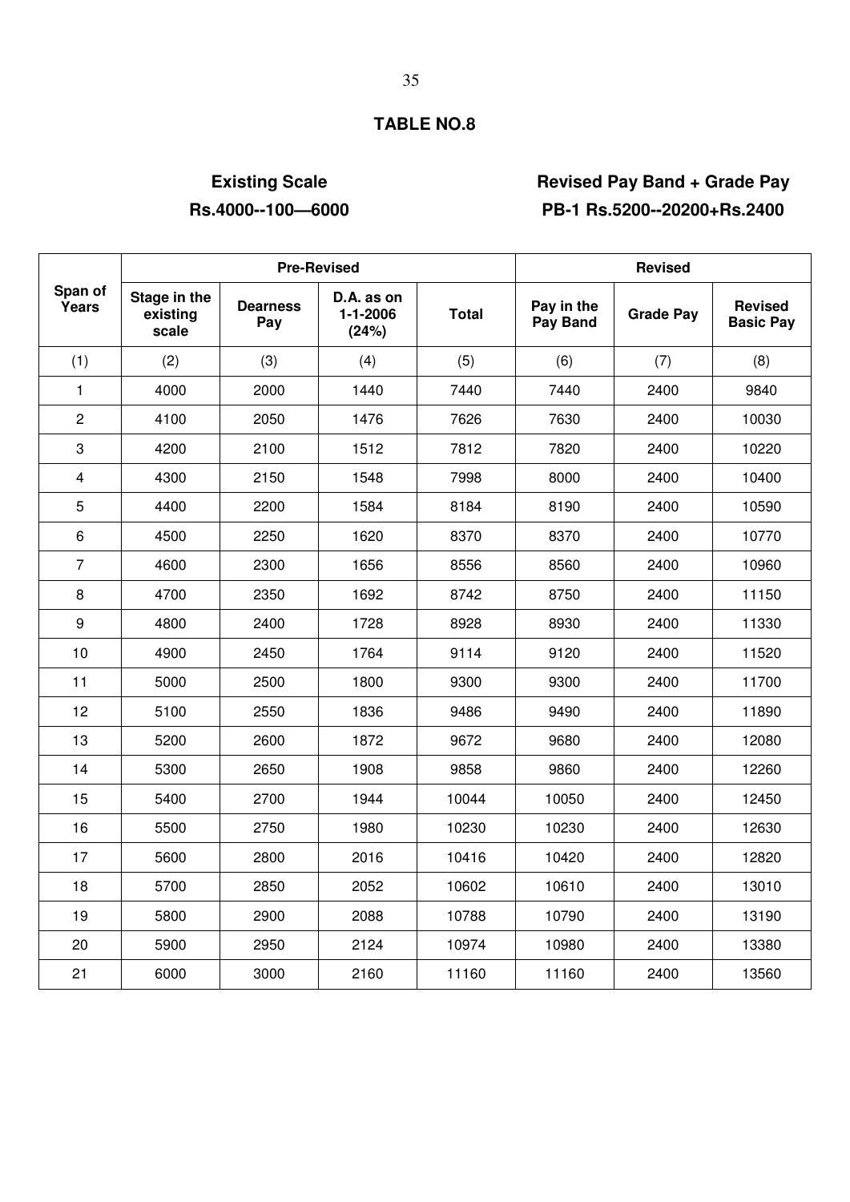## TABLE NO.8

**Existing Scale**
**Rs.4000--100—6000**

**Revised Pay Band + Grade Pay**
**PB-1 Rs.5200--20200+Rs.2400**

| Span of Years | Pre-Revised | | | | Revised | | |
|---|---|---|---|---|---|---|---|
| | Stage in the existing scale | Dearness Pay | D.A. as on 1-1-2006 (24%) | Total | Pay in the Pay Band | Grade Pay | Revised Basic Pay |
| (1) | (2) | (3) | (4) | (5) | (6) | (7) | (8) |
| 1 | 4000 | 2000 | 1440 | 7440 | 7440 | 2400 | 9840 |
| 2 | 4100 | 2050 | 1476 | 7626 | 7630 | 2400 | 10030 |
| 3 | 4200 | 2100 | 1512 | 7812 | 7820 | 2400 | 10220 |
| 4 | 4300 | 2150 | 1548 | 7998 | 8000 | 2400 | 10400 |
| 5 | 4400 | 2200 | 1584 | 8184 | 8190 | 2400 | 10590 |
| 6 | 4500 | 2250 | 1620 | 8370 | 8370 | 2400 | 10770 |
| 7 | 4600 | 2300 | 1656 | 8556 | 8560 | 2400 | 10960 |
| 8 | 4700 | 2350 | 1692 | 8742 | 8750 | 2400 | 11150 |
| 9 | 4800 | 2400 | 1728 | 8928 | 8930 | 2400 | 11330 |
| 10 | 4900 | 2450 | 1764 | 9114 | 9120 | 2400 | 11520 |
| 11 | 5000 | 2500 | 1800 | 9300 | 9300 | 2400 | 11700 |
| 12 | 5100 | 2550 | 1836 | 9486 | 9490 | 2400 | 11890 |
| 13 | 5200 | 2600 | 1872 | 9672 | 9680 | 2400 | 12080 |
| 14 | 5300 | 2650 | 1908 | 9858 | 9860 | 2400 | 12260 |
| 15 | 5400 | 2700 | 1944 | 10044 | 10050 | 2400 | 12450 |
| 16 | 5500 | 2750 | 1980 | 10230 | 10230 | 2400 | 12630 |
| 17 | 5600 | 2800 | 2016 | 10416 | 10420 | 2400 | 12820 |
| 18 | 5700 | 2850 | 2052 | 10602 | 10610 | 2400 | 13010 |
| 19 | 5800 | 2900 | 2088 | 10788 | 10790 | 2400 | 13190 |
| 20 | 5900 | 2950 | 2124 | 10974 | 10980 | 2400 | 13380 |
| 21 | 6000 | 3000 | 2160 | 11160 | 11160 | 2400 | 13560 |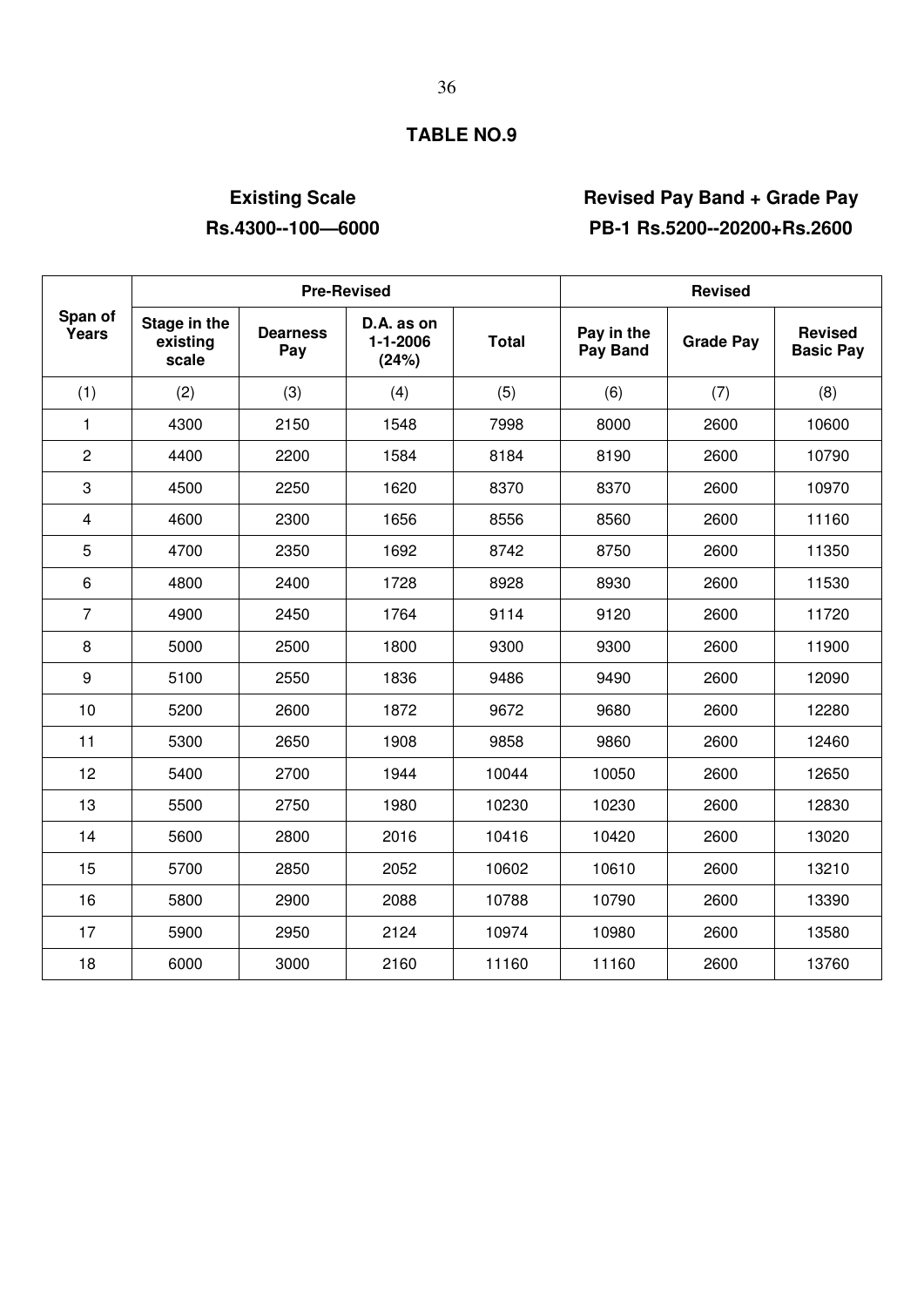## TABLE NO.9

**Existing Scale**
**Rs.4300--100—6000**

**Revised Pay Band + Grade Pay**
**PB-1 Rs.5200--20200+Rs.2600**

| Span of Years | Pre-Revised | | | | Revised | | |
|---|---|---|---|---|---|---|---|
| | Stage in the existing scale | Dearness Pay | D.A. as on 1-1-2006 (24%) | Total | Pay in the Pay Band | Grade Pay | Revised Basic Pay |
| (1) | (2) | (3) | (4) | (5) | (6) | (7) | (8) |
| 1 | 4300 | 2150 | 1548 | 7998 | 8000 | 2600 | 10600 |
| 2 | 4400 | 2200 | 1584 | 8184 | 8190 | 2600 | 10790 |
| 3 | 4500 | 2250 | 1620 | 8370 | 8370 | 2600 | 10970 |
| 4 | 4600 | 2300 | 1656 | 8556 | 8560 | 2600 | 11160 |
| 5 | 4700 | 2350 | 1692 | 8742 | 8750 | 2600 | 11350 |
| 6 | 4800 | 2400 | 1728 | 8928 | 8930 | 2600 | 11530 |
| 7 | 4900 | 2450 | 1764 | 9114 | 9120 | 2600 | 11720 |
| 8 | 5000 | 2500 | 1800 | 9300 | 9300 | 2600 | 11900 |
| 9 | 5100 | 2550 | 1836 | 9486 | 9490 | 2600 | 12090 |
| 10 | 5200 | 2600 | 1872 | 9672 | 9680 | 2600 | 12280 |
| 11 | 5300 | 2650 | 1908 | 9858 | 9860 | 2600 | 12460 |
| 12 | 5400 | 2700 | 1944 | 10044 | 10050 | 2600 | 12650 |
| 13 | 5500 | 2750 | 1980 | 10230 | 10230 | 2600 | 12830 |
| 14 | 5600 | 2800 | 2016 | 10416 | 10420 | 2600 | 13020 |
| 15 | 5700 | 2850 | 2052 | 10602 | 10610 | 2600 | 13210 |
| 16 | 5800 | 2900 | 2088 | 10788 | 10790 | 2600 | 13390 |
| 17 | 5900 | 2950 | 2124 | 10974 | 10980 | 2600 | 13580 |
| 18 | 6000 | 3000 | 2160 | 11160 | 11160 | 2600 | 13760 |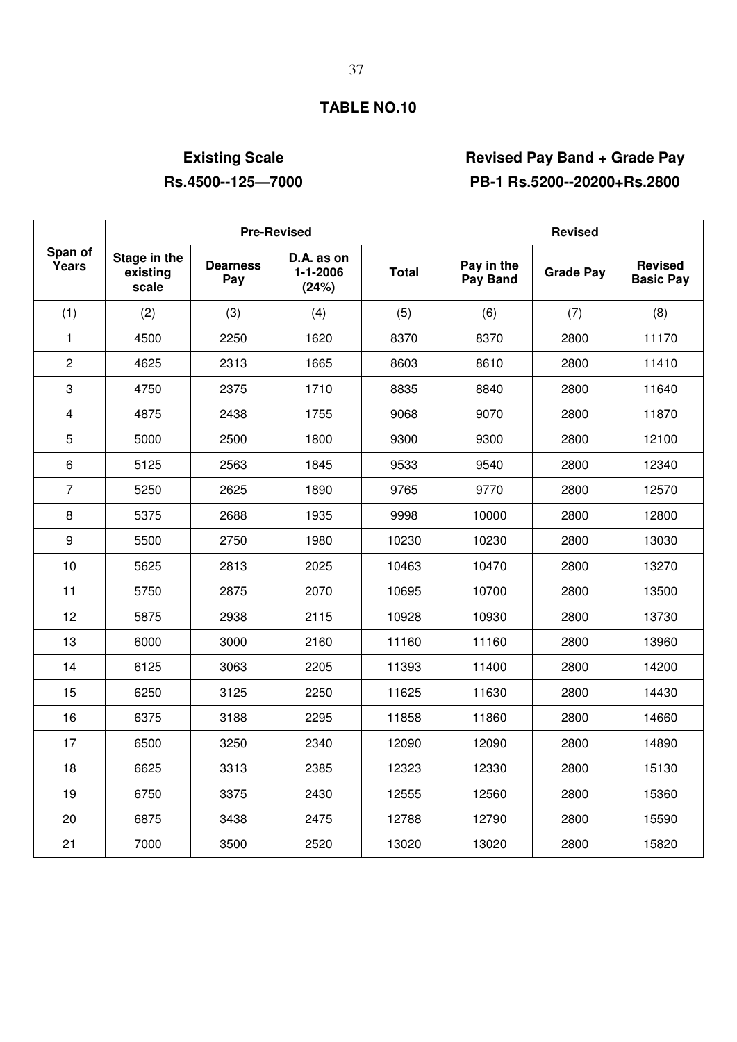# TABLE NO.10

| Existing Scale | Revised Pay Band + Grade Pay |
|---|---|
| **Rs.4500--125—7000** | **PB-1 Rs.5200--20200+Rs.2800** |

| Span of Years | Pre-Revised | | | | Revised | | |
|---|---|---|---|---|---|---|---|
| | Stage in the existing scale | Dearness Pay | D.A. as on 1-1-2006 (24%) | Total | Pay in the Pay Band | Grade Pay | Revised Basic Pay |
| (1) | (2) | (3) | (4) | (5) | (6) | (7) | (8) |
| 1 | 4500 | 2250 | 1620 | 8370 | 8370 | 2800 | 11170 |
| 2 | 4625 | 2313 | 1665 | 8603 | 8610 | 2800 | 11410 |
| 3 | 4750 | 2375 | 1710 | 8835 | 8840 | 2800 | 11640 |
| 4 | 4875 | 2438 | 1755 | 9068 | 9070 | 2800 | 11870 |
| 5 | 5000 | 2500 | 1800 | 9300 | 9300 | 2800 | 12100 |
| 6 | 5125 | 2563 | 1845 | 9533 | 9540 | 2800 | 12340 |
| 7 | 5250 | 2625 | 1890 | 9765 | 9770 | 2800 | 12570 |
| 8 | 5375 | 2688 | 1935 | 9998 | 10000 | 2800 | 12800 |
| 9 | 5500 | 2750 | 1980 | 10230 | 10230 | 2800 | 13030 |
| 10 | 5625 | 2813 | 2025 | 10463 | 10470 | 2800 | 13270 |
| 11 | 5750 | 2875 | 2070 | 10695 | 10700 | 2800 | 13500 |
| 12 | 5875 | 2938 | 2115 | 10928 | 10930 | 2800 | 13730 |
| 13 | 6000 | 3000 | 2160 | 11160 | 11160 | 2800 | 13960 |
| 14 | 6125 | 3063 | 2205 | 11393 | 11400 | 2800 | 14200 |
| 15 | 6250 | 3125 | 2250 | 11625 | 11630 | 2800 | 14430 |
| 16 | 6375 | 3188 | 2295 | 11858 | 11860 | 2800 | 14660 |
| 17 | 6500 | 3250 | 2340 | 12090 | 12090 | 2800 | 14890 |
| 18 | 6625 | 3313 | 2385 | 12323 | 12330 | 2800 | 15130 |
| 19 | 6750 | 3375 | 2430 | 12555 | 12560 | 2800 | 15360 |
| 20 | 6875 | 3438 | 2475 | 12788 | 12790 | 2800 | 15590 |
| 21 | 7000 | 3500 | 2520 | 13020 | 13020 | 2800 | 15820 |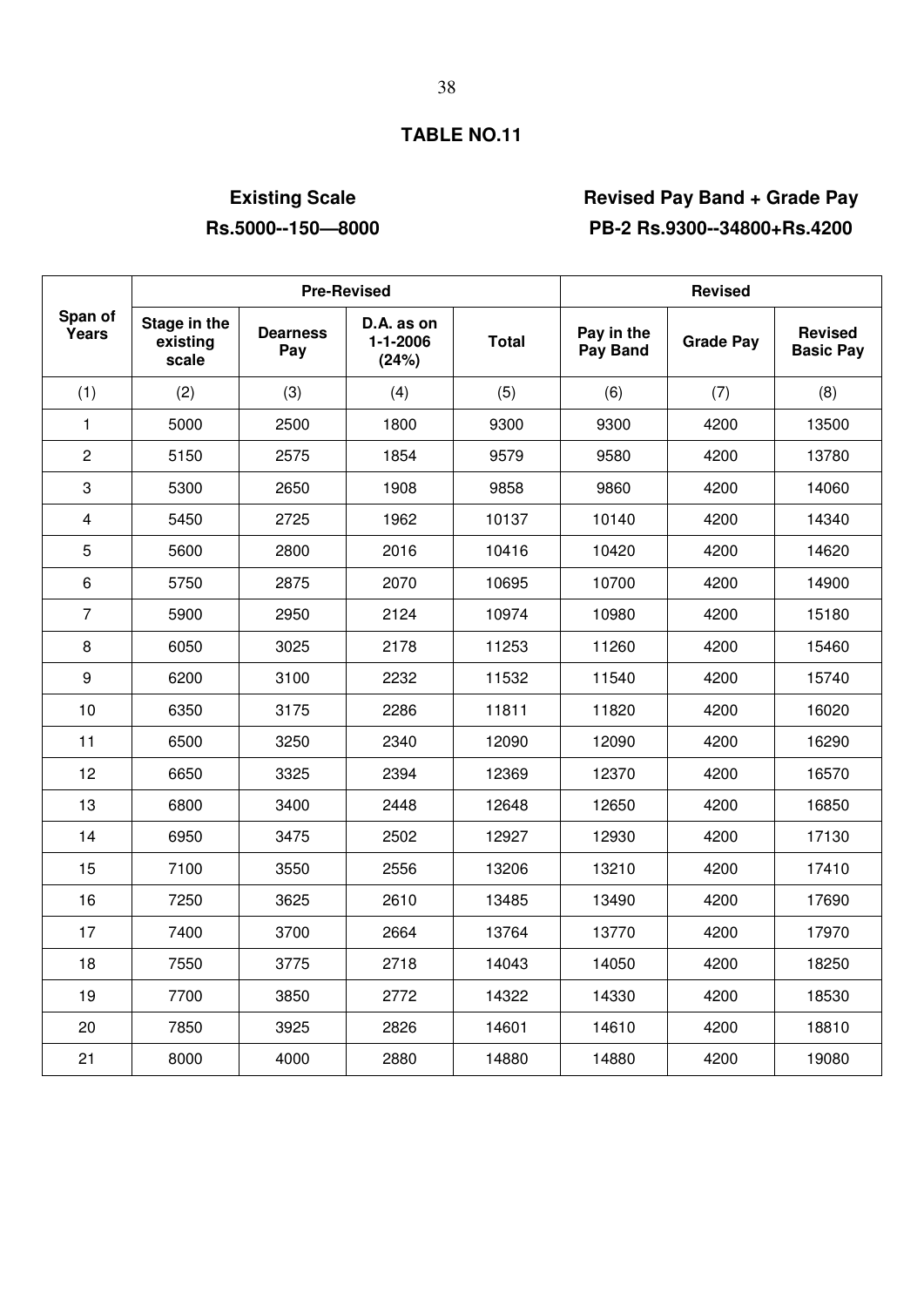## TABLE NO.11

**Existing Scale**
**Rs.5000--150—8000**

**Revised Pay Band + Grade Pay**
**PB-2 Rs.9300--34800+Rs.4200**

| Span of Years | Pre-Revised | | | | Revised | | |
|---|---|---|---|---|---|---|---|
| | Stage in the existing scale | Dearness Pay | D.A. as on 1-1-2006 (24%) | Total | Pay in the Pay Band | Grade Pay | Revised Basic Pay |
| (1) | (2) | (3) | (4) | (5) | (6) | (7) | (8) |
| 1 | 5000 | 2500 | 1800 | 9300 | 9300 | 4200 | 13500 |
| 2 | 5150 | 2575 | 1854 | 9579 | 9580 | 4200 | 13780 |
| 3 | 5300 | 2650 | 1908 | 9858 | 9860 | 4200 | 14060 |
| 4 | 5450 | 2725 | 1962 | 10137 | 10140 | 4200 | 14340 |
| 5 | 5600 | 2800 | 2016 | 10416 | 10420 | 4200 | 14620 |
| 6 | 5750 | 2875 | 2070 | 10695 | 10700 | 4200 | 14900 |
| 7 | 5900 | 2950 | 2124 | 10974 | 10980 | 4200 | 15180 |
| 8 | 6050 | 3025 | 2178 | 11253 | 11260 | 4200 | 15460 |
| 9 | 6200 | 3100 | 2232 | 11532 | 11540 | 4200 | 15740 |
| 10 | 6350 | 3175 | 2286 | 11811 | 11820 | 4200 | 16020 |
| 11 | 6500 | 3250 | 2340 | 12090 | 12090 | 4200 | 16290 |
| 12 | 6650 | 3325 | 2394 | 12369 | 12370 | 4200 | 16570 |
| 13 | 6800 | 3400 | 2448 | 12648 | 12650 | 4200 | 16850 |
| 14 | 6950 | 3475 | 2502 | 12927 | 12930 | 4200 | 17130 |
| 15 | 7100 | 3550 | 2556 | 13206 | 13210 | 4200 | 17410 |
| 16 | 7250 | 3625 | 2610 | 13485 | 13490 | 4200 | 17690 |
| 17 | 7400 | 3700 | 2664 | 13764 | 13770 | 4200 | 17970 |
| 18 | 7550 | 3775 | 2718 | 14043 | 14050 | 4200 | 18250 |
| 19 | 7700 | 3850 | 2772 | 14322 | 14330 | 4200 | 18530 |
| 20 | 7850 | 3925 | 2826 | 14601 | 14610 | 4200 | 18810 |
| 21 | 8000 | 4000 | 2880 | 14880 | 14880 | 4200 | 19080 |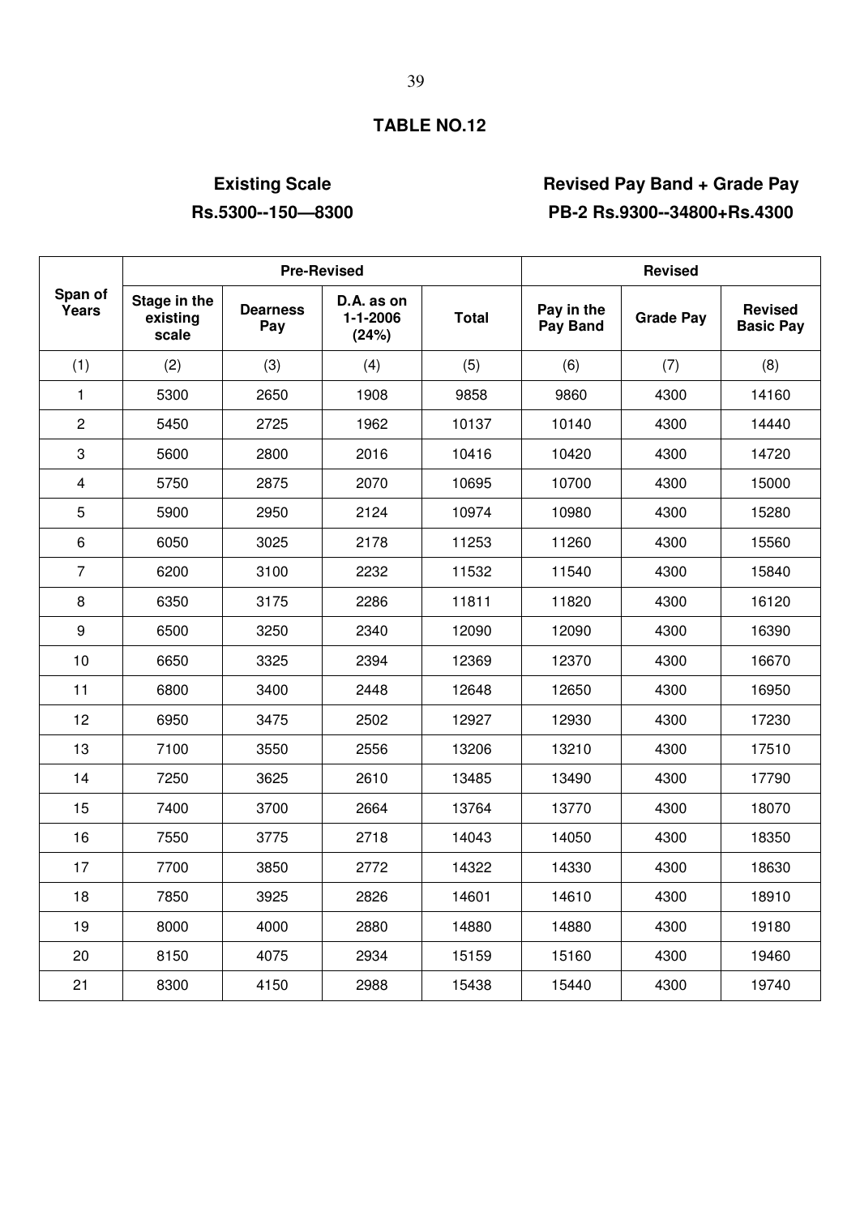## TABLE NO.12

**Existing Scale**
**Rs.5300--150—8300**

**Revised Pay Band + Grade Pay**
**PB-2 Rs.9300--34800+Rs.4300**

| Span of Years | Pre-Revised | | | | Revised | | |
|---|---|---|---|---|---|---|---|
| | Stage in the existing scale | Dearness Pay | D.A. as on 1-1-2006 (24%) | Total | Pay in the Pay Band | Grade Pay | Revised Basic Pay |
| (1) | (2) | (3) | (4) | (5) | (6) | (7) | (8) |
| 1 | 5300 | 2650 | 1908 | 9858 | 9860 | 4300 | 14160 |
| 2 | 5450 | 2725 | 1962 | 10137 | 10140 | 4300 | 14440 |
| 3 | 5600 | 2800 | 2016 | 10416 | 10420 | 4300 | 14720 |
| 4 | 5750 | 2875 | 2070 | 10695 | 10700 | 4300 | 15000 |
| 5 | 5900 | 2950 | 2124 | 10974 | 10980 | 4300 | 15280 |
| 6 | 6050 | 3025 | 2178 | 11253 | 11260 | 4300 | 15560 |
| 7 | 6200 | 3100 | 2232 | 11532 | 11540 | 4300 | 15840 |
| 8 | 6350 | 3175 | 2286 | 11811 | 11820 | 4300 | 16120 |
| 9 | 6500 | 3250 | 2340 | 12090 | 12090 | 4300 | 16390 |
| 10 | 6650 | 3325 | 2394 | 12369 | 12370 | 4300 | 16670 |
| 11 | 6800 | 3400 | 2448 | 12648 | 12650 | 4300 | 16950 |
| 12 | 6950 | 3475 | 2502 | 12927 | 12930 | 4300 | 17230 |
| 13 | 7100 | 3550 | 2556 | 13206 | 13210 | 4300 | 17510 |
| 14 | 7250 | 3625 | 2610 | 13485 | 13490 | 4300 | 17790 |
| 15 | 7400 | 3700 | 2664 | 13764 | 13770 | 4300 | 18070 |
| 16 | 7550 | 3775 | 2718 | 14043 | 14050 | 4300 | 18350 |
| 17 | 7700 | 3850 | 2772 | 14322 | 14330 | 4300 | 18630 |
| 18 | 7850 | 3925 | 2826 | 14601 | 14610 | 4300 | 18910 |
| 19 | 8000 | 4000 | 2880 | 14880 | 14880 | 4300 | 19180 |
| 20 | 8150 | 4075 | 2934 | 15159 | 15160 | 4300 | 19460 |
| 21 | 8300 | 4150 | 2988 | 15438 | 15440 | 4300 | 19740 |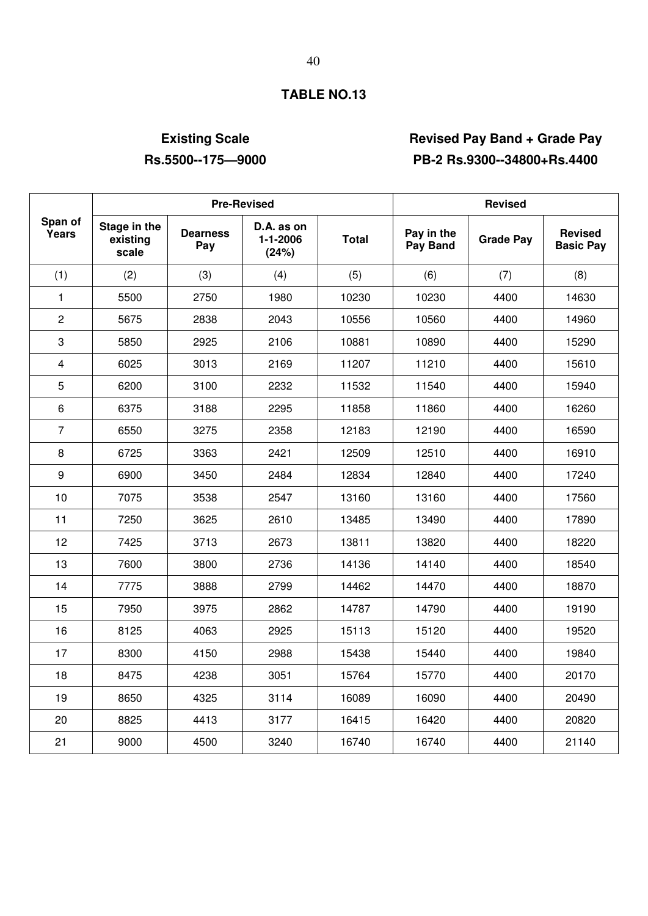## TABLE NO.13

**Existing Scale**
**Rs.5500--175—9000**

**Revised Pay Band + Grade Pay**
**PB-2 Rs.9300--34800+Rs.4400**

| Span of Years | Pre-Revised | | | | Revised | | |
|---|---|---|---|---|---|---|---|
| | Stage in the existing scale | Dearness Pay | D.A. as on 1-1-2006 (24%) | Total | Pay in the Pay Band | Grade Pay | Revised Basic Pay |
| (1) | (2) | (3) | (4) | (5) | (6) | (7) | (8) |
| 1 | 5500 | 2750 | 1980 | 10230 | 10230 | 4400 | 14630 |
| 2 | 5675 | 2838 | 2043 | 10556 | 10560 | 4400 | 14960 |
| 3 | 5850 | 2925 | 2106 | 10881 | 10890 | 4400 | 15290 |
| 4 | 6025 | 3013 | 2169 | 11207 | 11210 | 4400 | 15610 |
| 5 | 6200 | 3100 | 2232 | 11532 | 11540 | 4400 | 15940 |
| 6 | 6375 | 3188 | 2295 | 11858 | 11860 | 4400 | 16260 |
| 7 | 6550 | 3275 | 2358 | 12183 | 12190 | 4400 | 16590 |
| 8 | 6725 | 3363 | 2421 | 12509 | 12510 | 4400 | 16910 |
| 9 | 6900 | 3450 | 2484 | 12834 | 12840 | 4400 | 17240 |
| 10 | 7075 | 3538 | 2547 | 13160 | 13160 | 4400 | 17560 |
| 11 | 7250 | 3625 | 2610 | 13485 | 13490 | 4400 | 17890 |
| 12 | 7425 | 3713 | 2673 | 13811 | 13820 | 4400 | 18220 |
| 13 | 7600 | 3800 | 2736 | 14136 | 14140 | 4400 | 18540 |
| 14 | 7775 | 3888 | 2799 | 14462 | 14470 | 4400 | 18870 |
| 15 | 7950 | 3975 | 2862 | 14787 | 14790 | 4400 | 19190 |
| 16 | 8125 | 4063 | 2925 | 15113 | 15120 | 4400 | 19520 |
| 17 | 8300 | 4150 | 2988 | 15438 | 15440 | 4400 | 19840 |
| 18 | 8475 | 4238 | 3051 | 15764 | 15770 | 4400 | 20170 |
| 19 | 8650 | 4325 | 3114 | 16089 | 16090 | 4400 | 20490 |
| 20 | 8825 | 4413 | 3177 | 16415 | 16420 | 4400 | 20820 |
| 21 | 9000 | 4500 | 3240 | 16740 | 16740 | 4400 | 21140 |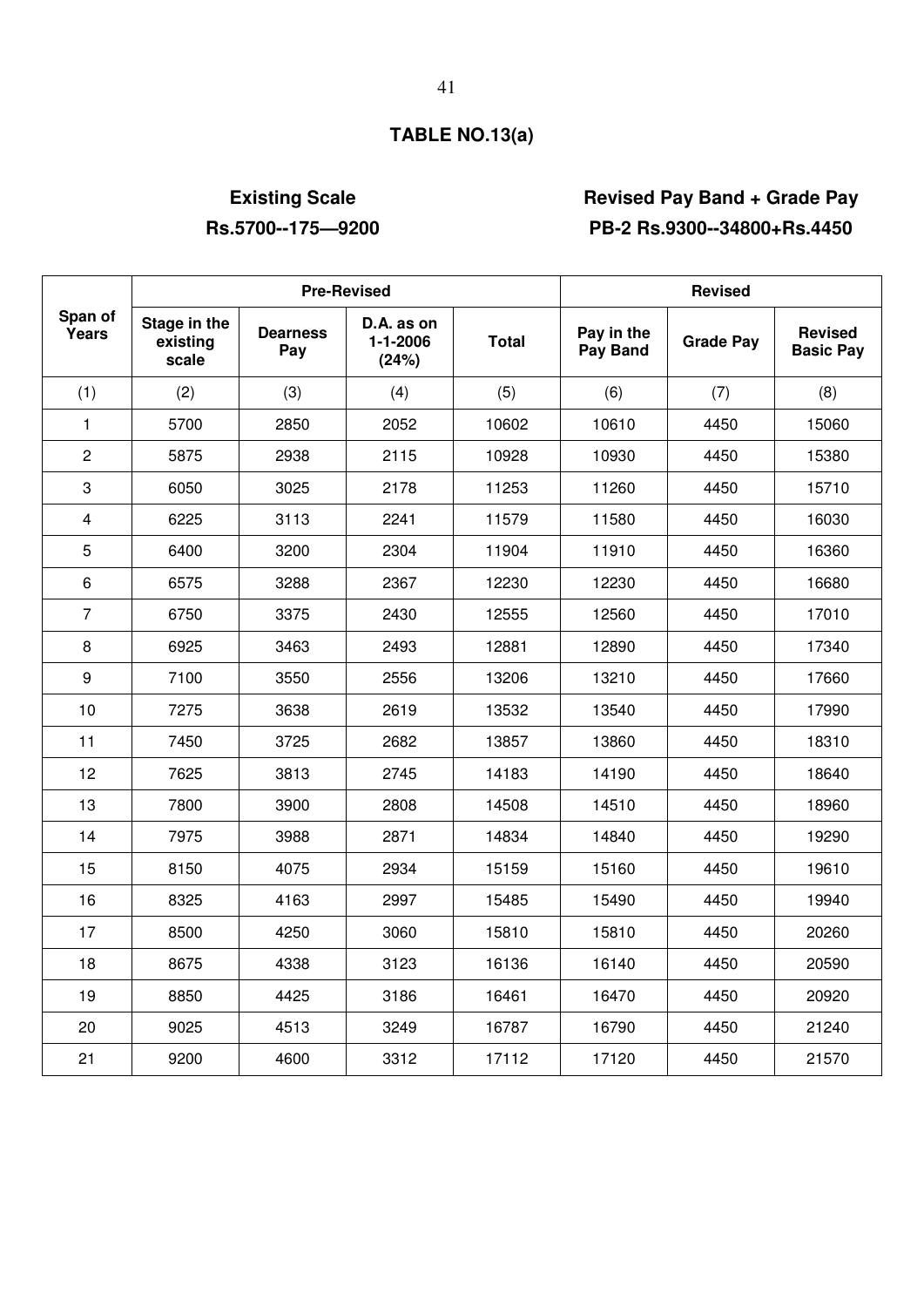## TABLE NO.13(a)

**Existing Scale**
**Rs.5700--175—9200**

**Revised Pay Band + Grade Pay**
**PB-2 Rs.9300--34800+Rs.4450**

| Span of Years | Pre-Revised | | | | Revised | | |
|---|---|---|---|---|---|---|---|
| | Stage in the existing scale | Dearness Pay | D.A. as on 1-1-2006 (24%) | Total | Pay in the Pay Band | Grade Pay | Revised Basic Pay |
| (1) | (2) | (3) | (4) | (5) | (6) | (7) | (8) |
| 1 | 5700 | 2850 | 2052 | 10602 | 10610 | 4450 | 15060 |
| 2 | 5875 | 2938 | 2115 | 10928 | 10930 | 4450 | 15380 |
| 3 | 6050 | 3025 | 2178 | 11253 | 11260 | 4450 | 15710 |
| 4 | 6225 | 3113 | 2241 | 11579 | 11580 | 4450 | 16030 |
| 5 | 6400 | 3200 | 2304 | 11904 | 11910 | 4450 | 16360 |
| 6 | 6575 | 3288 | 2367 | 12230 | 12230 | 4450 | 16680 |
| 7 | 6750 | 3375 | 2430 | 12555 | 12560 | 4450 | 17010 |
| 8 | 6925 | 3463 | 2493 | 12881 | 12890 | 4450 | 17340 |
| 9 | 7100 | 3550 | 2556 | 13206 | 13210 | 4450 | 17660 |
| 10 | 7275 | 3638 | 2619 | 13532 | 13540 | 4450 | 17990 |
| 11 | 7450 | 3725 | 2682 | 13857 | 13860 | 4450 | 18310 |
| 12 | 7625 | 3813 | 2745 | 14183 | 14190 | 4450 | 18640 |
| 13 | 7800 | 3900 | 2808 | 14508 | 14510 | 4450 | 18960 |
| 14 | 7975 | 3988 | 2871 | 14834 | 14840 | 4450 | 19290 |
| 15 | 8150 | 4075 | 2934 | 15159 | 15160 | 4450 | 19610 |
| 16 | 8325 | 4163 | 2997 | 15485 | 15490 | 4450 | 19940 |
| 17 | 8500 | 4250 | 3060 | 15810 | 15810 | 4450 | 20260 |
| 18 | 8675 | 4338 | 3123 | 16136 | 16140 | 4450 | 20590 |
| 19 | 8850 | 4425 | 3186 | 16461 | 16470 | 4450 | 20920 |
| 20 | 9025 | 4513 | 3249 | 16787 | 16790 | 4450 | 21240 |
| 21 | 9200 | 4600 | 3312 | 17112 | 17120 | 4450 | 21570 |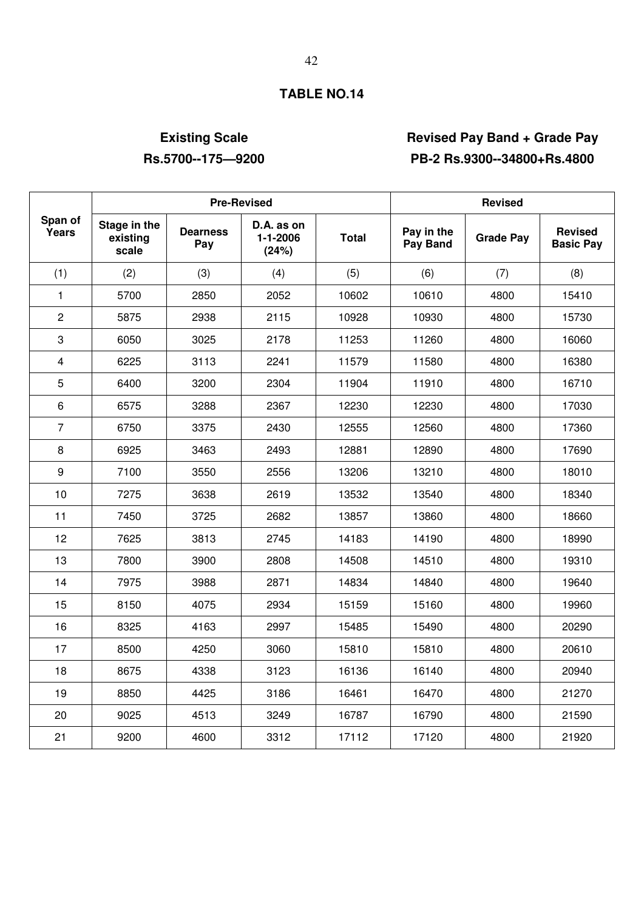## TABLE NO.14

**Existing Scale**
**Rs.5700--175—9200**

**Revised Pay Band + Grade Pay**
**PB-2 Rs.9300--34800+Rs.4800**

| Span of Years | Pre-Revised | | | | Revised | | |
|---|---|---|---|---|---|---|---|
| | Stage in the existing scale | Dearness Pay | D.A. as on 1-1-2006 (24%) | Total | Pay in the Pay Band | Grade Pay | Revised Basic Pay |
| (1) | (2) | (3) | (4) | (5) | (6) | (7) | (8) |
| 1 | 5700 | 2850 | 2052 | 10602 | 10610 | 4800 | 15410 |
| 2 | 5875 | 2938 | 2115 | 10928 | 10930 | 4800 | 15730 |
| 3 | 6050 | 3025 | 2178 | 11253 | 11260 | 4800 | 16060 |
| 4 | 6225 | 3113 | 2241 | 11579 | 11580 | 4800 | 16380 |
| 5 | 6400 | 3200 | 2304 | 11904 | 11910 | 4800 | 16710 |
| 6 | 6575 | 3288 | 2367 | 12230 | 12230 | 4800 | 17030 |
| 7 | 6750 | 3375 | 2430 | 12555 | 12560 | 4800 | 17360 |
| 8 | 6925 | 3463 | 2493 | 12881 | 12890 | 4800 | 17690 |
| 9 | 7100 | 3550 | 2556 | 13206 | 13210 | 4800 | 18010 |
| 10 | 7275 | 3638 | 2619 | 13532 | 13540 | 4800 | 18340 |
| 11 | 7450 | 3725 | 2682 | 13857 | 13860 | 4800 | 18660 |
| 12 | 7625 | 3813 | 2745 | 14183 | 14190 | 4800 | 18990 |
| 13 | 7800 | 3900 | 2808 | 14508 | 14510 | 4800 | 19310 |
| 14 | 7975 | 3988 | 2871 | 14834 | 14840 | 4800 | 19640 |
| 15 | 8150 | 4075 | 2934 | 15159 | 15160 | 4800 | 19960 |
| 16 | 8325 | 4163 | 2997 | 15485 | 15490 | 4800 | 20290 |
| 17 | 8500 | 4250 | 3060 | 15810 | 15810 | 4800 | 20610 |
| 18 | 8675 | 4338 | 3123 | 16136 | 16140 | 4800 | 20940 |
| 19 | 8850 | 4425 | 3186 | 16461 | 16470 | 4800 | 21270 |
| 20 | 9025 | 4513 | 3249 | 16787 | 16790 | 4800 | 21590 |
| 21 | 9200 | 4600 | 3312 | 17112 | 17120 | 4800 | 21920 |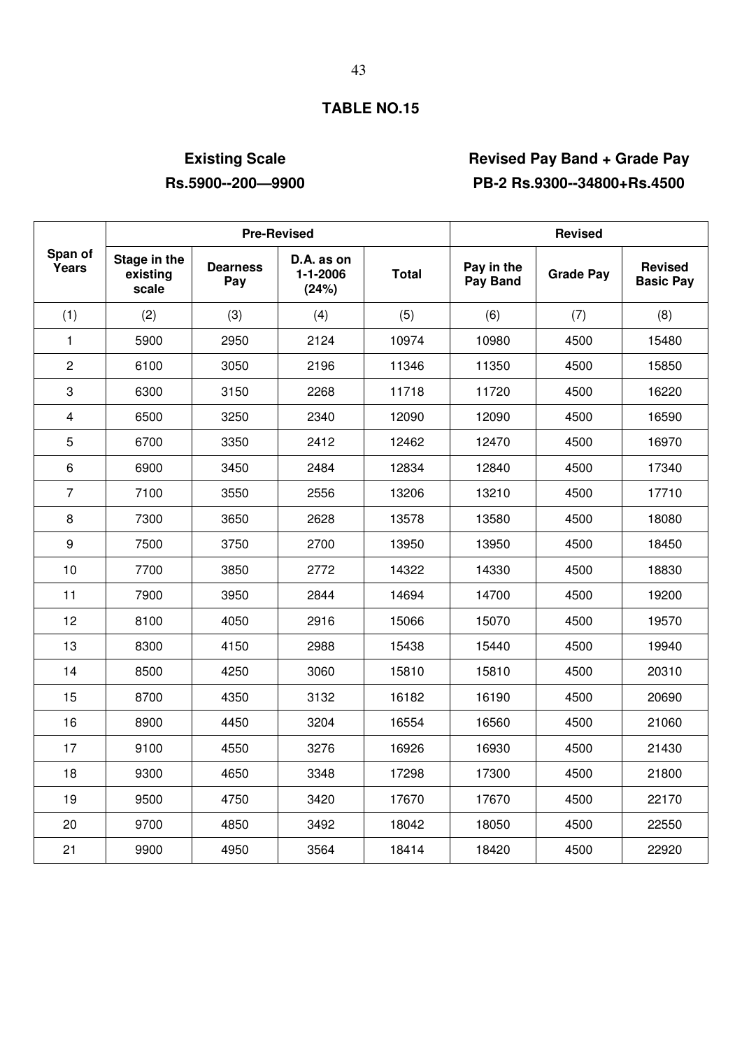## TABLE NO.15

**Existing Scale**
**Rs.5900--200—9900**

**Revised Pay Band + Grade Pay**
**PB-2 Rs.9300--34800+Rs.4500**

| Span of Years | Pre-Revised | | | | Revised | | |
|---|---|---|---|---|---|---|---|
| | Stage in the existing scale | Dearness Pay | D.A. as on 1-1-2006 (24%) | Total | Pay in the Pay Band | Grade Pay | Revised Basic Pay |
| (1) | (2) | (3) | (4) | (5) | (6) | (7) | (8) |
| 1 | 5900 | 2950 | 2124 | 10974 | 10980 | 4500 | 15480 |
| 2 | 6100 | 3050 | 2196 | 11346 | 11350 | 4500 | 15850 |
| 3 | 6300 | 3150 | 2268 | 11718 | 11720 | 4500 | 16220 |
| 4 | 6500 | 3250 | 2340 | 12090 | 12090 | 4500 | 16590 |
| 5 | 6700 | 3350 | 2412 | 12462 | 12470 | 4500 | 16970 |
| 6 | 6900 | 3450 | 2484 | 12834 | 12840 | 4500 | 17340 |
| 7 | 7100 | 3550 | 2556 | 13206 | 13210 | 4500 | 17710 |
| 8 | 7300 | 3650 | 2628 | 13578 | 13580 | 4500 | 18080 |
| 9 | 7500 | 3750 | 2700 | 13950 | 13950 | 4500 | 18450 |
| 10 | 7700 | 3850 | 2772 | 14322 | 14330 | 4500 | 18830 |
| 11 | 7900 | 3950 | 2844 | 14694 | 14700 | 4500 | 19200 |
| 12 | 8100 | 4050 | 2916 | 15066 | 15070 | 4500 | 19570 |
| 13 | 8300 | 4150 | 2988 | 15438 | 15440 | 4500 | 19940 |
| 14 | 8500 | 4250 | 3060 | 15810 | 15810 | 4500 | 20310 |
| 15 | 8700 | 4350 | 3132 | 16182 | 16190 | 4500 | 20690 |
| 16 | 8900 | 4450 | 3204 | 16554 | 16560 | 4500 | 21060 |
| 17 | 9100 | 4550 | 3276 | 16926 | 16930 | 4500 | 21430 |
| 18 | 9300 | 4650 | 3348 | 17298 | 17300 | 4500 | 21800 |
| 19 | 9500 | 4750 | 3420 | 17670 | 17670 | 4500 | 22170 |
| 20 | 9700 | 4850 | 3492 | 18042 | 18050 | 4500 | 22550 |
| 21 | 9900 | 4950 | 3564 | 18414 | 18420 | 4500 | 22920 |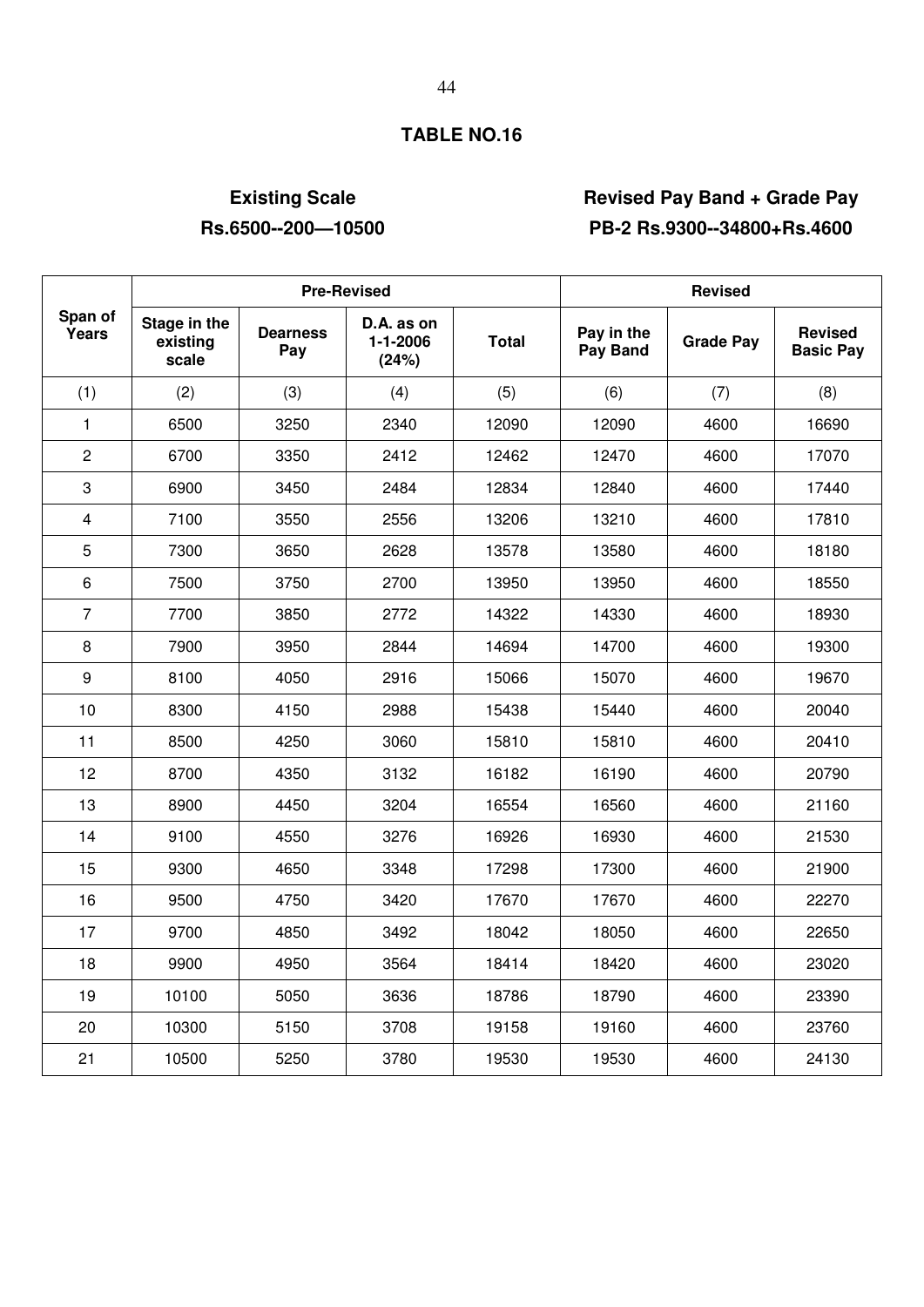## TABLE NO.16

**Existing Scale**
**Rs.6500--200—10500**

**Revised Pay Band + Grade Pay**
**PB-2 Rs.9300--34800+Rs.4600**

| Span of Years | Pre-Revised | | | | Revised | | |
|---|---|---|---|---|---|---|---|
| | Stage in the existing scale | Dearness Pay | D.A. as on 1-1-2006 (24%) | Total | Pay in the Pay Band | Grade Pay | Revised Basic Pay |
| (1) | (2) | (3) | (4) | (5) | (6) | (7) | (8) |
| 1 | 6500 | 3250 | 2340 | 12090 | 12090 | 4600 | 16690 |
| 2 | 6700 | 3350 | 2412 | 12462 | 12470 | 4600 | 17070 |
| 3 | 6900 | 3450 | 2484 | 12834 | 12840 | 4600 | 17440 |
| 4 | 7100 | 3550 | 2556 | 13206 | 13210 | 4600 | 17810 |
| 5 | 7300 | 3650 | 2628 | 13578 | 13580 | 4600 | 18180 |
| 6 | 7500 | 3750 | 2700 | 13950 | 13950 | 4600 | 18550 |
| 7 | 7700 | 3850 | 2772 | 14322 | 14330 | 4600 | 18930 |
| 8 | 7900 | 3950 | 2844 | 14694 | 14700 | 4600 | 19300 |
| 9 | 8100 | 4050 | 2916 | 15066 | 15070 | 4600 | 19670 |
| 10 | 8300 | 4150 | 2988 | 15438 | 15440 | 4600 | 20040 |
| 11 | 8500 | 4250 | 3060 | 15810 | 15810 | 4600 | 20410 |
| 12 | 8700 | 4350 | 3132 | 16182 | 16190 | 4600 | 20790 |
| 13 | 8900 | 4450 | 3204 | 16554 | 16560 | 4600 | 21160 |
| 14 | 9100 | 4550 | 3276 | 16926 | 16930 | 4600 | 21530 |
| 15 | 9300 | 4650 | 3348 | 17298 | 17300 | 4600 | 21900 |
| 16 | 9500 | 4750 | 3420 | 17670 | 17670 | 4600 | 22270 |
| 17 | 9700 | 4850 | 3492 | 18042 | 18050 | 4600 | 22650 |
| 18 | 9900 | 4950 | 3564 | 18414 | 18420 | 4600 | 23020 |
| 19 | 10100 | 5050 | 3636 | 18786 | 18790 | 4600 | 23390 |
| 20 | 10300 | 5150 | 3708 | 19158 | 19160 | 4600 | 23760 |
| 21 | 10500 | 5250 | 3780 | 19530 | 19530 | 4600 | 24130 |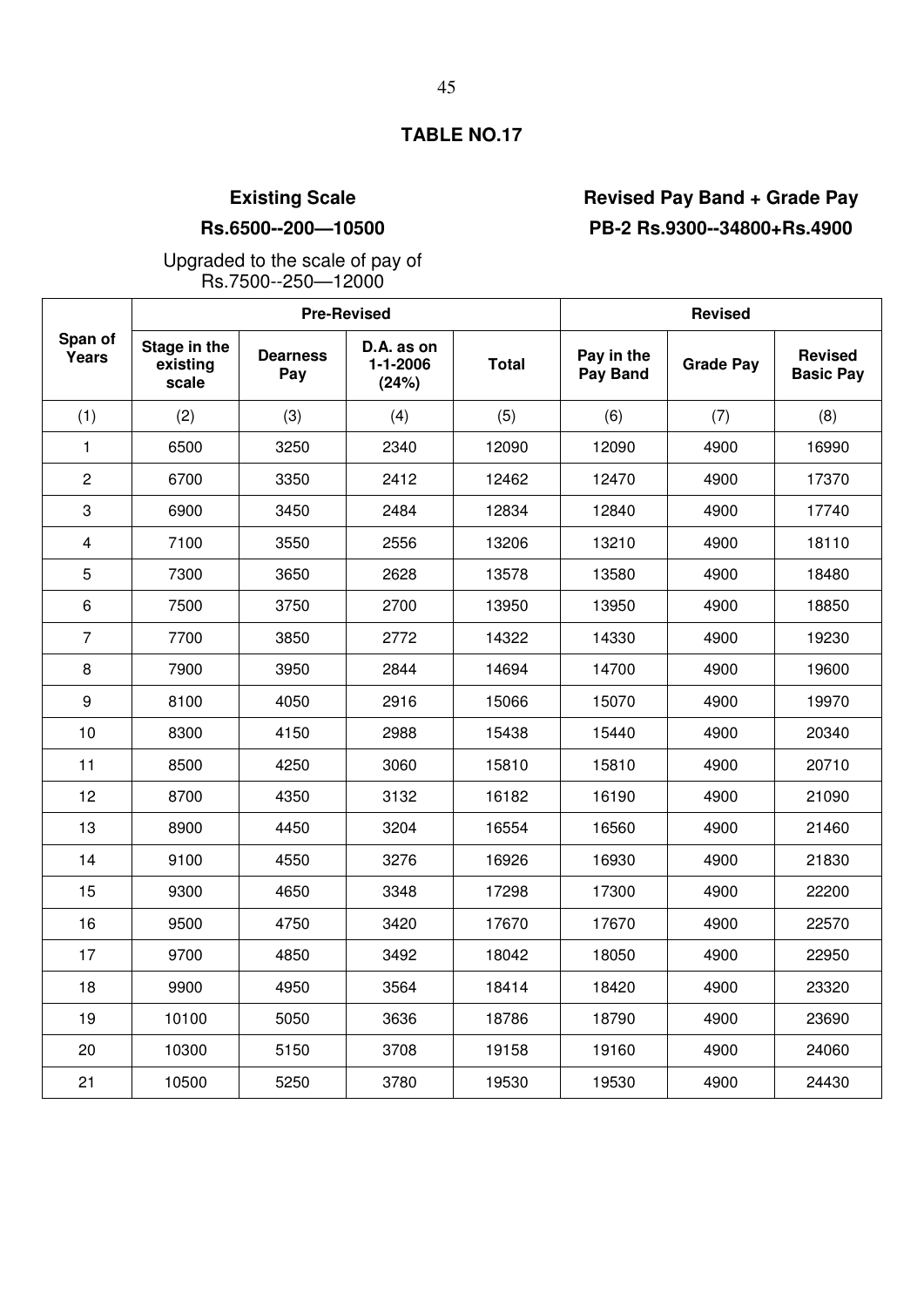## TABLE NO.17

**Existing Scale**

**Rs.6500--200—10500**

Upgraded to the scale of pay of Rs.7500--250—12000

**Revised Pay Band + Grade Pay**

**PB-2 Rs.9300--34800+Rs.4900**

| Span of Years | Pre-Revised | | | | Revised | | |
|---|---|---|---|---|---|---|---|
| | Stage in the existing scale | Dearness Pay | D.A. as on 1-1-2006 (24%) | Total | Pay in the Pay Band | Grade Pay | Revised Basic Pay |
| (1) | (2) | (3) | (4) | (5) | (6) | (7) | (8) |
| 1 | 6500 | 3250 | 2340 | 12090 | 12090 | 4900 | 16990 |
| 2 | 6700 | 3350 | 2412 | 12462 | 12470 | 4900 | 17370 |
| 3 | 6900 | 3450 | 2484 | 12834 | 12840 | 4900 | 17740 |
| 4 | 7100 | 3550 | 2556 | 13206 | 13210 | 4900 | 18110 |
| 5 | 7300 | 3650 | 2628 | 13578 | 13580 | 4900 | 18480 |
| 6 | 7500 | 3750 | 2700 | 13950 | 13950 | 4900 | 18850 |
| 7 | 7700 | 3850 | 2772 | 14322 | 14330 | 4900 | 19230 |
| 8 | 7900 | 3950 | 2844 | 14694 | 14700 | 4900 | 19600 |
| 9 | 8100 | 4050 | 2916 | 15066 | 15070 | 4900 | 19970 |
| 10 | 8300 | 4150 | 2988 | 15438 | 15440 | 4900 | 20340 |
| 11 | 8500 | 4250 | 3060 | 15810 | 15810 | 4900 | 20710 |
| 12 | 8700 | 4350 | 3132 | 16182 | 16190 | 4900 | 21090 |
| 13 | 8900 | 4450 | 3204 | 16554 | 16560 | 4900 | 21460 |
| 14 | 9100 | 4550 | 3276 | 16926 | 16930 | 4900 | 21830 |
| 15 | 9300 | 4650 | 3348 | 17298 | 17300 | 4900 | 22200 |
| 16 | 9500 | 4750 | 3420 | 17670 | 17670 | 4900 | 22570 |
| 17 | 9700 | 4850 | 3492 | 18042 | 18050 | 4900 | 22950 |
| 18 | 9900 | 4950 | 3564 | 18414 | 18420 | 4900 | 23320 |
| 19 | 10100 | 5050 | 3636 | 18786 | 18790 | 4900 | 23690 |
| 20 | 10300 | 5150 | 3708 | 19158 | 19160 | 4900 | 24060 |
| 21 | 10500 | 5250 | 3780 | 19530 | 19530 | 4900 | 24430 |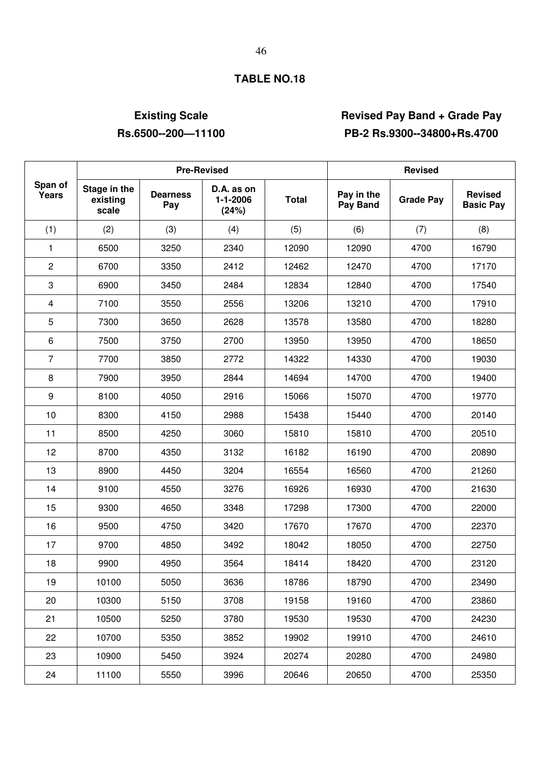## TABLE NO.18

**Existing Scale**
**Rs.6500--200—11100**

**Revised Pay Band + Grade Pay**
**PB-2 Rs.9300--34800+Rs.4700**

| Span of Years | Pre-Revised | | | | Revised | | |
|---|---|---|---|---|---|---|---|
| | Stage in the existing scale | Dearness Pay | D.A. as on 1-1-2006 (24%) | Total | Pay in the Pay Band | Grade Pay | Revised Basic Pay |
| (1) | (2) | (3) | (4) | (5) | (6) | (7) | (8) |
| 1 | 6500 | 3250 | 2340 | 12090 | 12090 | 4700 | 16790 |
| 2 | 6700 | 3350 | 2412 | 12462 | 12470 | 4700 | 17170 |
| 3 | 6900 | 3450 | 2484 | 12834 | 12840 | 4700 | 17540 |
| 4 | 7100 | 3550 | 2556 | 13206 | 13210 | 4700 | 17910 |
| 5 | 7300 | 3650 | 2628 | 13578 | 13580 | 4700 | 18280 |
| 6 | 7500 | 3750 | 2700 | 13950 | 13950 | 4700 | 18650 |
| 7 | 7700 | 3850 | 2772 | 14322 | 14330 | 4700 | 19030 |
| 8 | 7900 | 3950 | 2844 | 14694 | 14700 | 4700 | 19400 |
| 9 | 8100 | 4050 | 2916 | 15066 | 15070 | 4700 | 19770 |
| 10 | 8300 | 4150 | 2988 | 15438 | 15440 | 4700 | 20140 |
| 11 | 8500 | 4250 | 3060 | 15810 | 15810 | 4700 | 20510 |
| 12 | 8700 | 4350 | 3132 | 16182 | 16190 | 4700 | 20890 |
| 13 | 8900 | 4450 | 3204 | 16554 | 16560 | 4700 | 21260 |
| 14 | 9100 | 4550 | 3276 | 16926 | 16930 | 4700 | 21630 |
| 15 | 9300 | 4650 | 3348 | 17298 | 17300 | 4700 | 22000 |
| 16 | 9500 | 4750 | 3420 | 17670 | 17670 | 4700 | 22370 |
| 17 | 9700 | 4850 | 3492 | 18042 | 18050 | 4700 | 22750 |
| 18 | 9900 | 4950 | 3564 | 18414 | 18420 | 4700 | 23120 |
| 19 | 10100 | 5050 | 3636 | 18786 | 18790 | 4700 | 23490 |
| 20 | 10300 | 5150 | 3708 | 19158 | 19160 | 4700 | 23860 |
| 21 | 10500 | 5250 | 3780 | 19530 | 19530 | 4700 | 24230 |
| 22 | 10700 | 5350 | 3852 | 19902 | 19910 | 4700 | 24610 |
| 23 | 10900 | 5450 | 3924 | 20274 | 20280 | 4700 | 24980 |
| 24 | 11100 | 5550 | 3996 | 20646 | 20650 | 4700 | 25350 |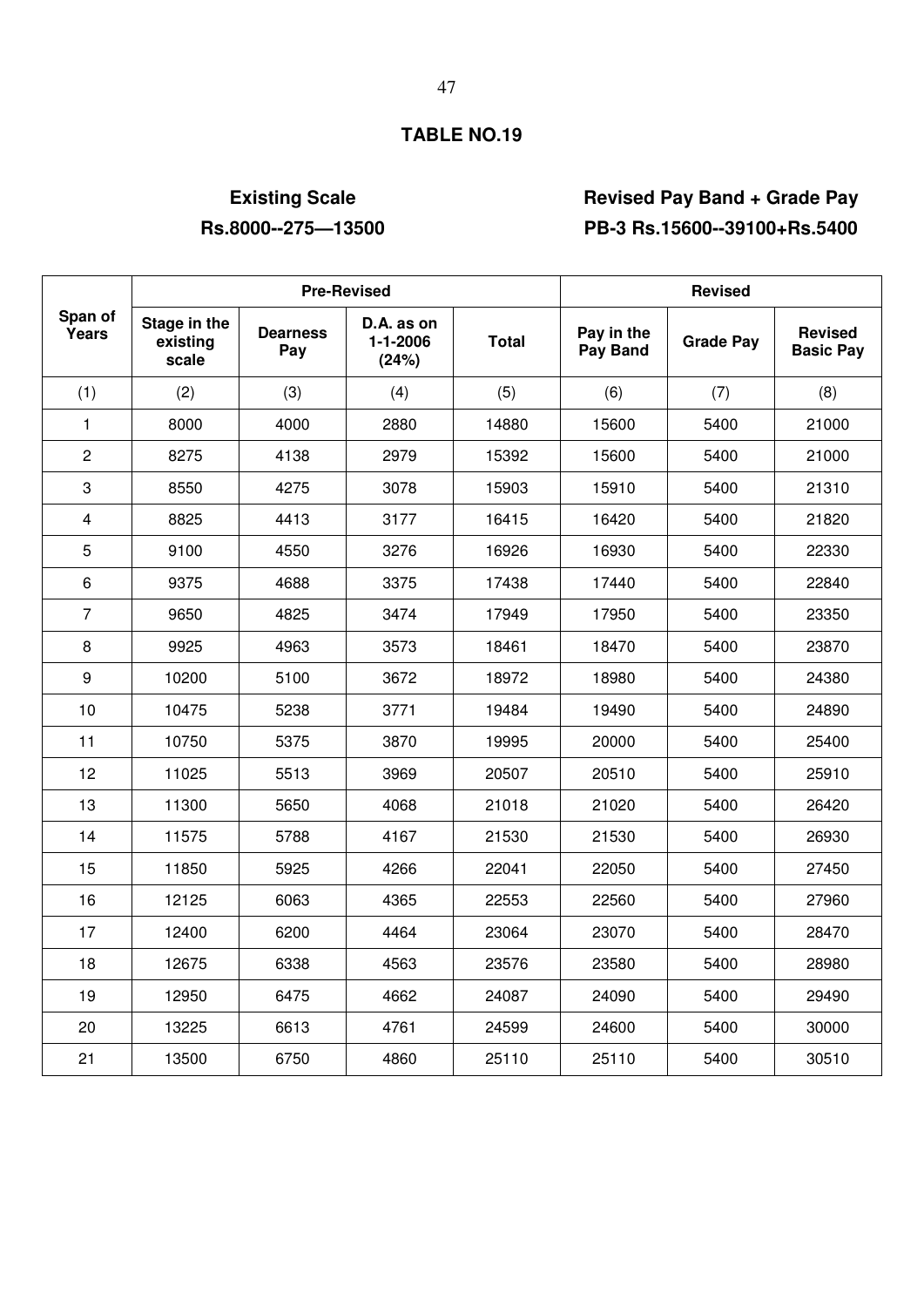## TABLE NO.19

**Existing Scale**
**Rs.8000--275—13500**

**Revised Pay Band + Grade Pay**
**PB-3 Rs.15600--39100+Rs.5400**

| Span of Years | Pre-Revised | | | | Revised | | |
|---|---|---|---|---|---|---|---|
| | Stage in the existing scale | Dearness Pay | D.A. as on 1-1-2006 (24%) | Total | Pay in the Pay Band | Grade Pay | Revised Basic Pay |
| (1) | (2) | (3) | (4) | (5) | (6) | (7) | (8) |
| 1 | 8000 | 4000 | 2880 | 14880 | 15600 | 5400 | 21000 |
| 2 | 8275 | 4138 | 2979 | 15392 | 15600 | 5400 | 21000 |
| 3 | 8550 | 4275 | 3078 | 15903 | 15910 | 5400 | 21310 |
| 4 | 8825 | 4413 | 3177 | 16415 | 16420 | 5400 | 21820 |
| 5 | 9100 | 4550 | 3276 | 16926 | 16930 | 5400 | 22330 |
| 6 | 9375 | 4688 | 3375 | 17438 | 17440 | 5400 | 22840 |
| 7 | 9650 | 4825 | 3474 | 17949 | 17950 | 5400 | 23350 |
| 8 | 9925 | 4963 | 3573 | 18461 | 18470 | 5400 | 23870 |
| 9 | 10200 | 5100 | 3672 | 18972 | 18980 | 5400 | 24380 |
| 10 | 10475 | 5238 | 3771 | 19484 | 19490 | 5400 | 24890 |
| 11 | 10750 | 5375 | 3870 | 19995 | 20000 | 5400 | 25400 |
| 12 | 11025 | 5513 | 3969 | 20507 | 20510 | 5400 | 25910 |
| 13 | 11300 | 5650 | 4068 | 21018 | 21020 | 5400 | 26420 |
| 14 | 11575 | 5788 | 4167 | 21530 | 21530 | 5400 | 26930 |
| 15 | 11850 | 5925 | 4266 | 22041 | 22050 | 5400 | 27450 |
| 16 | 12125 | 6063 | 4365 | 22553 | 22560 | 5400 | 27960 |
| 17 | 12400 | 6200 | 4464 | 23064 | 23070 | 5400 | 28470 |
| 18 | 12675 | 6338 | 4563 | 23576 | 23580 | 5400 | 28980 |
| 19 | 12950 | 6475 | 4662 | 24087 | 24090 | 5400 | 29490 |
| 20 | 13225 | 6613 | 4761 | 24599 | 24600 | 5400 | 30000 |
| 21 | 13500 | 6750 | 4860 | 25110 | 25110 | 5400 | 30510 |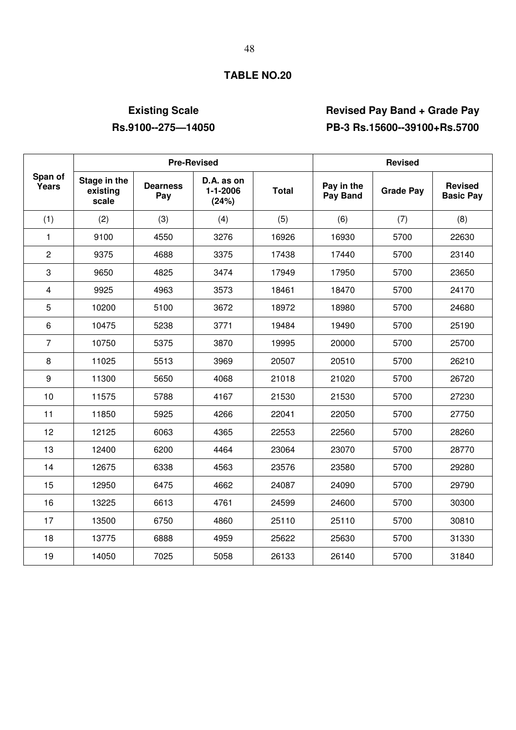## TABLE NO.20

**Existing Scale**
**Rs.9100--275—14050**

**Revised Pay Band + Grade Pay**
**PB-3 Rs.15600--39100+Rs.5700**

| Span of Years | Pre-Revised | | | | Revised | | |
|---|---|---|---|---|---|---|---|
| | Stage in the existing scale | Dearness Pay | D.A. as on 1-1-2006 (24%) | Total | Pay in the Pay Band | Grade Pay | Revised Basic Pay |
| (1) | (2) | (3) | (4) | (5) | (6) | (7) | (8) |
| 1 | 9100 | 4550 | 3276 | 16926 | 16930 | 5700 | 22630 |
| 2 | 9375 | 4688 | 3375 | 17438 | 17440 | 5700 | 23140 |
| 3 | 9650 | 4825 | 3474 | 17949 | 17950 | 5700 | 23650 |
| 4 | 9925 | 4963 | 3573 | 18461 | 18470 | 5700 | 24170 |
| 5 | 10200 | 5100 | 3672 | 18972 | 18980 | 5700 | 24680 |
| 6 | 10475 | 5238 | 3771 | 19484 | 19490 | 5700 | 25190 |
| 7 | 10750 | 5375 | 3870 | 19995 | 20000 | 5700 | 25700 |
| 8 | 11025 | 5513 | 3969 | 20507 | 20510 | 5700 | 26210 |
| 9 | 11300 | 5650 | 4068 | 21018 | 21020 | 5700 | 26720 |
| 10 | 11575 | 5788 | 4167 | 21530 | 21530 | 5700 | 27230 |
| 11 | 11850 | 5925 | 4266 | 22041 | 22050 | 5700 | 27750 |
| 12 | 12125 | 6063 | 4365 | 22553 | 22560 | 5700 | 28260 |
| 13 | 12400 | 6200 | 4464 | 23064 | 23070 | 5700 | 28770 |
| 14 | 12675 | 6338 | 4563 | 23576 | 23580 | 5700 | 29280 |
| 15 | 12950 | 6475 | 4662 | 24087 | 24090 | 5700 | 29790 |
| 16 | 13225 | 6613 | 4761 | 24599 | 24600 | 5700 | 30300 |
| 17 | 13500 | 6750 | 4860 | 25110 | 25110 | 5700 | 30810 |
| 18 | 13775 | 6888 | 4959 | 25622 | 25630 | 5700 | 31330 |
| 19 | 14050 | 7025 | 5058 | 26133 | 26140 | 5700 | 31840 |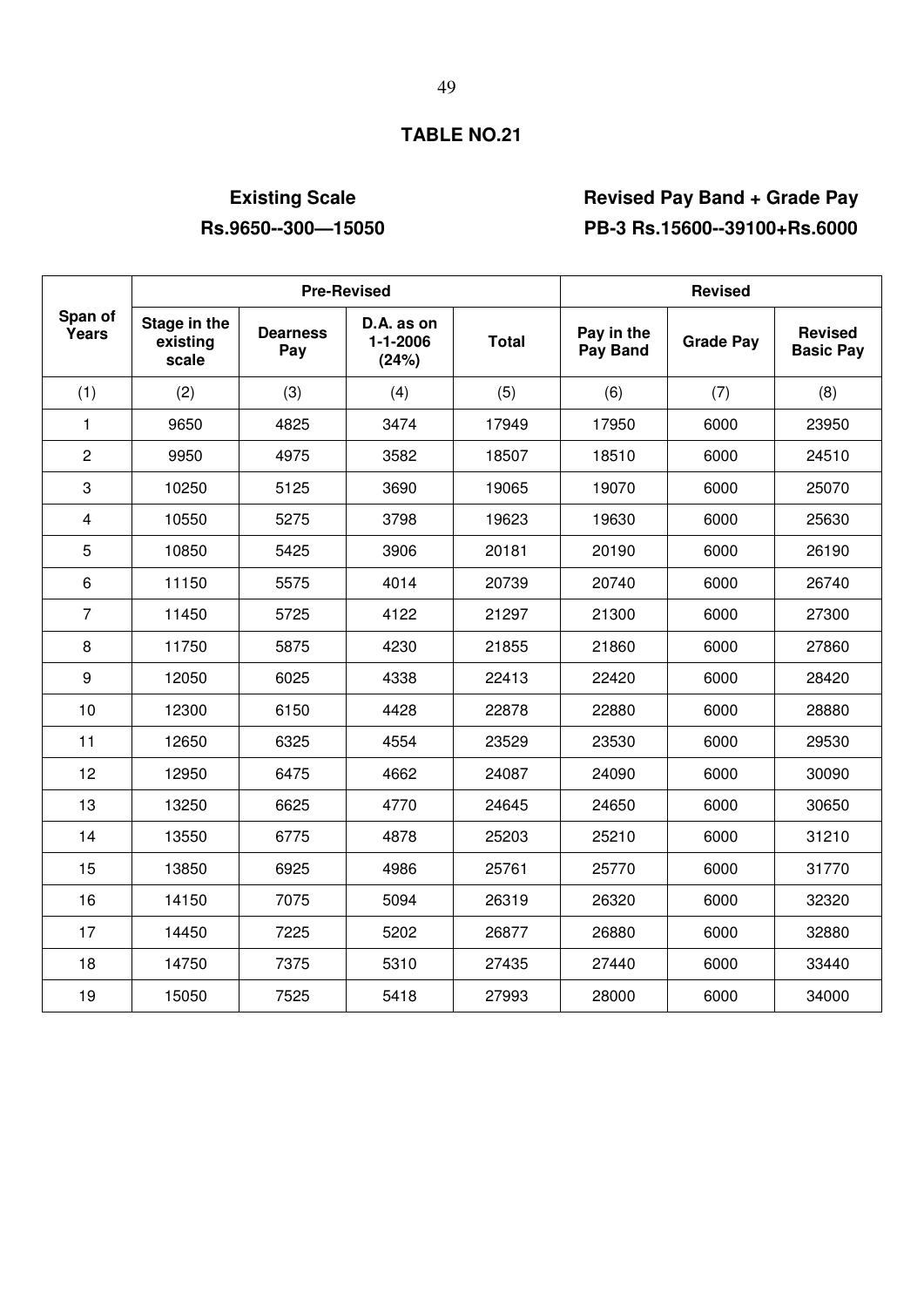## TABLE NO.21

**Existing Scale**
**Rs.9650--300—15050**

**Revised Pay Band + Grade Pay**
**PB-3 Rs.15600--39100+Rs.6000**

| Span of Years | Pre-Revised | | | | Revised | | |
|---|---|---|---|---|---|---|---|
| | Stage in the existing scale | Dearness Pay | D.A. as on 1-1-2006 (24%) | Total | Pay in the Pay Band | Grade Pay | Revised Basic Pay |
| (1) | (2) | (3) | (4) | (5) | (6) | (7) | (8) |
| 1 | 9650 | 4825 | 3474 | 17949 | 17950 | 6000 | 23950 |
| 2 | 9950 | 4975 | 3582 | 18507 | 18510 | 6000 | 24510 |
| 3 | 10250 | 5125 | 3690 | 19065 | 19070 | 6000 | 25070 |
| 4 | 10550 | 5275 | 3798 | 19623 | 19630 | 6000 | 25630 |
| 5 | 10850 | 5425 | 3906 | 20181 | 20190 | 6000 | 26190 |
| 6 | 11150 | 5575 | 4014 | 20739 | 20740 | 6000 | 26740 |
| 7 | 11450 | 5725 | 4122 | 21297 | 21300 | 6000 | 27300 |
| 8 | 11750 | 5875 | 4230 | 21855 | 21860 | 6000 | 27860 |
| 9 | 12050 | 6025 | 4338 | 22413 | 22420 | 6000 | 28420 |
| 10 | 12300 | 6150 | 4428 | 22878 | 22880 | 6000 | 28880 |
| 11 | 12650 | 6325 | 4554 | 23529 | 23530 | 6000 | 29530 |
| 12 | 12950 | 6475 | 4662 | 24087 | 24090 | 6000 | 30090 |
| 13 | 13250 | 6625 | 4770 | 24645 | 24650 | 6000 | 30650 |
| 14 | 13550 | 6775 | 4878 | 25203 | 25210 | 6000 | 31210 |
| 15 | 13850 | 6925 | 4986 | 25761 | 25770 | 6000 | 31770 |
| 16 | 14150 | 7075 | 5094 | 26319 | 26320 | 6000 | 32320 |
| 17 | 14450 | 7225 | 5202 | 26877 | 26880 | 6000 | 32880 |
| 18 | 14750 | 7375 | 5310 | 27435 | 27440 | 6000 | 33440 |
| 19 | 15050 | 7525 | 5418 | 27993 | 28000 | 6000 | 34000 |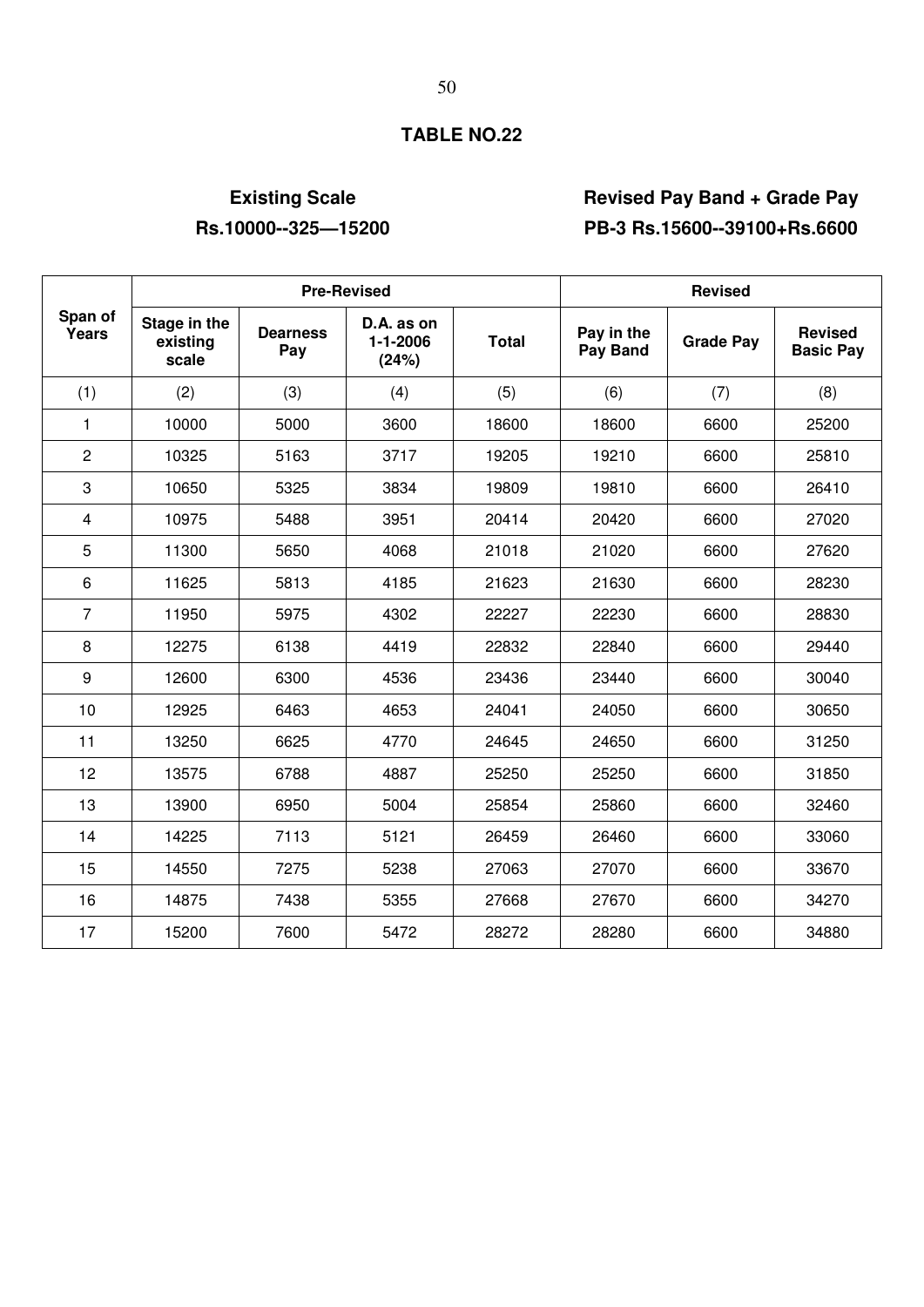## TABLE NO.22

**Existing Scale**
**Rs.10000--325—15200**

**Revised Pay Band + Grade Pay**
**PB-3 Rs.15600--39100+Rs.6600**

| Span of Years | Pre-Revised | | | | Revised | | |
|---|---|---|---|---|---|---|---|
| | Stage in the existing scale | Dearness Pay | D.A. as on 1-1-2006 (24%) | Total | Pay in the Pay Band | Grade Pay | Revised Basic Pay |
| (1) | (2) | (3) | (4) | (5) | (6) | (7) | (8) |
| 1 | 10000 | 5000 | 3600 | 18600 | 18600 | 6600 | 25200 |
| 2 | 10325 | 5163 | 3717 | 19205 | 19210 | 6600 | 25810 |
| 3 | 10650 | 5325 | 3834 | 19809 | 19810 | 6600 | 26410 |
| 4 | 10975 | 5488 | 3951 | 20414 | 20420 | 6600 | 27020 |
| 5 | 11300 | 5650 | 4068 | 21018 | 21020 | 6600 | 27620 |
| 6 | 11625 | 5813 | 4185 | 21623 | 21630 | 6600 | 28230 |
| 7 | 11950 | 5975 | 4302 | 22227 | 22230 | 6600 | 28830 |
| 8 | 12275 | 6138 | 4419 | 22832 | 22840 | 6600 | 29440 |
| 9 | 12600 | 6300 | 4536 | 23436 | 23440 | 6600 | 30040 |
| 10 | 12925 | 6463 | 4653 | 24041 | 24050 | 6600 | 30650 |
| 11 | 13250 | 6625 | 4770 | 24645 | 24650 | 6600 | 31250 |
| 12 | 13575 | 6788 | 4887 | 25250 | 25250 | 6600 | 31850 |
| 13 | 13900 | 6950 | 5004 | 25854 | 25860 | 6600 | 32460 |
| 14 | 14225 | 7113 | 5121 | 26459 | 26460 | 6600 | 33060 |
| 15 | 14550 | 7275 | 5238 | 27063 | 27070 | 6600 | 33670 |
| 16 | 14875 | 7438 | 5355 | 27668 | 27670 | 6600 | 34270 |
| 17 | 15200 | 7600 | 5472 | 28272 | 28280 | 6600 | 34880 |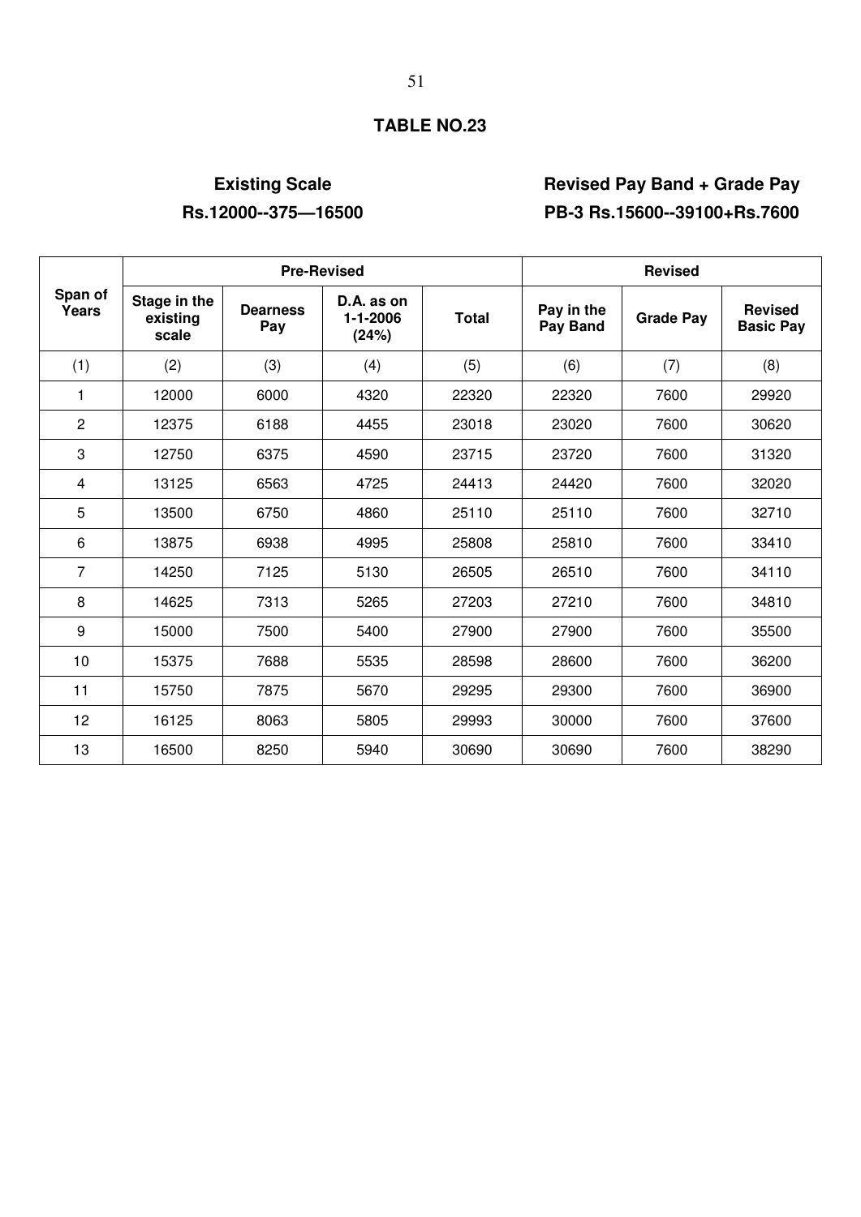## TABLE NO.23

**Existing Scale**
**Rs.12000--375—16500**

**Revised Pay Band + Grade Pay**
**PB-3 Rs.15600--39100+Rs.7600**

| Span of Years | Pre-Revised | | | | Revised | | |
|---|---|---|---|---|---|---|---|
| | Stage in the existing scale | Dearness Pay | D.A. as on 1-1-2006 (24%) | Total | Pay in the Pay Band | Grade Pay | Revised Basic Pay |
| (1) | (2) | (3) | (4) | (5) | (6) | (7) | (8) |
| 1 | 12000 | 6000 | 4320 | 22320 | 22320 | 7600 | 29920 |
| 2 | 12375 | 6188 | 4455 | 23018 | 23020 | 7600 | 30620 |
| 3 | 12750 | 6375 | 4590 | 23715 | 23720 | 7600 | 31320 |
| 4 | 13125 | 6563 | 4725 | 24413 | 24420 | 7600 | 32020 |
| 5 | 13500 | 6750 | 4860 | 25110 | 25110 | 7600 | 32710 |
| 6 | 13875 | 6938 | 4995 | 25808 | 25810 | 7600 | 33410 |
| 7 | 14250 | 7125 | 5130 | 26505 | 26510 | 7600 | 34110 |
| 8 | 14625 | 7313 | 5265 | 27203 | 27210 | 7600 | 34810 |
| 9 | 15000 | 7500 | 5400 | 27900 | 27900 | 7600 | 35500 |
| 10 | 15375 | 7688 | 5535 | 28598 | 28600 | 7600 | 36200 |
| 11 | 15750 | 7875 | 5670 | 29295 | 29300 | 7600 | 36900 |
| 12 | 16125 | 8063 | 5805 | 29993 | 30000 | 7600 | 37600 |
| 13 | 16500 | 8250 | 5940 | 30690 | 30690 | 7600 | 38290 |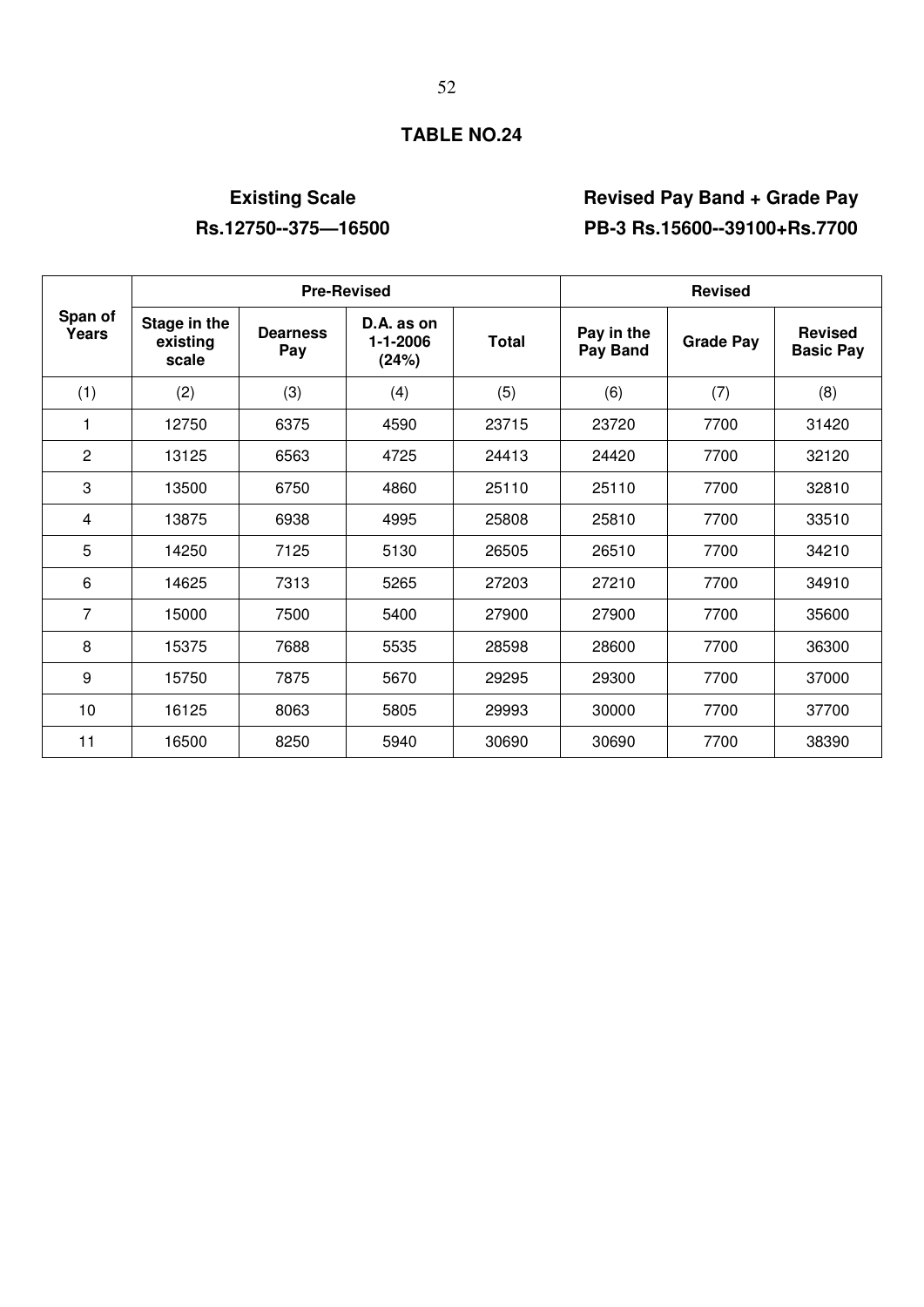## TABLE NO.24

**Existing Scale**
**Rs.12750--375—16500**

**Revised Pay Band + Grade Pay**
**PB-3 Rs.15600--39100+Rs.7700**

| Span of Years | Pre-Revised | | | | Revised | | |
|---|---|---|---|---|---|---|---|
| | Stage in the existing scale | Dearness Pay | D.A. as on 1-1-2006 (24%) | Total | Pay in the Pay Band | Grade Pay | Revised Basic Pay |
| (1) | (2) | (3) | (4) | (5) | (6) | (7) | (8) |
| 1 | 12750 | 6375 | 4590 | 23715 | 23720 | 7700 | 31420 |
| 2 | 13125 | 6563 | 4725 | 24413 | 24420 | 7700 | 32120 |
| 3 | 13500 | 6750 | 4860 | 25110 | 25110 | 7700 | 32810 |
| 4 | 13875 | 6938 | 4995 | 25808 | 25810 | 7700 | 33510 |
| 5 | 14250 | 7125 | 5130 | 26505 | 26510 | 7700 | 34210 |
| 6 | 14625 | 7313 | 5265 | 27203 | 27210 | 7700 | 34910 |
| 7 | 15000 | 7500 | 5400 | 27900 | 27900 | 7700 | 35600 |
| 8 | 15375 | 7688 | 5535 | 28598 | 28600 | 7700 | 36300 |
| 9 | 15750 | 7875 | 5670 | 29295 | 29300 | 7700 | 37000 |
| 10 | 16125 | 8063 | 5805 | 29993 | 30000 | 7700 | 37700 |
| 11 | 16500 | 8250 | 5940 | 30690 | 30690 | 7700 | 38390 |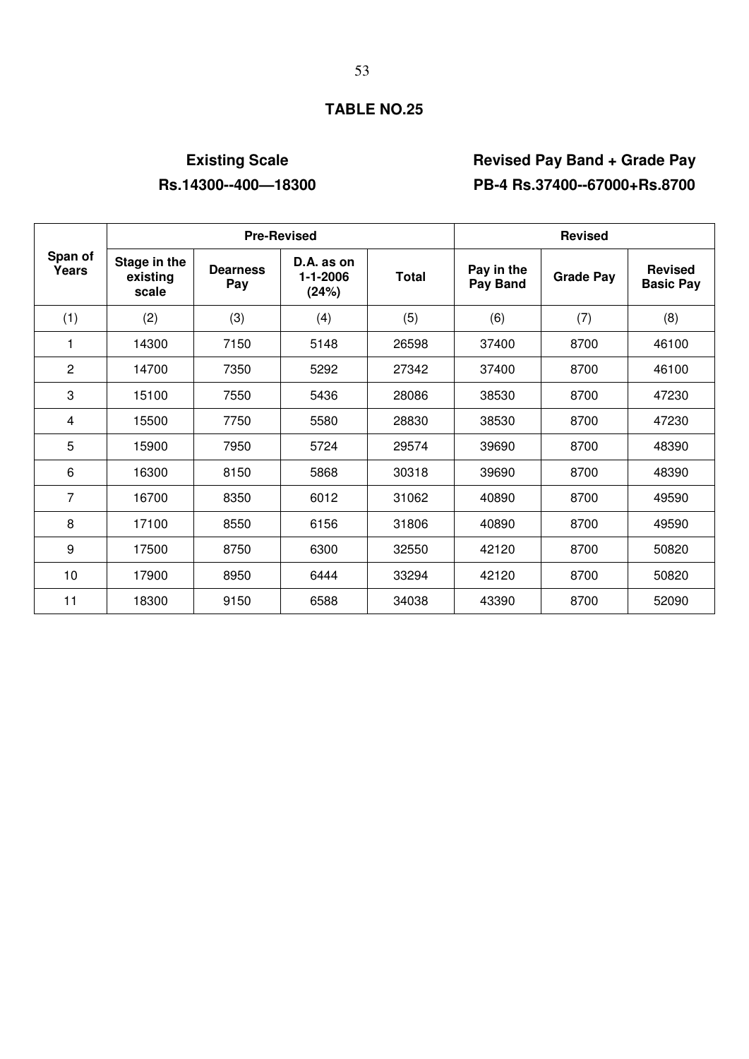## TABLE NO.25

**Existing Scale**
**Rs.14300--400—18300**

**Revised Pay Band + Grade Pay**
**PB-4 Rs.37400--67000+Rs.8700**

| Span of Years | Pre-Revised | | | | Revised | | |
|---|---|---|---|---|---|---|---|
| | Stage in the existing scale | Dearness Pay | D.A. as on 1-1-2006 (24%) | Total | Pay in the Pay Band | Grade Pay | Revised Basic Pay |
| (1) | (2) | (3) | (4) | (5) | (6) | (7) | (8) |
| 1 | 14300 | 7150 | 5148 | 26598 | 37400 | 8700 | 46100 |
| 2 | 14700 | 7350 | 5292 | 27342 | 37400 | 8700 | 46100 |
| 3 | 15100 | 7550 | 5436 | 28086 | 38530 | 8700 | 47230 |
| 4 | 15500 | 7750 | 5580 | 28830 | 38530 | 8700 | 47230 |
| 5 | 15900 | 7950 | 5724 | 29574 | 39690 | 8700 | 48390 |
| 6 | 16300 | 8150 | 5868 | 30318 | 39690 | 8700 | 48390 |
| 7 | 16700 | 8350 | 6012 | 31062 | 40890 | 8700 | 49590 |
| 8 | 17100 | 8550 | 6156 | 31806 | 40890 | 8700 | 49590 |
| 9 | 17500 | 8750 | 6300 | 32550 | 42120 | 8700 | 50820 |
| 10 | 17900 | 8950 | 6444 | 33294 | 42120 | 8700 | 50820 |
| 11 | 18300 | 9150 | 6588 | 34038 | 43390 | 8700 | 52090 |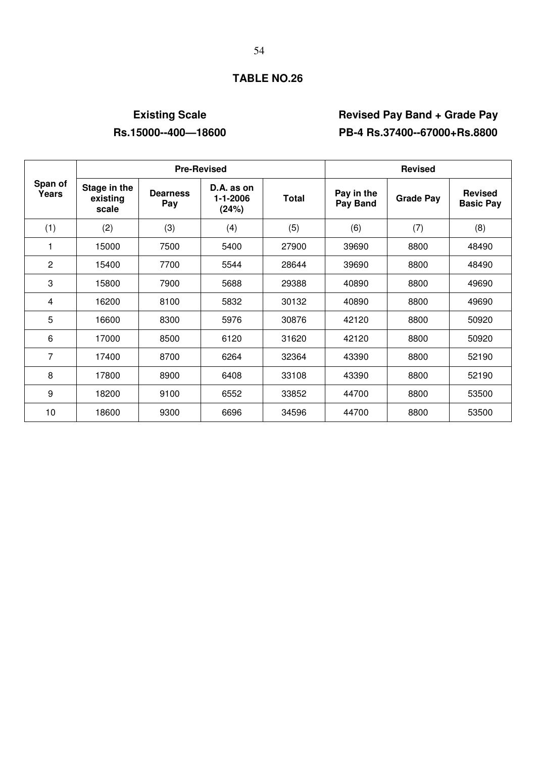# TABLE NO.26

**Existing Scale**
**Rs.15000--400—18600**

**Revised Pay Band + Grade Pay**
**PB-4 Rs.37400--67000+Rs.8800**

| Span of Years | Pre-Revised | | | | Revised | | |
|---|---|---|---|---|---|---|---|
| | Stage in the existing scale | Dearness Pay | D.A. as on 1-1-2006 (24%) | Total | Pay in the Pay Band | Grade Pay | Revised Basic Pay |
| (1) | (2) | (3) | (4) | (5) | (6) | (7) | (8) |
| 1 | 15000 | 7500 | 5400 | 27900 | 39690 | 8800 | 48490 |
| 2 | 15400 | 7700 | 5544 | 28644 | 39690 | 8800 | 48490 |
| 3 | 15800 | 7900 | 5688 | 29388 | 40890 | 8800 | 49690 |
| 4 | 16200 | 8100 | 5832 | 30132 | 40890 | 8800 | 49690 |
| 5 | 16600 | 8300 | 5976 | 30876 | 42120 | 8800 | 50920 |
| 6 | 17000 | 8500 | 6120 | 31620 | 42120 | 8800 | 50920 |
| 7 | 17400 | 8700 | 6264 | 32364 | 43390 | 8800 | 52190 |
| 8 | 17800 | 8900 | 6408 | 33108 | 43390 | 8800 | 52190 |
| 9 | 18200 | 9100 | 6552 | 33852 | 44700 | 8800 | 53500 |
| 10 | 18600 | 9300 | 6696 | 34596 | 44700 | 8800 | 53500 |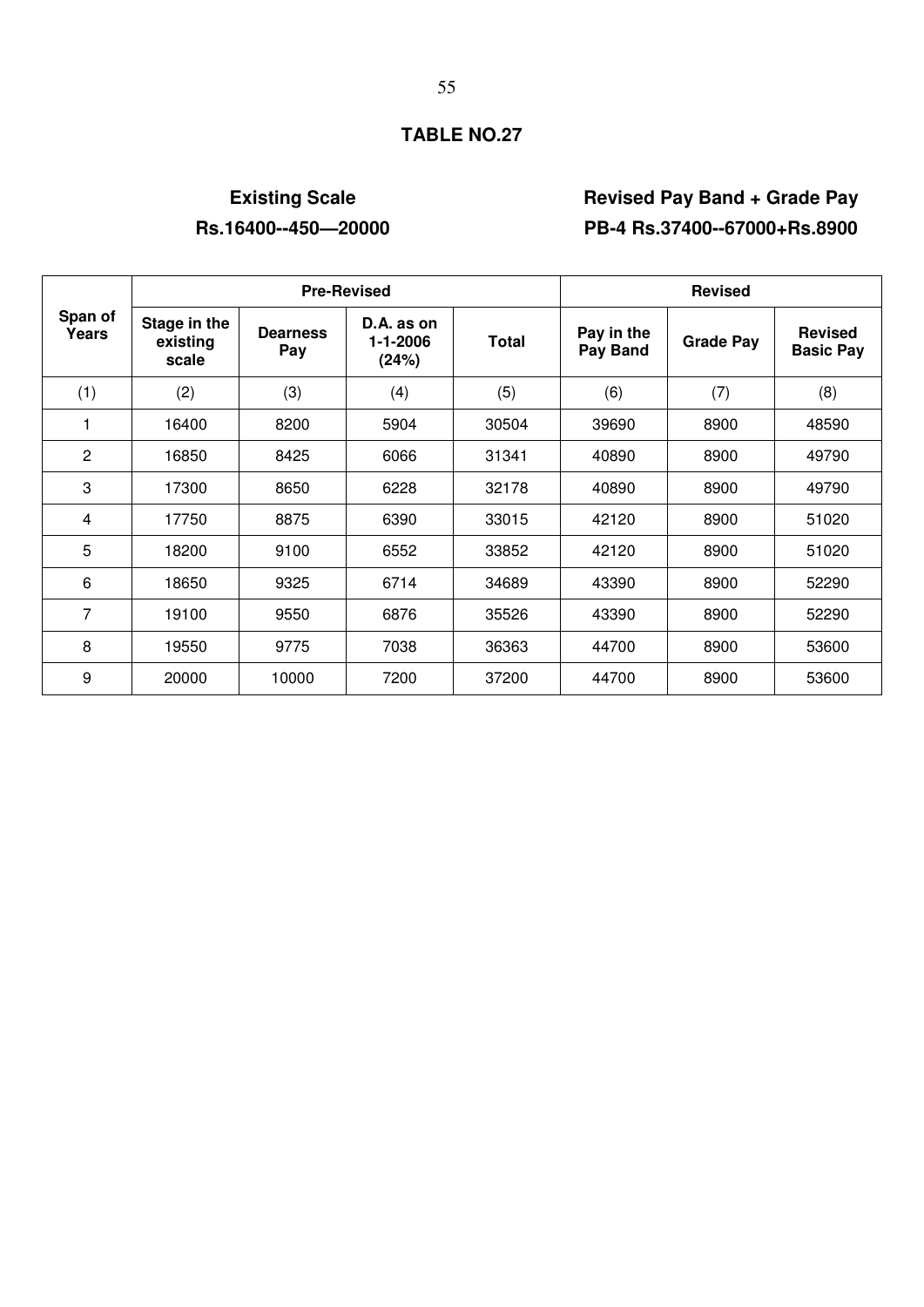## TABLE NO.27

**Existing Scale**
**Rs.16400--450—20000**

**Revised Pay Band + Grade Pay**
**PB-4 Rs.37400--67000+Rs.8900**

| Span of Years | Pre-Revised | | | | Revised | | |
|---|---|---|---|---|---|---|---|
| | Stage in the existing scale | Dearness Pay | D.A. as on 1-1-2006 (24%) | Total | Pay in the Pay Band | Grade Pay | Revised Basic Pay |
| (1) | (2) | (3) | (4) | (5) | (6) | (7) | (8) |
| 1 | 16400 | 8200 | 5904 | 30504 | 39690 | 8900 | 48590 |
| 2 | 16850 | 8425 | 6066 | 31341 | 40890 | 8900 | 49790 |
| 3 | 17300 | 8650 | 6228 | 32178 | 40890 | 8900 | 49790 |
| 4 | 17750 | 8875 | 6390 | 33015 | 42120 | 8900 | 51020 |
| 5 | 18200 | 9100 | 6552 | 33852 | 42120 | 8900 | 51020 |
| 6 | 18650 | 9325 | 6714 | 34689 | 43390 | 8900 | 52290 |
| 7 | 19100 | 9550 | 6876 | 35526 | 43390 | 8900 | 52290 |
| 8 | 19550 | 9775 | 7038 | 36363 | 44700 | 8900 | 53600 |
| 9 | 20000 | 10000 | 7200 | 37200 | 44700 | 8900 | 53600 |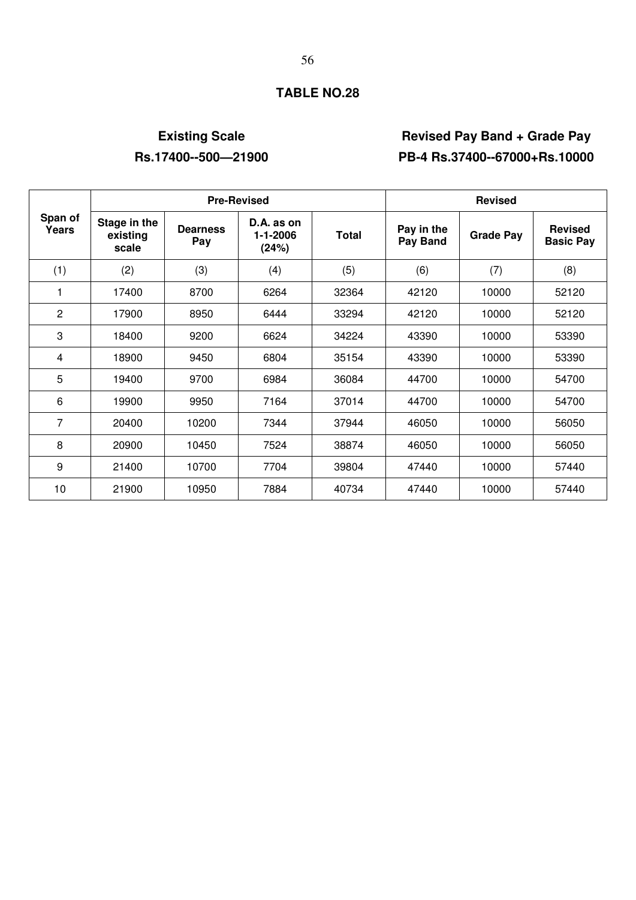## TABLE NO.28

**Existing Scale**
**Rs.17400--500—21900**

**Revised Pay Band + Grade Pay**
**PB-4 Rs.37400--67000+Rs.10000**

| Span of Years | Pre-Revised | | | | Revised | | |
|---|---|---|---|---|---|---|---|
| | Stage in the existing scale | Dearness Pay | D.A. as on 1-1-2006 (24%) | Total | Pay in the Pay Band | Grade Pay | Revised Basic Pay |
| (1) | (2) | (3) | (4) | (5) | (6) | (7) | (8) |
| 1 | 17400 | 8700 | 6264 | 32364 | 42120 | 10000 | 52120 |
| 2 | 17900 | 8950 | 6444 | 33294 | 42120 | 10000 | 52120 |
| 3 | 18400 | 9200 | 6624 | 34224 | 43390 | 10000 | 53390 |
| 4 | 18900 | 9450 | 6804 | 35154 | 43390 | 10000 | 53390 |
| 5 | 19400 | 9700 | 6984 | 36084 | 44700 | 10000 | 54700 |
| 6 | 19900 | 9950 | 7164 | 37014 | 44700 | 10000 | 54700 |
| 7 | 20400 | 10200 | 7344 | 37944 | 46050 | 10000 | 56050 |
| 8 | 20900 | 10450 | 7524 | 38874 | 46050 | 10000 | 56050 |
| 9 | 21400 | 10700 | 7704 | 39804 | 47440 | 10000 | 57440 |
| 10 | 21900 | 10950 | 7884 | 40734 | 47440 | 10000 | 57440 |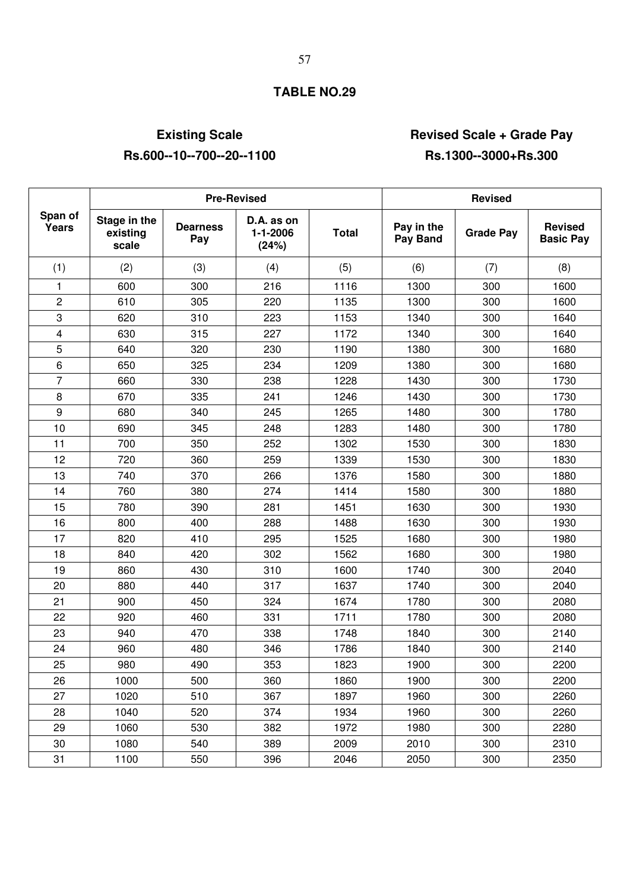## TABLE NO.29

**Existing Scale**
**Rs.600--10--700--20--1100**

**Revised Scale + Grade Pay**
**Rs.1300--3000+Rs.300**

| Span of Years | Pre-Revised | | | | Revised | | |
|---|---|---|---|---|---|---|---|
| | Stage in the existing scale | Dearness Pay | D.A. as on 1-1-2006 (24%) | Total | Pay in the Pay Band | Grade Pay | Revised Basic Pay |
| (1) | (2) | (3) | (4) | (5) | (6) | (7) | (8) |
| 1 | 600 | 300 | 216 | 1116 | 1300 | 300 | 1600 |
| 2 | 610 | 305 | 220 | 1135 | 1300 | 300 | 1600 |
| 3 | 620 | 310 | 223 | 1153 | 1340 | 300 | 1640 |
| 4 | 630 | 315 | 227 | 1172 | 1340 | 300 | 1640 |
| 5 | 640 | 320 | 230 | 1190 | 1380 | 300 | 1680 |
| 6 | 650 | 325 | 234 | 1209 | 1380 | 300 | 1680 |
| 7 | 660 | 330 | 238 | 1228 | 1430 | 300 | 1730 |
| 8 | 670 | 335 | 241 | 1246 | 1430 | 300 | 1730 |
| 9 | 680 | 340 | 245 | 1265 | 1480 | 300 | 1780 |
| 10 | 690 | 345 | 248 | 1283 | 1480 | 300 | 1780 |
| 11 | 700 | 350 | 252 | 1302 | 1530 | 300 | 1830 |
| 12 | 720 | 360 | 259 | 1339 | 1530 | 300 | 1830 |
| 13 | 740 | 370 | 266 | 1376 | 1580 | 300 | 1880 |
| 14 | 760 | 380 | 274 | 1414 | 1580 | 300 | 1880 |
| 15 | 780 | 390 | 281 | 1451 | 1630 | 300 | 1930 |
| 16 | 800 | 400 | 288 | 1488 | 1630 | 300 | 1930 |
| 17 | 820 | 410 | 295 | 1525 | 1680 | 300 | 1980 |
| 18 | 840 | 420 | 302 | 1562 | 1680 | 300 | 1980 |
| 19 | 860 | 430 | 310 | 1600 | 1740 | 300 | 2040 |
| 20 | 880 | 440 | 317 | 1637 | 1740 | 300 | 2040 |
| 21 | 900 | 450 | 324 | 1674 | 1780 | 300 | 2080 |
| 22 | 920 | 460 | 331 | 1711 | 1780 | 300 | 2080 |
| 23 | 940 | 470 | 338 | 1748 | 1840 | 300 | 2140 |
| 24 | 960 | 480 | 346 | 1786 | 1840 | 300 | 2140 |
| 25 | 980 | 490 | 353 | 1823 | 1900 | 300 | 2200 |
| 26 | 1000 | 500 | 360 | 1860 | 1900 | 300 | 2200 |
| 27 | 1020 | 510 | 367 | 1897 | 1960 | 300 | 2260 |
| 28 | 1040 | 520 | 374 | 1934 | 1960 | 300 | 2260 |
| 29 | 1060 | 530 | 382 | 1972 | 1980 | 300 | 2280 |
| 30 | 1080 | 540 | 389 | 2009 | 2010 | 300 | 2310 |
| 31 | 1100 | 550 | 396 | 2046 | 2050 | 300 | 2350 |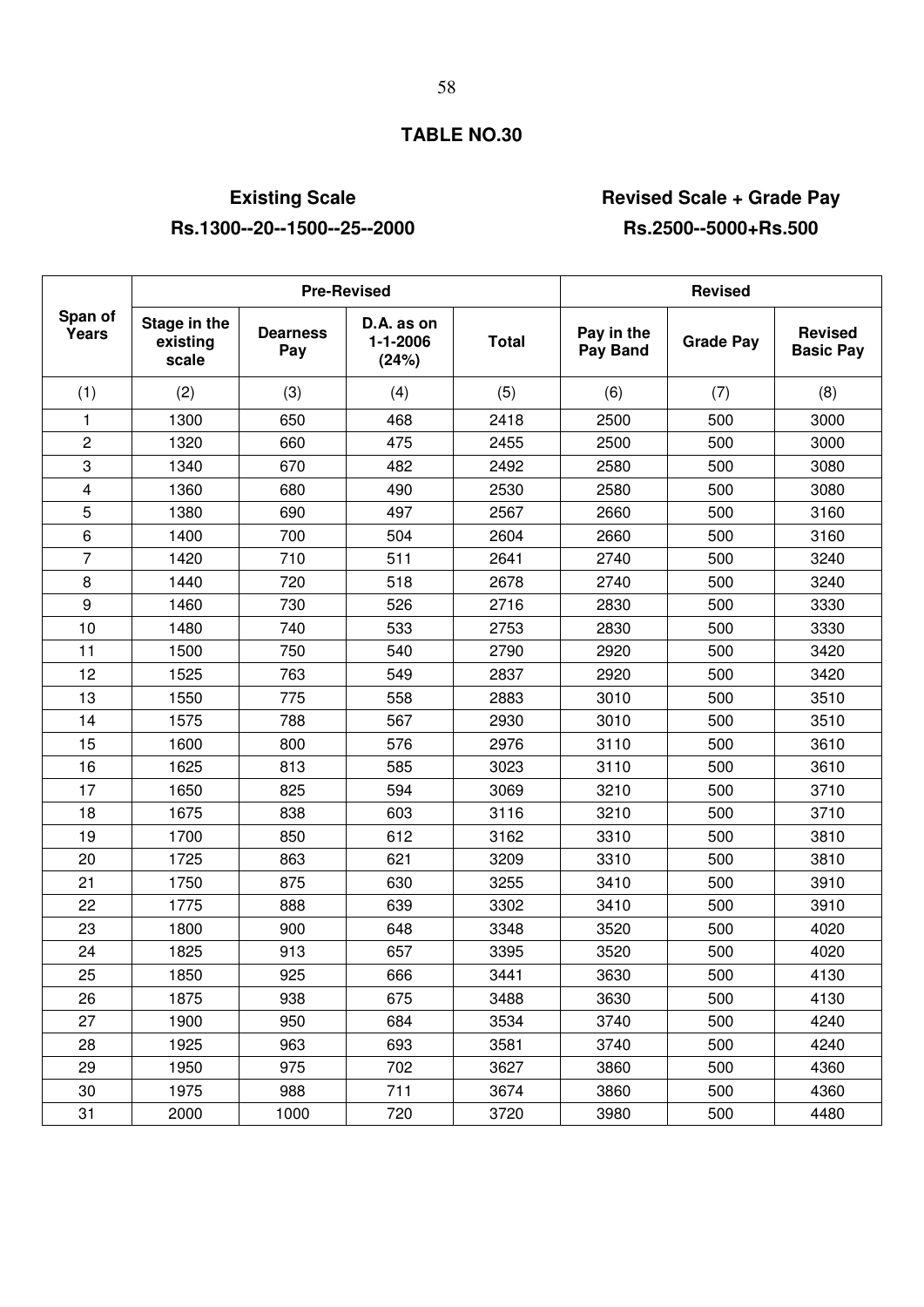## TABLE NO.30

**Existing Scale**
**Rs.1300--20--1500--25--2000**

**Revised Scale + Grade Pay**
**Rs.2500--5000+Rs.500**

| Span of Years | Pre-Revised | | | | Revised | | |
|---|---|---|---|---|---|---|---|
| | Stage in the existing scale | Dearness Pay | D.A. as on 1-1-2006 (24%) | Total | Pay in the Pay Band | Grade Pay | Revised Basic Pay |
| (1) | (2) | (3) | (4) | (5) | (6) | (7) | (8) |
| 1 | 1300 | 650 | 468 | 2418 | 2500 | 500 | 3000 |
| 2 | 1320 | 660 | 475 | 2455 | 2500 | 500 | 3000 |
| 3 | 1340 | 670 | 482 | 2492 | 2580 | 500 | 3080 |
| 4 | 1360 | 680 | 490 | 2530 | 2580 | 500 | 3080 |
| 5 | 1380 | 690 | 497 | 2567 | 2660 | 500 | 3160 |
| 6 | 1400 | 700 | 504 | 2604 | 2660 | 500 | 3160 |
| 7 | 1420 | 710 | 511 | 2641 | 2740 | 500 | 3240 |
| 8 | 1440 | 720 | 518 | 2678 | 2740 | 500 | 3240 |
| 9 | 1460 | 730 | 526 | 2716 | 2830 | 500 | 3330 |
| 10 | 1480 | 740 | 533 | 2753 | 2830 | 500 | 3330 |
| 11 | 1500 | 750 | 540 | 2790 | 2920 | 500 | 3420 |
| 12 | 1525 | 763 | 549 | 2837 | 2920 | 500 | 3420 |
| 13 | 1550 | 775 | 558 | 2883 | 3010 | 500 | 3510 |
| 14 | 1575 | 788 | 567 | 2930 | 3010 | 500 | 3510 |
| 15 | 1600 | 800 | 576 | 2976 | 3110 | 500 | 3610 |
| 16 | 1625 | 813 | 585 | 3023 | 3110 | 500 | 3610 |
| 17 | 1650 | 825 | 594 | 3069 | 3210 | 500 | 3710 |
| 18 | 1675 | 838 | 603 | 3116 | 3210 | 500 | 3710 |
| 19 | 1700 | 850 | 612 | 3162 | 3310 | 500 | 3810 |
| 20 | 1725 | 863 | 621 | 3209 | 3310 | 500 | 3810 |
| 21 | 1750 | 875 | 630 | 3255 | 3410 | 500 | 3910 |
| 22 | 1775 | 888 | 639 | 3302 | 3410 | 500 | 3910 |
| 23 | 1800 | 900 | 648 | 3348 | 3520 | 500 | 4020 |
| 24 | 1825 | 913 | 657 | 3395 | 3520 | 500 | 4020 |
| 25 | 1850 | 925 | 666 | 3441 | 3630 | 500 | 4130 |
| 26 | 1875 | 938 | 675 | 3488 | 3630 | 500 | 4130 |
| 27 | 1900 | 950 | 684 | 3534 | 3740 | 500 | 4240 |
| 28 | 1925 | 963 | 693 | 3581 | 3740 | 500 | 4240 |
| 29 | 1950 | 975 | 702 | 3627 | 3860 | 500 | 4360 |
| 30 | 1975 | 988 | 711 | 3674 | 3860 | 500 | 4360 |
| 31 | 2000 | 1000 | 720 | 3720 | 3980 | 500 | 4480 |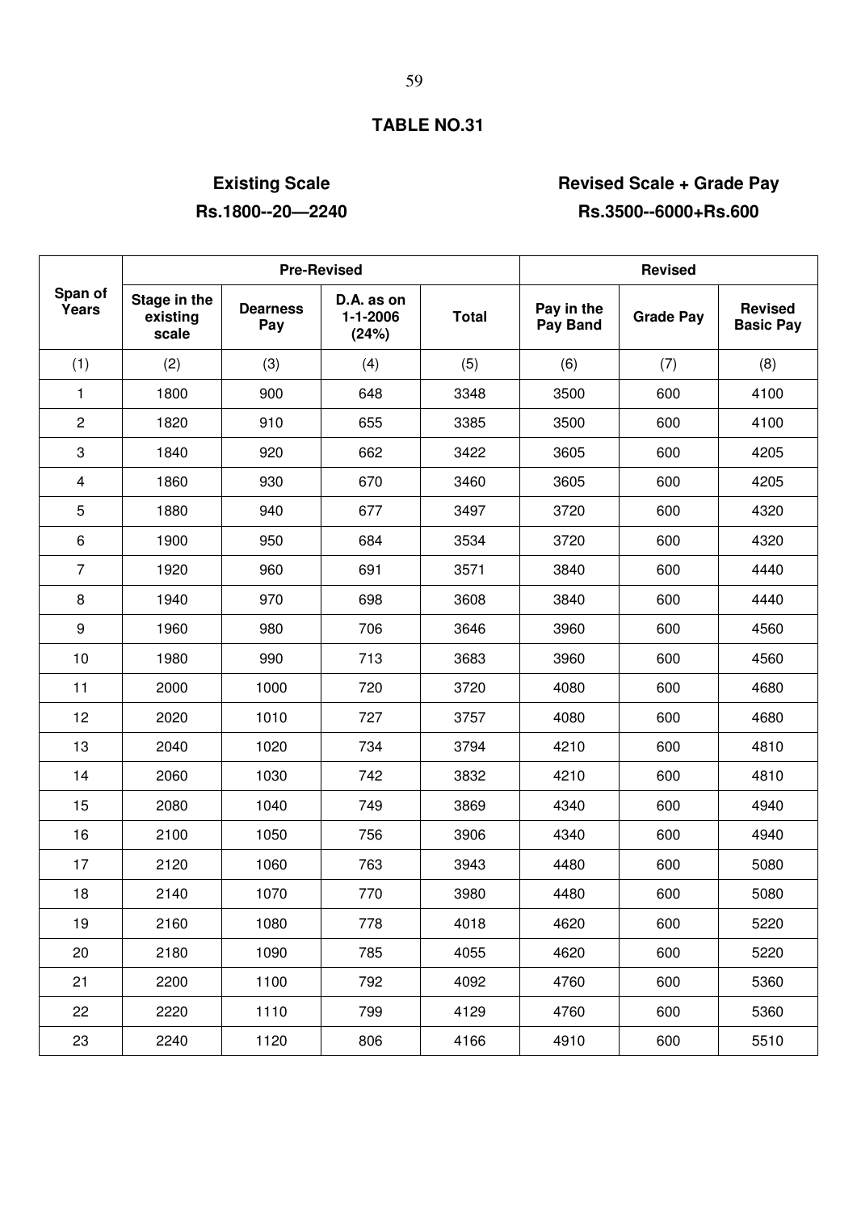## TABLE NO.31

**Existing Scale**
**Rs.1800--20—2240**

**Revised Scale + Grade Pay**
**Rs.3500--6000+Rs.600**

| Span of Years | Pre-Revised | | | | Revised | | |
|---|---|---|---|---|---|---|---|
| | Stage in the existing scale | Dearness Pay | D.A. as on 1-1-2006 (24%) | Total | Pay in the Pay Band | Grade Pay | Revised Basic Pay |
| (1) | (2) | (3) | (4) | (5) | (6) | (7) | (8) |
| 1 | 1800 | 900 | 648 | 3348 | 3500 | 600 | 4100 |
| 2 | 1820 | 910 | 655 | 3385 | 3500 | 600 | 4100 |
| 3 | 1840 | 920 | 662 | 3422 | 3605 | 600 | 4205 |
| 4 | 1860 | 930 | 670 | 3460 | 3605 | 600 | 4205 |
| 5 | 1880 | 940 | 677 | 3497 | 3720 | 600 | 4320 |
| 6 | 1900 | 950 | 684 | 3534 | 3720 | 600 | 4320 |
| 7 | 1920 | 960 | 691 | 3571 | 3840 | 600 | 4440 |
| 8 | 1940 | 970 | 698 | 3608 | 3840 | 600 | 4440 |
| 9 | 1960 | 980 | 706 | 3646 | 3960 | 600 | 4560 |
| 10 | 1980 | 990 | 713 | 3683 | 3960 | 600 | 4560 |
| 11 | 2000 | 1000 | 720 | 3720 | 4080 | 600 | 4680 |
| 12 | 2020 | 1010 | 727 | 3757 | 4080 | 600 | 4680 |
| 13 | 2040 | 1020 | 734 | 3794 | 4210 | 600 | 4810 |
| 14 | 2060 | 1030 | 742 | 3832 | 4210 | 600 | 4810 |
| 15 | 2080 | 1040 | 749 | 3869 | 4340 | 600 | 4940 |
| 16 | 2100 | 1050 | 756 | 3906 | 4340 | 600 | 4940 |
| 17 | 2120 | 1060 | 763 | 3943 | 4480 | 600 | 5080 |
| 18 | 2140 | 1070 | 770 | 3980 | 4480 | 600 | 5080 |
| 19 | 2160 | 1080 | 778 | 4018 | 4620 | 600 | 5220 |
| 20 | 2180 | 1090 | 785 | 4055 | 4620 | 600 | 5220 |
| 21 | 2200 | 1100 | 792 | 4092 | 4760 | 600 | 5360 |
| 22 | 2220 | 1110 | 799 | 4129 | 4760 | 600 | 5360 |
| 23 | 2240 | 1120 | 806 | 4166 | 4910 | 600 | 5510 |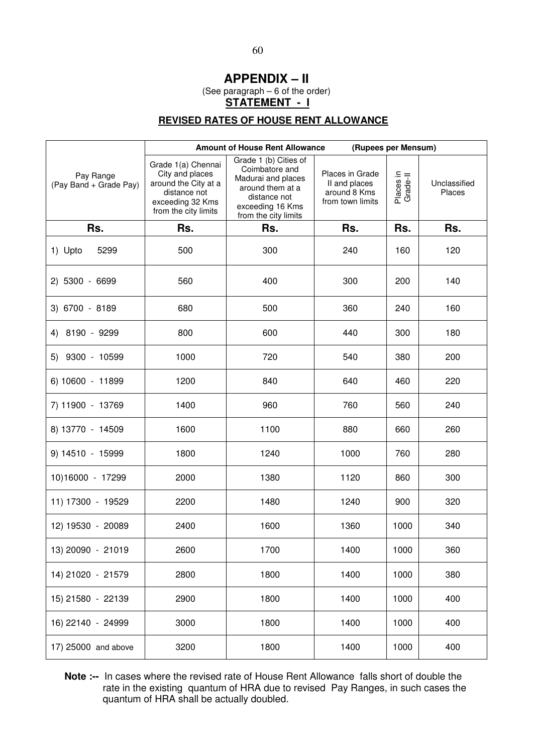# APPENDIX – II

(See paragraph – 6 of the order)

**STATEMENT - I**

**REVISED RATES OF HOUSE RENT ALLOWANCE**

| Pay Range (Pay Band + Grade Pay) | Amount of House Rent Allowance (Rupees per Mensum) | | | | |
|---|---|---|---|---|---|
| | Grade 1(a) Chennai City and places around the City at a distance not exceeding 32 Kms from the city limits | Grade 1 (b) Cities of Coimbatore and Madurai and places around them at a distance not exceeding 16 Kms from the city limits | Places in Grade II and places around 8 Kms from town limits | Places in Grade-II | Unclassified Places |
| **Rs.** | **Rs.** | **Rs.** | **Rs.** | **Rs.** | **Rs.** |
| 1) Upto 5299 | 500 | 300 | 240 | 160 | 120 |
| 2) 5300 - 6699 | 560 | 400 | 300 | 200 | 140 |
| 3) 6700 - 8189 | 680 | 500 | 360 | 240 | 160 |
| 4) 8190 - 9299 | 800 | 600 | 440 | 300 | 180 |
| 5) 9300 - 10599 | 1000 | 720 | 540 | 380 | 200 |
| 6) 10600 - 11899 | 1200 | 840 | 640 | 460 | 220 |
| 7) 11900 - 13769 | 1400 | 960 | 760 | 560 | 240 |
| 8) 13770 - 14509 | 1600 | 1100 | 880 | 660 | 260 |
| 9) 14510 - 15999 | 1800 | 1240 | 1000 | 760 | 280 |
| 10)16000 - 17299 | 2000 | 1380 | 1120 | 860 | 300 |
| 11) 17300 - 19529 | 2200 | 1480 | 1240 | 900 | 320 |
| 12) 19530 - 20089 | 2400 | 1600 | 1360 | 1000 | 340 |
| 13) 20090 - 21019 | 2600 | 1700 | 1400 | 1000 | 360 |
| 14) 21020 - 21579 | 2800 | 1800 | 1400 | 1000 | 380 |
| 15) 21580 - 22139 | 2900 | 1800 | 1400 | 1000 | 400 |
| 16) 22140 - 24999 | 3000 | 1800 | 1400 | 1000 | 400 |
| 17) 25000 and above | 3200 | 1800 | 1400 | 1000 | 400 |

**Note :--** In cases where the revised rate of House Rent Allowance falls short of double the rate in the existing quantum of HRA due to revised Pay Ranges, in such cases the quantum of HRA shall be actually doubled.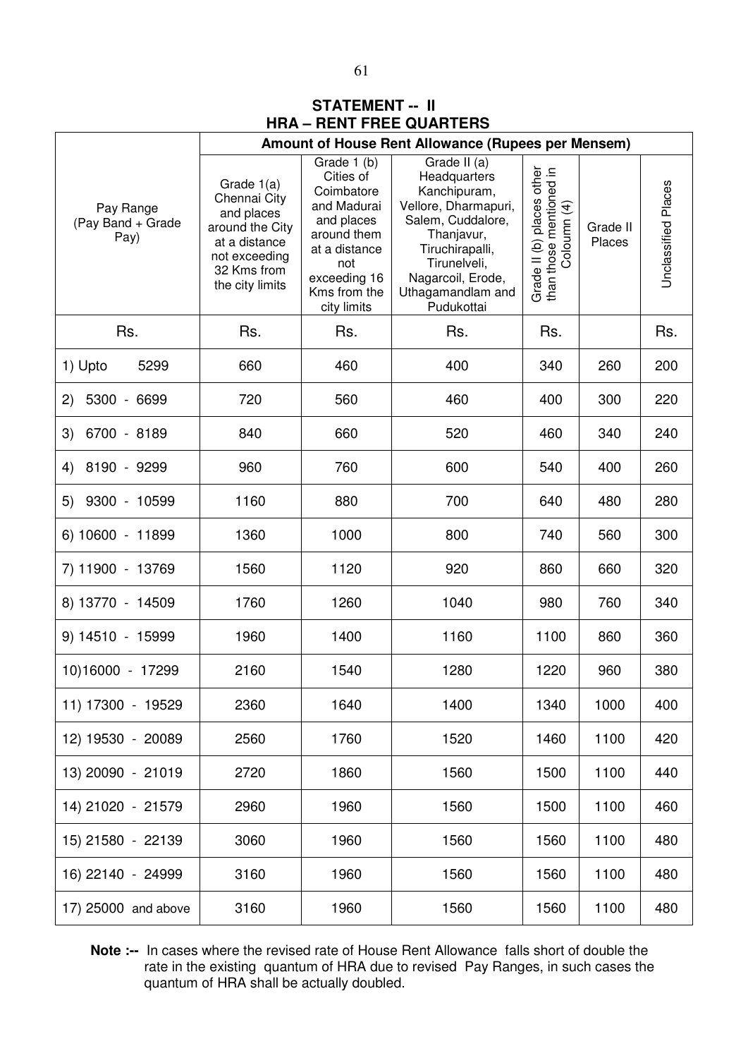## STATEMENT -- II
## HRA – RENT FREE QUARTERS

| Pay Range (Pay Band + Grade Pay) | Amount of House Rent Allowance (Rupees per Mensem) | | | | | |
|---|---|---|---|---|---|---|
| | Grade 1(a) Chennai City and places around the City at a distance not exceeding 32 Kms from the city limits | Grade 1 (b) Cities of Coimbatore and Madurai and places around them at a distance not exceeding 16 Kms from the city limits | Grade II (a) Headquarters Kanchipuram, Vellore, Dharmapuri, Salem, Cuddalore, Thanjavur, Tiruchirapalli, Tirunelveli, Nagarcoil, Erode, Uthagamandlam and Pudukottai | Grade II (b) places other than those mentioned in Coloumn (4) | Grade II Places | Unclassified Places |
| Rs. | Rs. | Rs. | Rs. | Rs. | | Rs. |
| 1) Upto 5299 | 660 | 460 | 400 | 340 | 260 | 200 |
| 2) 5300 - 6699 | 720 | 560 | 460 | 400 | 300 | 220 |
| 3) 6700 - 8189 | 840 | 660 | 520 | 460 | 340 | 240 |
| 4) 8190 - 9299 | 960 | 760 | 600 | 540 | 400 | 260 |
| 5) 9300 - 10599 | 1160 | 880 | 700 | 640 | 480 | 280 |
| 6) 10600 - 11899 | 1360 | 1000 | 800 | 740 | 560 | 300 |
| 7) 11900 - 13769 | 1560 | 1120 | 920 | 860 | 660 | 320 |
| 8) 13770 - 14509 | 1760 | 1260 | 1040 | 980 | 760 | 340 |
| 9) 14510 - 15999 | 1960 | 1400 | 1160 | 1100 | 860 | 360 |
| 10)16000 - 17299 | 2160 | 1540 | 1280 | 1220 | 960 | 380 |
| 11) 17300 - 19529 | 2360 | 1640 | 1400 | 1340 | 1000 | 400 |
| 12) 19530 - 20089 | 2560 | 1760 | 1520 | 1460 | 1100 | 420 |
| 13) 20090 - 21019 | 2720 | 1860 | 1560 | 1500 | 1100 | 440 |
| 14) 21020 - 21579 | 2960 | 1960 | 1560 | 1500 | 1100 | 460 |
| 15) 21580 - 22139 | 3060 | 1960 | 1560 | 1560 | 1100 | 480 |
| 16) 22140 - 24999 | 3160 | 1960 | 1560 | 1560 | 1100 | 480 |
| 17) 25000 and above | 3160 | 1960 | 1560 | 1560 | 1100 | 480 |

**Note :--** In cases where the revised rate of House Rent Allowance falls short of double the rate in the existing quantum of HRA due to revised Pay Ranges, in such cases the quantum of HRA shall be actually doubled.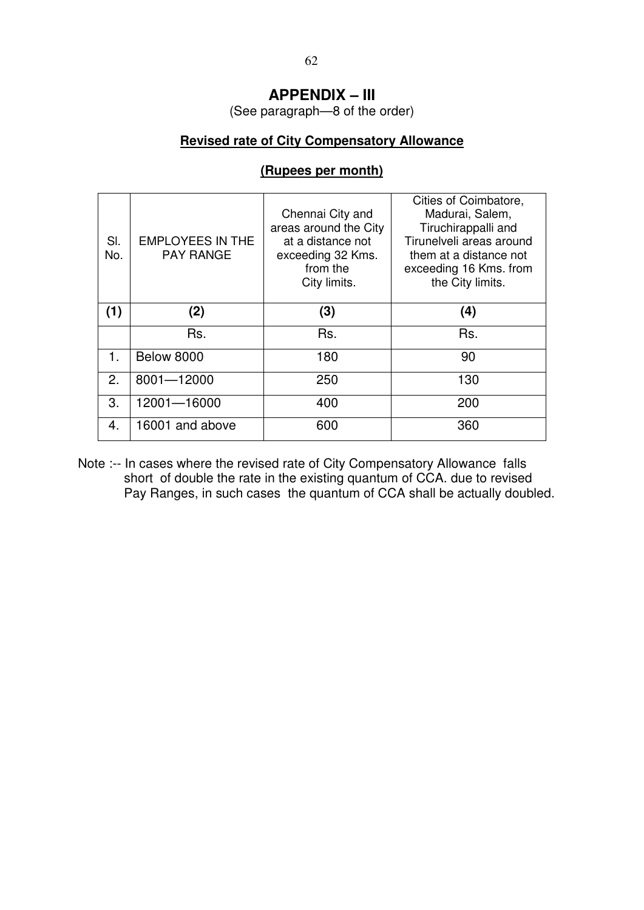# APPENDIX – III

(See paragraph—8 of the order)

## Revised rate of City Compensatory Allowance

**(Rupees per month)**

| Sl. No. | EMPLOYEES IN THE PAY RANGE | Chennai City and areas around the City at a distance not exceeding 32 Kms. from the City limits. | Cities of Coimbatore, Madurai, Salem, Tiruchirappalli and Tirunelveli areas around them at a distance not exceeding 16 Kms. from the City limits. |
|---|---|---|---|
| **(1)** | **(2)** | **(3)** | **(4)** |
| | Rs. | Rs. | Rs. |
| 1. | Below 8000 | 180 | 90 |
| 2. | 8001—12000 | 250 | 130 |
| 3. | 12001—16000 | 400 | 200 |
| 4. | 16001 and above | 600 | 360 |

Note :-- In cases where the revised rate of City Compensatory Allowance falls short of double the rate in the existing quantum of CCA. due to revised Pay Ranges, in such cases the quantum of CCA shall be actually doubled.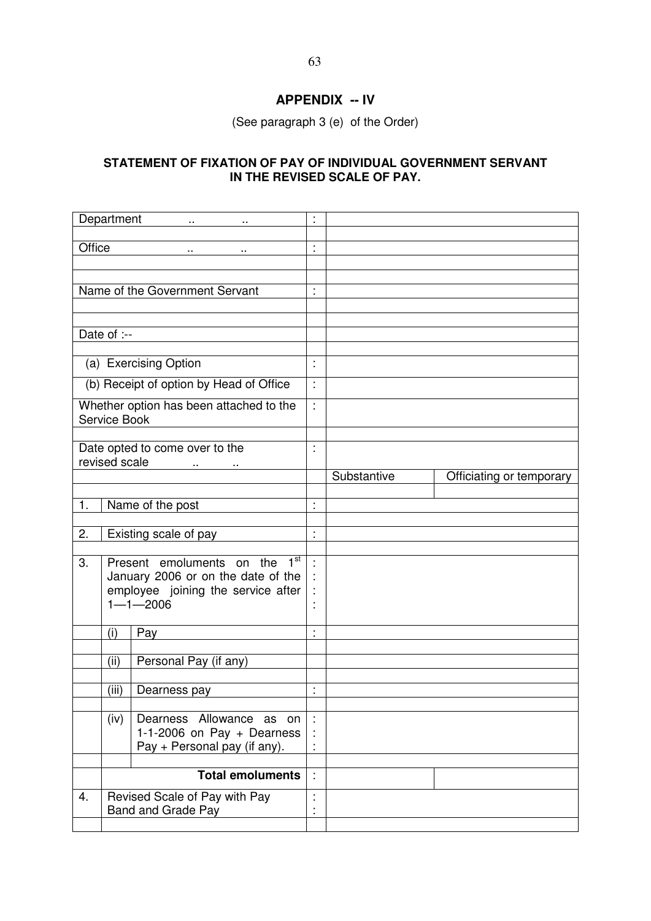## APPENDIX -- IV

(See paragraph 3 (e) of the Order)

### STATEMENT OF FIXATION OF PAY OF INDIVIDUAL GOVERNMENT SERVANT IN THE REVISED SCALE OF PAY.

| | | | | | |
|---|---|---|---|---|---|
| Department .. .. | | | : | | |
| Office .. .. | | | : | | |
| Name of the Government Servant | | | : | | |
| Date of :-- | | | | | |
| (a) Exercising Option | | | : | | |
| (b) Receipt of option by Head of Office | | | : | | |
| Whether option has been attached to the Service Book | | | : | | |
| Date opted to come over to the revised scale .. .. | | | : | | |
| | | | | Substantive | Officiating or temporary |
| 1. | Name of the post | | : | | |
| 2. | Existing scale of pay | | : | | |
| 3. | Present emoluments on the 1st January 2006 or on the date of the employee joining the service after 1—1—2006 | | : | | |
| | (i) | Pay | : | | |
| | (ii) | Personal Pay (if any) | | | |
| | (iii) | Dearness pay | : | | |
| | (iv) | Dearness Allowance as on 1-1-2006 on Pay + Dearness Pay + Personal pay (if any). | : | | |
| | **Total emoluments** | | : | | |
| 4. | Revised Scale of Pay with Pay Band and Grade Pay | | : | | |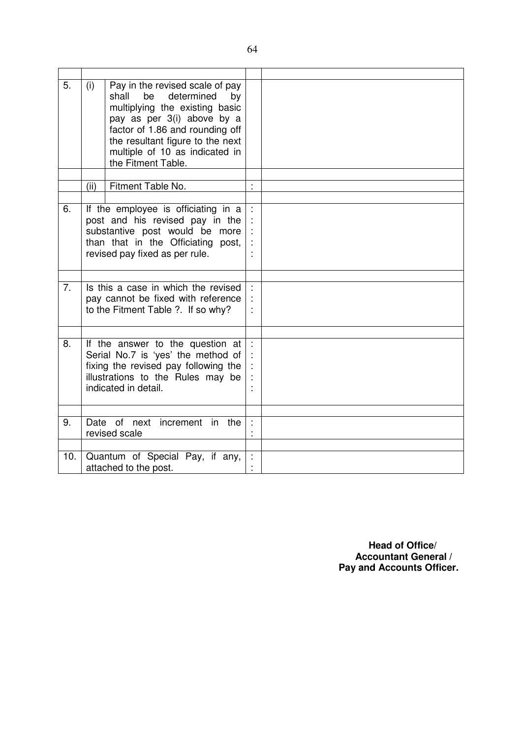| | | | | |
|---|---|---|---|---|
| 5. | (i) | Pay in the revised scale of pay shall be determined by multiplying the existing basic pay as per 3(i) above by a factor of 1.86 and rounding off the resultant figure to the next multiple of 10 as indicated in the Fitment Table. | | |
| | (ii) | Fitment Table No. | : | |
| 6. | If the employee is officiating in a post and his revised pay in the substantive post would be more than that in the Officiating post, revised pay fixed as per rule. | | : | |
| 7. | Is this a case in which the revised pay cannot be fixed with reference to the Fitment Table ?. If so why? | | : | |
| 8. | If the answer to the question at Serial No.7 is 'yes' the method of fixing the revised pay following the illustrations to the Rules may be indicated in detail. | | : | |
| 9. | Date of next increment in the revised scale | | : | |
| 10. | Quantum of Special Pay, if any, attached to the post. | | : | |

**Head of Office/**
**Accountant General /**
**Pay and Accounts Officer.**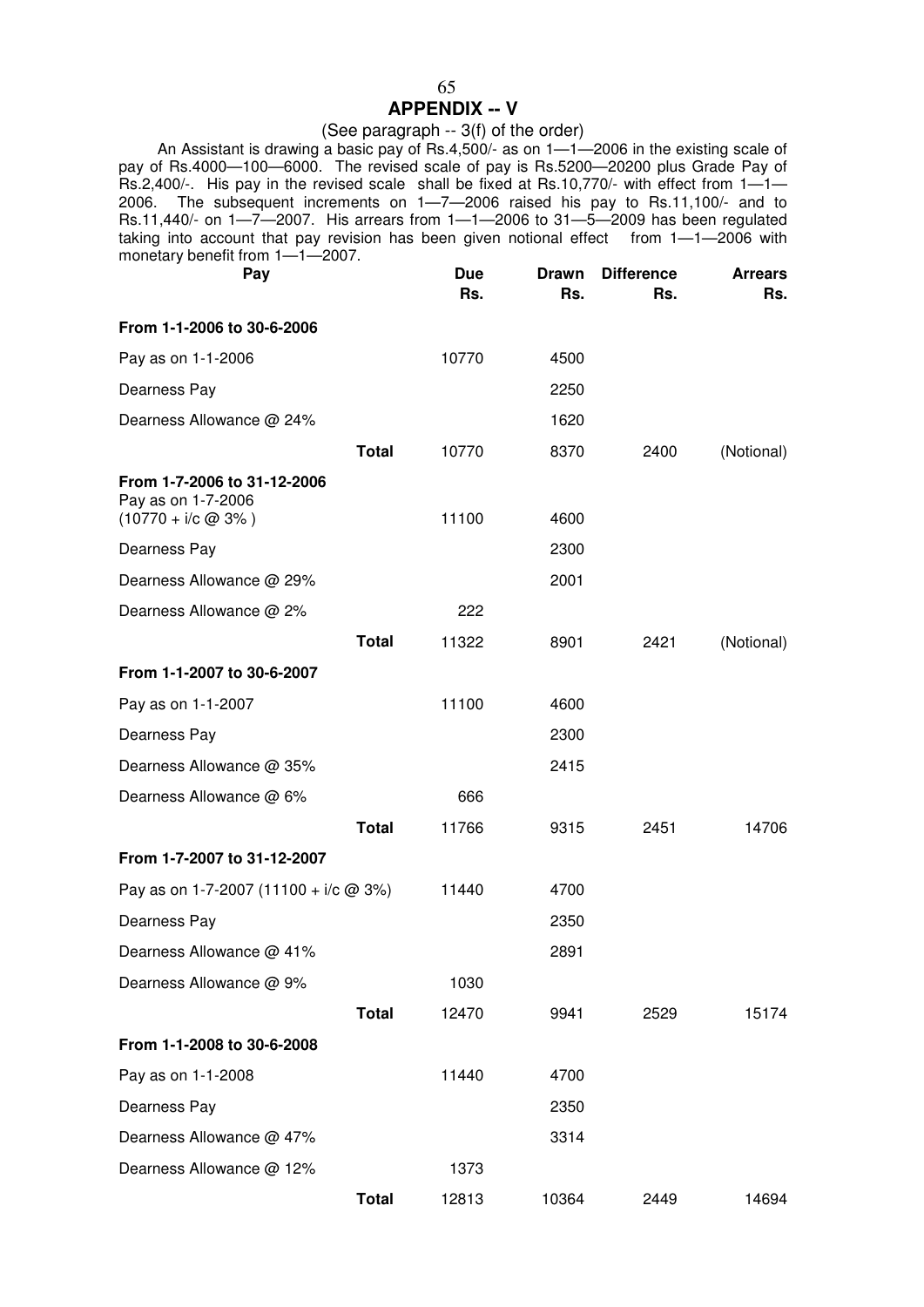## APPENDIX -- V

(See paragraph -- 3(f) of the order)

An Assistant is drawing a basic pay of Rs.4,500/- as on 1—1—2006 in the existing scale of pay of Rs.4000—100—6000. The revised scale of pay is Rs.5200—20200 plus Grade Pay of Rs.2,400/-. His pay in the revised scale shall be fixed at Rs.10,770/- with effect from 1—1—2006. The subsequent increments on 1—7—2006 raised his pay to Rs.11,100/- and to Rs.11,440/- on 1—7—2007. His arrears from 1—1—2006 to 31—5—2009 has been regulated taking into account that pay revision has been given notional effect from 1—1—2006 with monetary benefit from 1—1—2007.

| Pay | | Due Rs. | Drawn Rs. | Difference Rs. | Arrears Rs. |
|---|---|---|---|---|---|
| **From 1-1-2006 to 30-6-2006** | | | | | |
| Pay as on 1-1-2006 | | 10770 | 4500 | | |
| Dearness Pay | | | 2250 | | |
| Dearness Allowance @ 24% | | | 1620 | | |
| | **Total** | 10770 | 8370 | 2400 | (Notional) |
| **From 1-7-2006 to 31-12-2006** | | | | | |
| Pay as on 1-7-2006 (10770 + i/c @ 3% ) | | 11100 | 4600 | | |
| Dearness Pay | | | 2300 | | |
| Dearness Allowance @ 29% | | | 2001 | | |
| Dearness Allowance @ 2% | | 222 | | | |
| | **Total** | 11322 | 8901 | 2421 | (Notional) |
| **From 1-1-2007 to 30-6-2007** | | | | | |
| Pay as on 1-1-2007 | | 11100 | 4600 | | |
| Dearness Pay | | | 2300 | | |
| Dearness Allowance @ 35% | | | 2415 | | |
| Dearness Allowance @ 6% | | 666 | | | |
| | **Total** | 11766 | 9315 | 2451 | 14706 |
| **From 1-7-2007 to 31-12-2007** | | | | | |
| Pay as on 1-7-2007 (11100 + i/c @ 3%) | | 11440 | 4700 | | |
| Dearness Pay | | | 2350 | | |
| Dearness Allowance @ 41% | | | 2891 | | |
| Dearness Allowance @ 9% | | 1030 | | | |
| | **Total** | 12470 | 9941 | 2529 | 15174 |
| **From 1-1-2008 to 30-6-2008** | | | | | |
| Pay as on 1-1-2008 | | 11440 | 4700 | | |
| Dearness Pay | | | 2350 | | |
| Dearness Allowance @ 47% | | | 3314 | | |
| Dearness Allowance @ 12% | | 1373 | | | |
| | **Total** | 12813 | 10364 | 2449 | 14694 |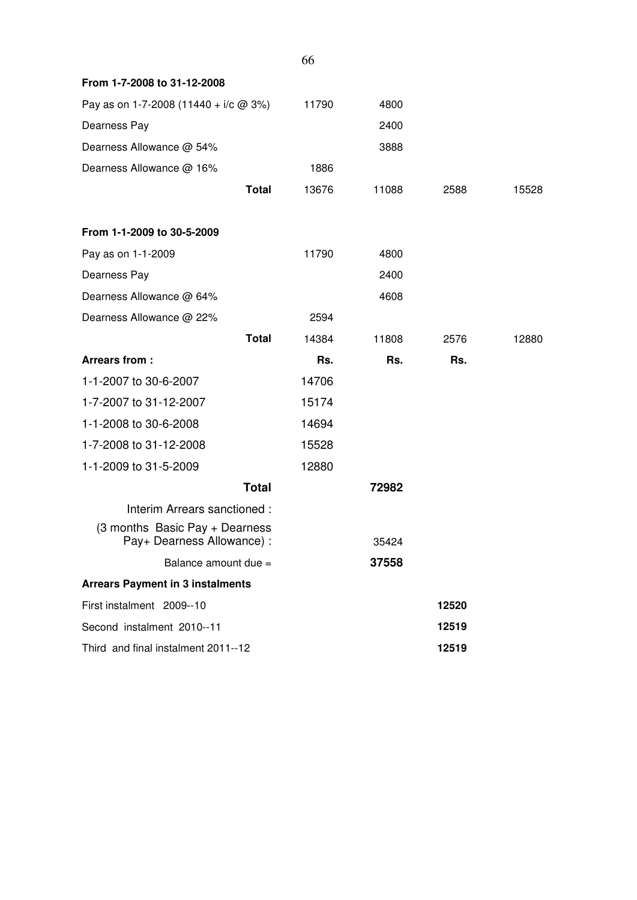**From 1-7-2008 to 31-12-2008**

| | | | | |
|---|---|---|---|---|
| Pay as on 1-7-2008 (11440 + i/c @ 3%) | 11790 | 4800 | | |
| Dearness Pay | | 2400 | | |
| Dearness Allowance @ 54% | | 3888 | | |
| Dearness Allowance @ 16% | 1886 | | | |
| **Total** | 13676 | 11088 | 2588 | 15528 |

**From 1-1-2009 to 30-5-2009**

| | | | | |
|---|---|---|---|---|
| Pay as on 1-1-2009 | 11790 | 4800 | | |
| Dearness Pay | | 2400 | | |
| Dearness Allowance @ 64% | | 4608 | | |
| Dearness Allowance @ 22% | 2594 | | | |
| **Total** | 14384 | 11808 | 2576 | 12880 |

| **Arrears from :** | **Rs.** | **Rs.** | **Rs.** |
|---|---|---|---|
| 1-1-2007 to 30-6-2007 | 14706 | | |
| 1-7-2007 to 31-12-2007 | 15174 | | |
| 1-1-2008 to 30-6-2008 | 14694 | | |
| 1-7-2008 to 31-12-2008 | 15528 | | |
| 1-1-2009 to 31-5-2009 | 12880 | | |
| **Total** | | **72982** | |
| Interim Arrears sanctioned : (3 months Basic Pay + Dearness Pay+ Dearness Allowance) : | | 35424 | |
| Balance amount due = | | **37558** | |

**Arrears Payment in 3 instalments**

| | |
|---|---|
| First instalment 2009--10 | **12520** |
| Second instalment 2010--11 | **12519** |
| Third and final instalment 2011--12 | **12519** |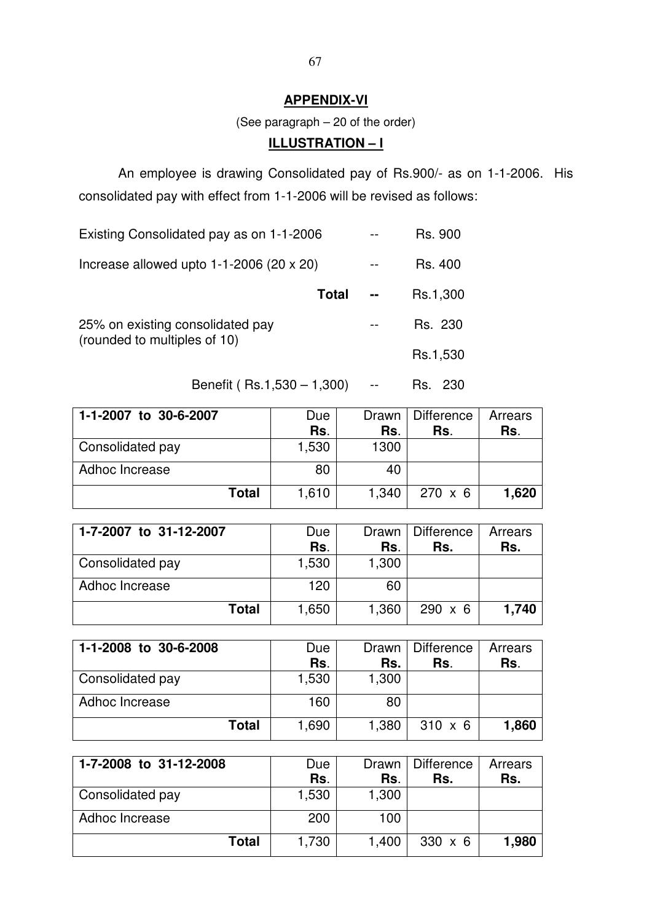## APPENDIX-VI

(See paragraph – 20 of the order)

### ILLUSTRATION – I

An employee is drawing Consolidated pay of Rs.900/- as on 1-1-2006. His consolidated pay with effect from 1-1-2006 will be revised as follows:

| | | |
|---|---|---|
| Existing Consolidated pay as on 1-1-2006 | -- | Rs. 900 |
| Increase allowed upto 1-1-2006 (20 x 20) | -- | Rs. 400 |
| **Total** | **--** | Rs.1,300 |
| 25% on existing consolidated pay (rounded to multiples of 10) | -- | Rs. 230 |
| | | Rs.1,530 |
| Benefit ( Rs.1,530 – 1,300) | -- | Rs. 230 |

| 1-1-2007 to 30-6-2007 | Due Rs. | Drawn Rs. | Difference Rs. | Arrears Rs. |
|---|---|---|---|---|
| Consolidated pay | 1,530 | 1300 | | |
| Adhoc Increase | 80 | 40 | | |
| **Total** | 1,610 | 1,340 | 270 x 6 | **1,620** |

| 1-7-2007 to 31-12-2007 | Due Rs. | Drawn Rs. | Difference Rs. | Arrears Rs. |
|---|---|---|---|---|
| Consolidated pay | 1,530 | 1,300 | | |
| Adhoc Increase | 120 | 60 | | |
| **Total** | 1,650 | 1,360 | 290 x 6 | **1,740** |

| 1-1-2008 to 30-6-2008 | Due Rs. | Drawn Rs. | Difference Rs. | Arrears Rs. |
|---|---|---|---|---|
| Consolidated pay | 1,530 | 1,300 | | |
| Adhoc Increase | 160 | 80 | | |
| **Total** | 1,690 | 1,380 | 310 x 6 | **1,860** |

| 1-7-2008 to 31-12-2008 | Due Rs. | Drawn Rs. | Difference Rs. | Arrears Rs. |
|---|---|---|---|---|
| Consolidated pay | 1,530 | 1,300 | | |
| Adhoc Increase | 200 | 100 | | |
| **Total** | 1,730 | 1,400 | 330 x 6 | **1,980** |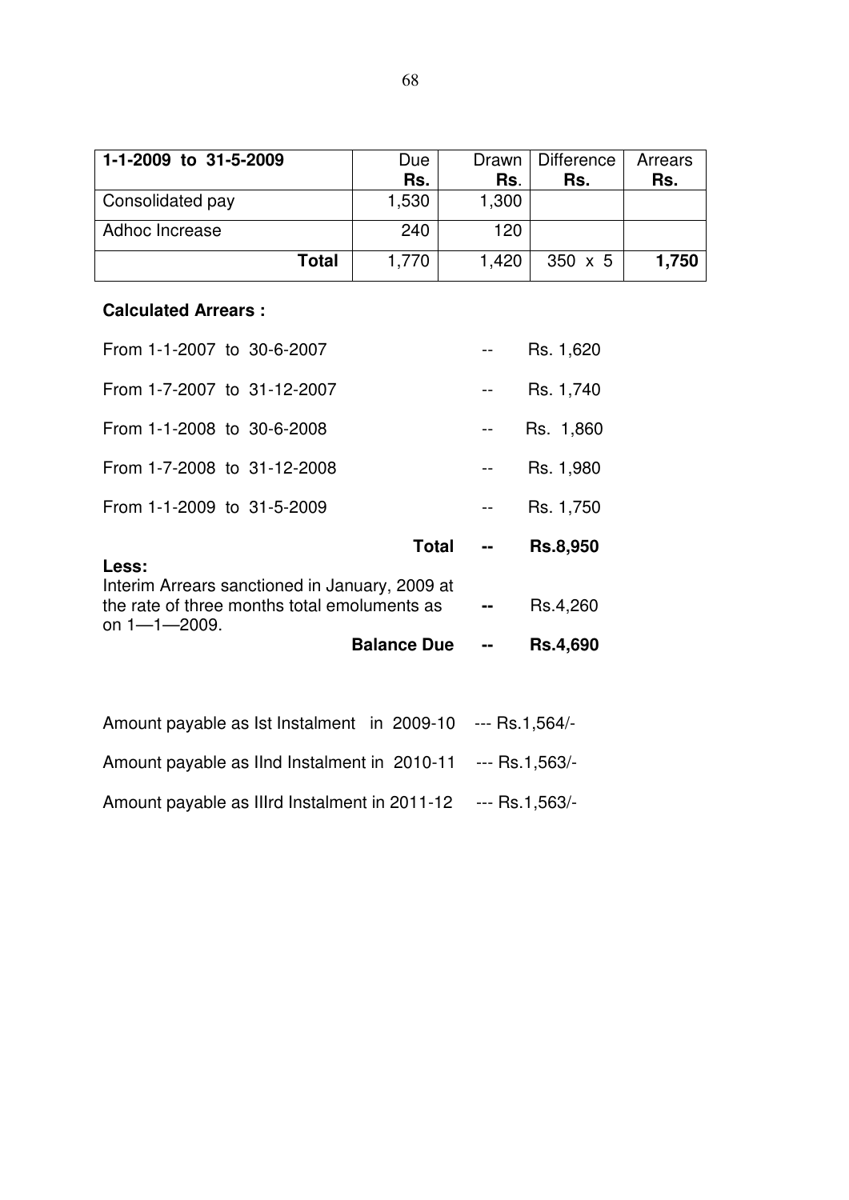| 1-1-2009 to 31-5-2009 | Due Rs. | Drawn Rs. | Difference Rs. | Arrears Rs. |
|---|---|---|---|---|
| Consolidated pay | 1,530 | 1,300 | | |
| Adhoc Increase | 240 | 120 | | |
| **Total** | 1,770 | 1,420 | 350 x 5 | **1,750** |

**Calculated Arrears :**

| | | |
|---|---|---|
| From 1-1-2007 to 30-6-2007 | -- | Rs. 1,620 |
| From 1-7-2007 to 31-12-2007 | -- | Rs. 1,740 |
| From 1-1-2008 to 30-6-2008 | -- | Rs. 1,860 |
| From 1-7-2008 to 31-12-2008 | -- | Rs. 1,980 |
| From 1-1-2009 to 31-5-2009 | -- | Rs. 1,750 |
| **Total** | **--** | **Rs.8,950** |

**Less:**

| | | |
|---|---|---|
| Interim Arrears sanctioned in January, 2009 at the rate of three months total emoluments as on 1—1—2009. | **--** | Rs.4,260 |
| **Balance Due** | **--** | **Rs.4,690** |

Amount payable as Ist Instalment in 2009-10 --- Rs.1,564/-

Amount payable as IInd Instalment in 2010-11 --- Rs.1,563/-

Amount payable as IIIrd Instalment in 2011-12 --- Rs.1,563/-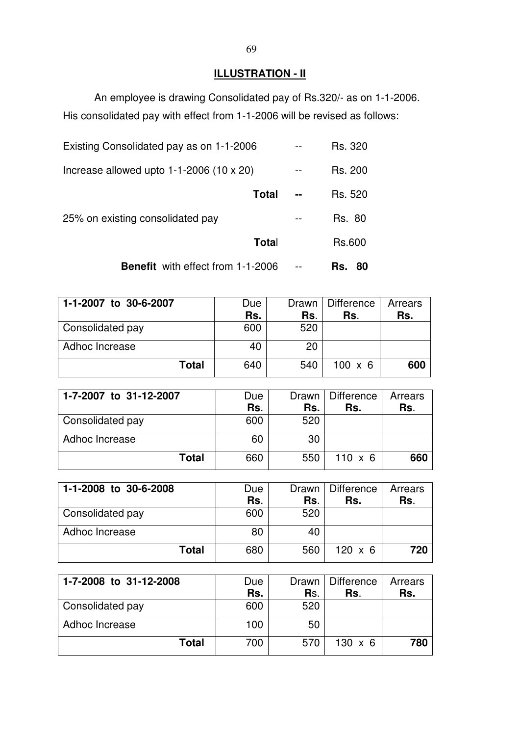## ILLUSTRATION - II

An employee is drawing Consolidated pay of Rs.320/- as on 1-1-2006. His consolidated pay with effect from 1-1-2006 will be revised as follows:

| | | |
|---|---|---|
| Existing Consolidated pay as on 1-1-2006 | -- | Rs. 320 |
| Increase allowed upto 1-1-2006 (10 x 20) | -- | Rs. 200 |
| **Total** | **--** | Rs. 520 |
| 25% on existing consolidated pay | -- | Rs. 80 |
| **Total** | | Rs.600 |
| **Benefit** with effect from 1-1-2006 | -- | **Rs. 80** |

| 1-1-2007 to 30-6-2007 | Due Rs. | Drawn Rs. | Difference Rs. | Arrears Rs. |
|---|---|---|---|---|
| Consolidated pay | 600 | 520 | | |
| Adhoc Increase | 40 | 20 | | |
| **Total** | 640 | 540 | 100 x 6 | **600** |

| 1-7-2007 to 31-12-2007 | Due Rs. | Drawn Rs. | Difference Rs. | Arrears Rs. |
|---|---|---|---|---|
| Consolidated pay | 600 | 520 | | |
| Adhoc Increase | 60 | 30 | | |
| **Total** | 660 | 550 | 110 x 6 | **660** |

| 1-1-2008 to 30-6-2008 | Due Rs. | Drawn Rs. | Difference Rs. | Arrears Rs. |
|---|---|---|---|---|
| Consolidated pay | 600 | 520 | | |
| Adhoc Increase | 80 | 40 | | |
| **Total** | 680 | 560 | 120 x 6 | **720** |

| 1-7-2008 to 31-12-2008 | Due Rs. | Drawn Rs. | Difference Rs. | Arrears Rs. |
|---|---|---|---|---|
| Consolidated pay | 600 | 520 | | |
| Adhoc Increase | 100 | 50 | | |
| **Total** | 700 | 570 | 130 x 6 | **780** |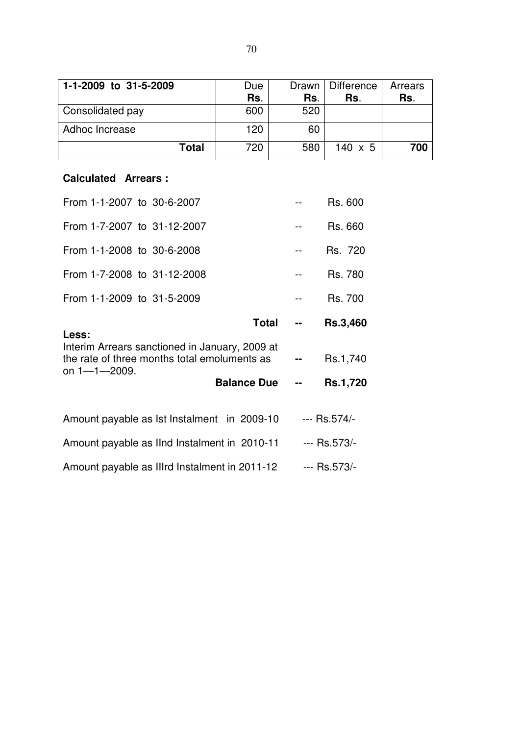| 1-1-2009 to 31-5-2009 | Due Rs. | Drawn Rs. | Difference Rs. | Arrears Rs. |
|---|---|---|---|---|
| Consolidated pay | 600 | 520 | | |
| Adhoc Increase | 120 | 60 | | |
| **Total** | 720 | 580 | 140 x 5 | **700** |

**Calculated Arrears :**

| | | |
|---|---|---|
| From 1-1-2007 to 30-6-2007 | -- | Rs. 600 |
| From 1-7-2007 to 31-12-2007 | -- | Rs. 660 |
| From 1-1-2008 to 30-6-2008 | -- | Rs. 720 |
| From 1-7-2008 to 31-12-2008 | -- | Rs. 780 |
| From 1-1-2009 to 31-5-2009 | -- | Rs. 700 |
| **Total** | **--** | **Rs.3,460** |
| **Less:** Interim Arrears sanctioned in January, 2009 at the rate of three months total emoluments as on 1—1—2009. | **--** | Rs.1,740 |
| **Balance Due** | **--** | **Rs.1,720** |

Amount payable as Ist Instalment in 2009-10 --- Rs.574/-

Amount payable as IInd Instalment in 2010-11 --- Rs.573/-

Amount payable as IIIrd Instalment in 2011-12 --- Rs.573/-